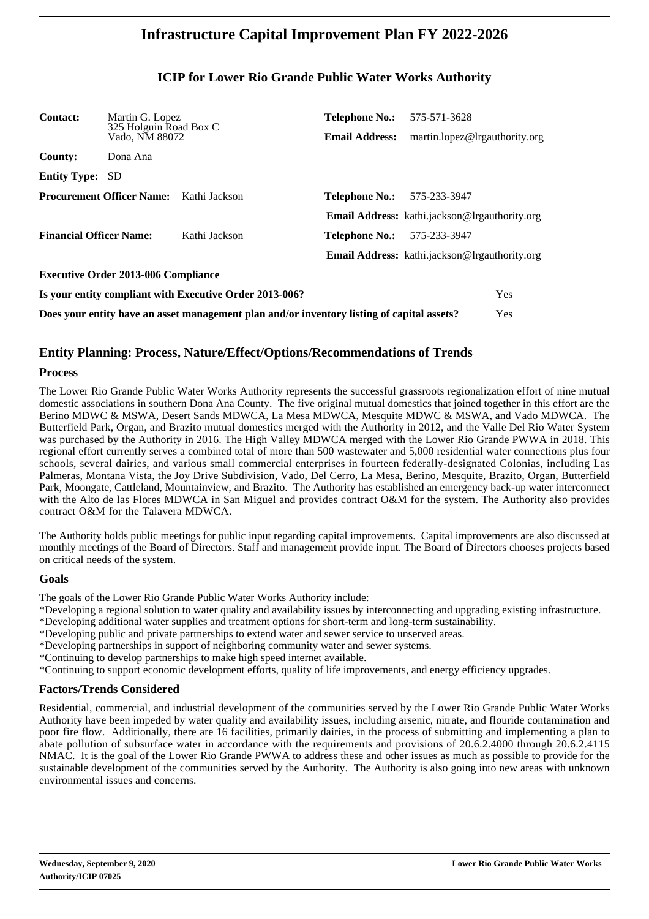# Infrastructure Capital Improvement Plan FY 2022-2026

## ICIP for Lower Rio Grande Public Water Works Authority

| | | | |
|---|---|---|---|
| **Contact:** | Martin G. Lopez<br>325 Holguin Road Box C<br>Vado, NM 88072 | **Telephone No.:** | 575-571-3628 |
| | | **Email Address:** | martin.lopez@lrgauthority.org |
| **County:** | Dona Ana | | |
| **Entity Type:** | SD | | |
| **Procurement Officer Name:** | Kathi Jackson | **Telephone No.:** | 575-233-3947 |
| | | **Email Address:** | kathi.jackson@lrgauthority.org |
| **Financial Officer Name:** | Kathi Jackson | **Telephone No.:** | 575-233-3947 |
| | | **Email Address:** | kathi.jackson@lrgauthority.org |

**Executive Order 2013-006 Compliance**

| | |
|---|---|
| **Is your entity compliant with Executive Order 2013-006?** | Yes |
| **Does your entity have an asset management plan and/or inventory listing of capital assets?** | Yes |

## Entity Planning: Process, Nature/Effect/Options/Recommendations of Trends

### Process

The Lower Rio Grande Public Water Works Authority represents the successful grassroots regionalization effort of nine mutual domestic associations in southern Dona Ana County. The five original mutual domestics that joined together in this effort are the Berino MDWC & MSWA, Desert Sands MDWCA, La Mesa MDWCA, Mesquite MDWC & MSWA, and Vado MDWCA. The Butterfield Park, Organ, and Brazito mutual domestics merged with the Authority in 2012, and the Valle Del Rio Water System was purchased by the Authority in 2016. The High Valley MDWCA merged with the Lower Rio Grande PWWA in 2018. This regional effort currently serves a combined total of more than 500 wastewater and 5,000 residential water connections plus four schools, several dairies, and various small commercial enterprises in fourteen federally-designated Colonias, including Las Palmeras, Montana Vista, the Joy Drive Subdivision, Vado, Del Cerro, La Mesa, Berino, Mesquite, Brazito, Organ, Butterfield Park, Moongate, Cattleland, Mountainview, and Brazito. The Authority has established an emergency back-up water interconnect with the Alto de las Flores MDWCA in San Miguel and provides contract O&M for the system. The Authority also provides contract O&M for the Talavera MDWCA.

The Authority holds public meetings for public input regarding capital improvements. Capital improvements are also discussed at monthly meetings of the Board of Directors. Staff and management provide input. The Board of Directors chooses projects based on critical needs of the system.

### Goals

The goals of the Lower Rio Grande Public Water Works Authority include:

*Developing a regional solution to water quality and availability issues by interconnecting and upgrading existing infrastructure.
*Developing additional water supplies and treatment options for short-term and long-term sustainability.
*Developing public and private partnerships to extend water and sewer service to unserved areas.
*Developing partnerships in support of neighboring community water and sewer systems.
*Continuing to develop partnerships to make high speed internet available.
*Continuing to support economic development efforts, quality of life improvements, and energy efficiency upgrades.

### Factors/Trends Considered

Residential, commercial, and industrial development of the communities served by the Lower Rio Grande Public Water Works Authority have been impeded by water quality and availability issues, including arsenic, nitrate, and flouride contamination and poor fire flow. Additionally, there are 16 facilities, primarily dairies, in the process of submitting and implementing a plan to abate pollution of subsurface water in accordance with the requirements and provisions of 20.6.2.4000 through 20.6.2.4115 NMAC. It is the goal of the Lower Rio Grande PWWA to address these and other issues as much as possible to provide for the sustainable development of the communities served by the Authority. The Authority is also going into new areas with unknown environmental issues and concerns.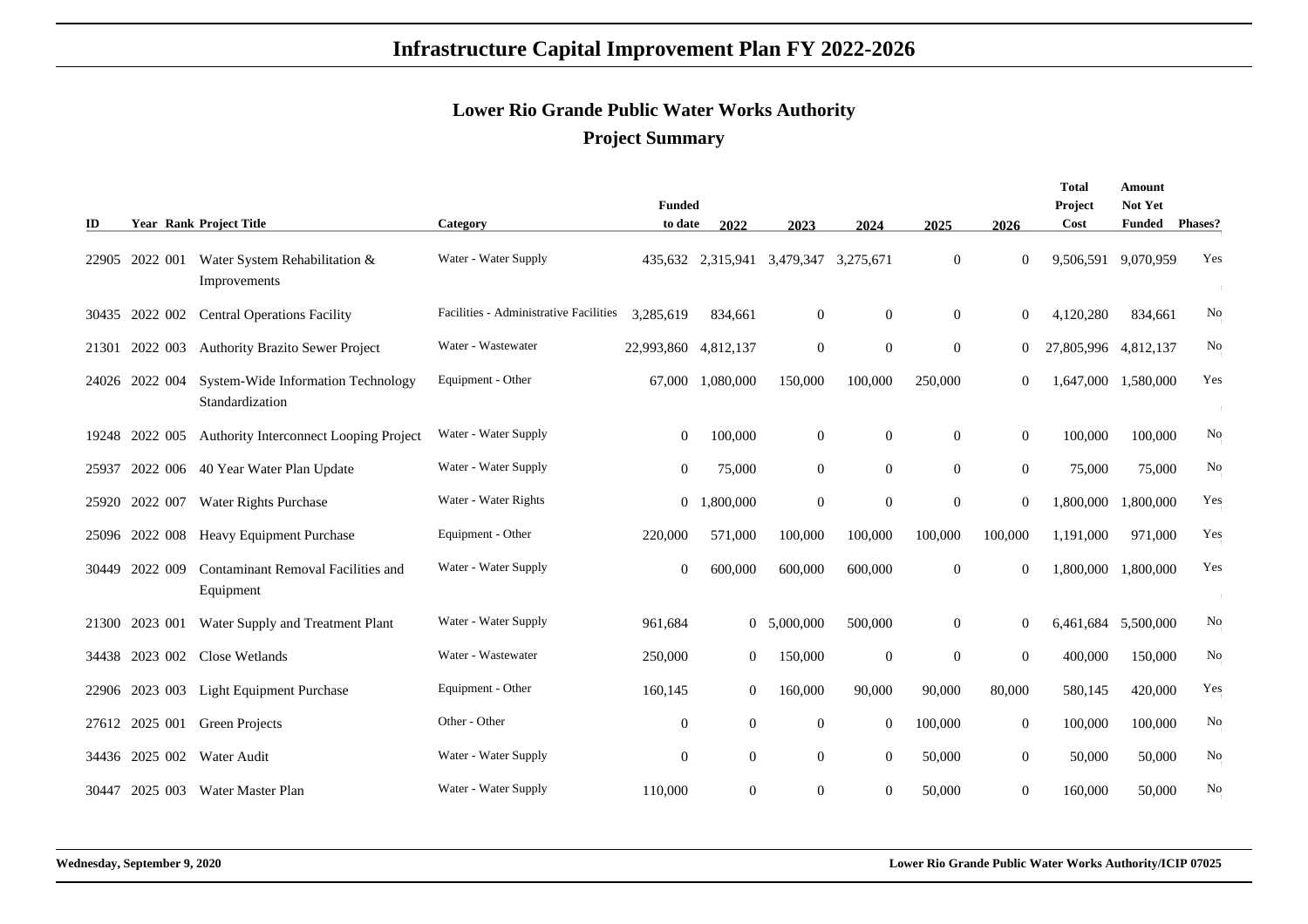# Infrastructure Capital Improvement Plan FY 2022-2026

## Lower Rio Grande Public Water Works Authority

## Project Summary

| ID | Year | Rank | Project Title | Category | Funded to date | 2022 | 2023 | 2024 | 2025 | 2026 | Total Project Cost | Amount Not Yet Funded | Phases? |
|---|---|---|---|---|---|---|---|---|---|---|---|---|---|
| 22905 | 2022 | 001 | Water System Rehabilitation & Improvements | Water - Water Supply | 435,632 | 2,315,941 | 3,479,347 | 3,275,671 | 0 | 0 | 9,506,591 | 9,070,959 | Yes |
| 30435 | 2022 | 002 | Central Operations Facility | Facilities - Administrative Facilities | 3,285,619 | 834,661 | 0 | 0 | 0 | 0 | 4,120,280 | 834,661 | No |
| 21301 | 2022 | 003 | Authority Brazito Sewer Project | Water - Wastewater | 22,993,860 | 4,812,137 | 0 | 0 | 0 | 0 | 27,805,996 | 4,812,137 | No |
| 24026 | 2022 | 004 | System-Wide Information Technology Standardization | Equipment - Other | 67,000 | 1,080,000 | 150,000 | 100,000 | 250,000 | 0 | 1,647,000 | 1,580,000 | Yes |
| 19248 | 2022 | 005 | Authority Interconnect Looping Project | Water - Water Supply | 0 | 100,000 | 0 | 0 | 0 | 0 | 100,000 | 100,000 | No |
| 25937 | 2022 | 006 | 40 Year Water Plan Update | Water - Water Supply | 0 | 75,000 | 0 | 0 | 0 | 0 | 75,000 | 75,000 | No |
| 25920 | 2022 | 007 | Water Rights Purchase | Water - Water Rights | 0 | 1,800,000 | 0 | 0 | 0 | 0 | 1,800,000 | 1,800,000 | Yes |
| 25096 | 2022 | 008 | Heavy Equipment Purchase | Equipment - Other | 220,000 | 571,000 | 100,000 | 100,000 | 100,000 | 100,000 | 1,191,000 | 971,000 | Yes |
| 30449 | 2022 | 009 | Contaminant Removal Facilities and Equipment | Water - Water Supply | 0 | 600,000 | 600,000 | 600,000 | 0 | 0 | 1,800,000 | 1,800,000 | Yes |
| 21300 | 2023 | 001 | Water Supply and Treatment Plant | Water - Water Supply | 961,684 | 0 | 5,000,000 | 500,000 | 0 | 0 | 6,461,684 | 5,500,000 | No |
| 34438 | 2023 | 002 | Close Wetlands | Water - Wastewater | 250,000 | 0 | 150,000 | 0 | 0 | 0 | 400,000 | 150,000 | No |
| 22906 | 2023 | 003 | Light Equipment Purchase | Equipment - Other | 160,145 | 0 | 160,000 | 90,000 | 90,000 | 80,000 | 580,145 | 420,000 | Yes |
| 27612 | 2025 | 001 | Green Projects | Other - Other | 0 | 0 | 0 | 0 | 100,000 | 0 | 100,000 | 100,000 | No |
| 34436 | 2025 | 002 | Water Audit | Water - Water Supply | 0 | 0 | 0 | 0 | 50,000 | 0 | 50,000 | 50,000 | No |
| 30447 | 2025 | 003 | Water Master Plan | Water - Water Supply | 110,000 | 0 | 0 | 0 | 50,000 | 0 | 160,000 | 50,000 | No |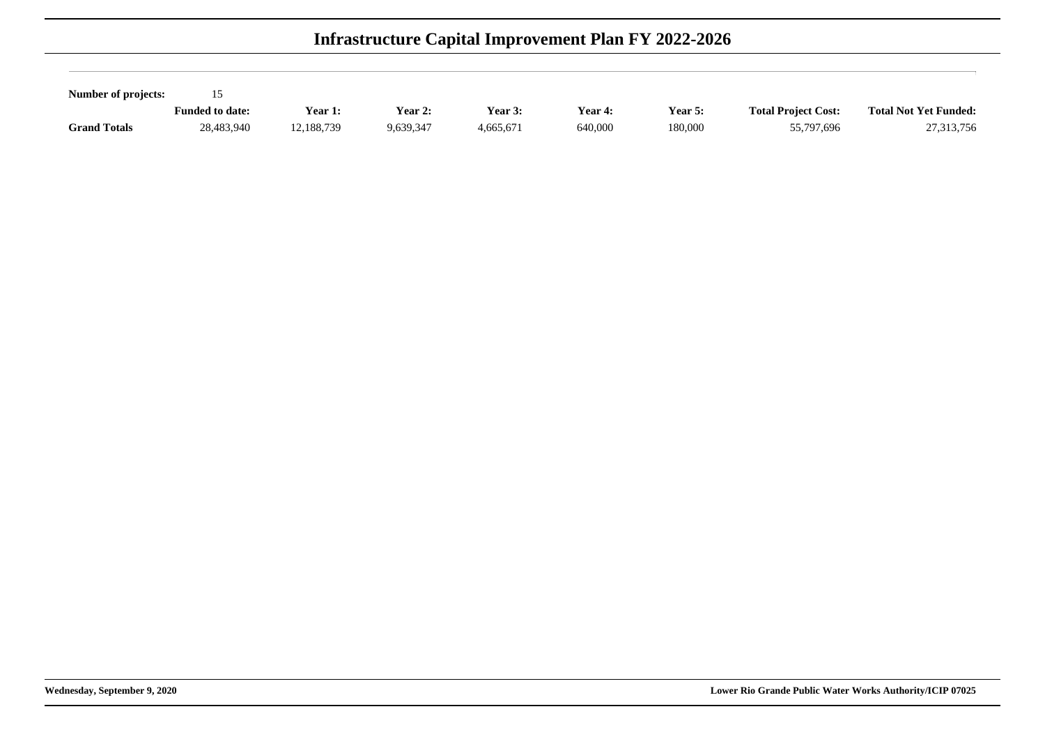# Infrastructure Capital Improvement Plan FY 2022-2026

**Number of projects:** 15

| | Funded to date: | Year 1: | Year 2: | Year 3: | Year 4: | Year 5: | Total Project Cost: | Total Not Yet Funded: |
|---|---|---|---|---|---|---|---|---|
| **Grand Totals** | 28,483,940 | 12,188,739 | 9,639,347 | 4,665,671 | 640,000 | 180,000 | 55,797,696 | 27,313,756 |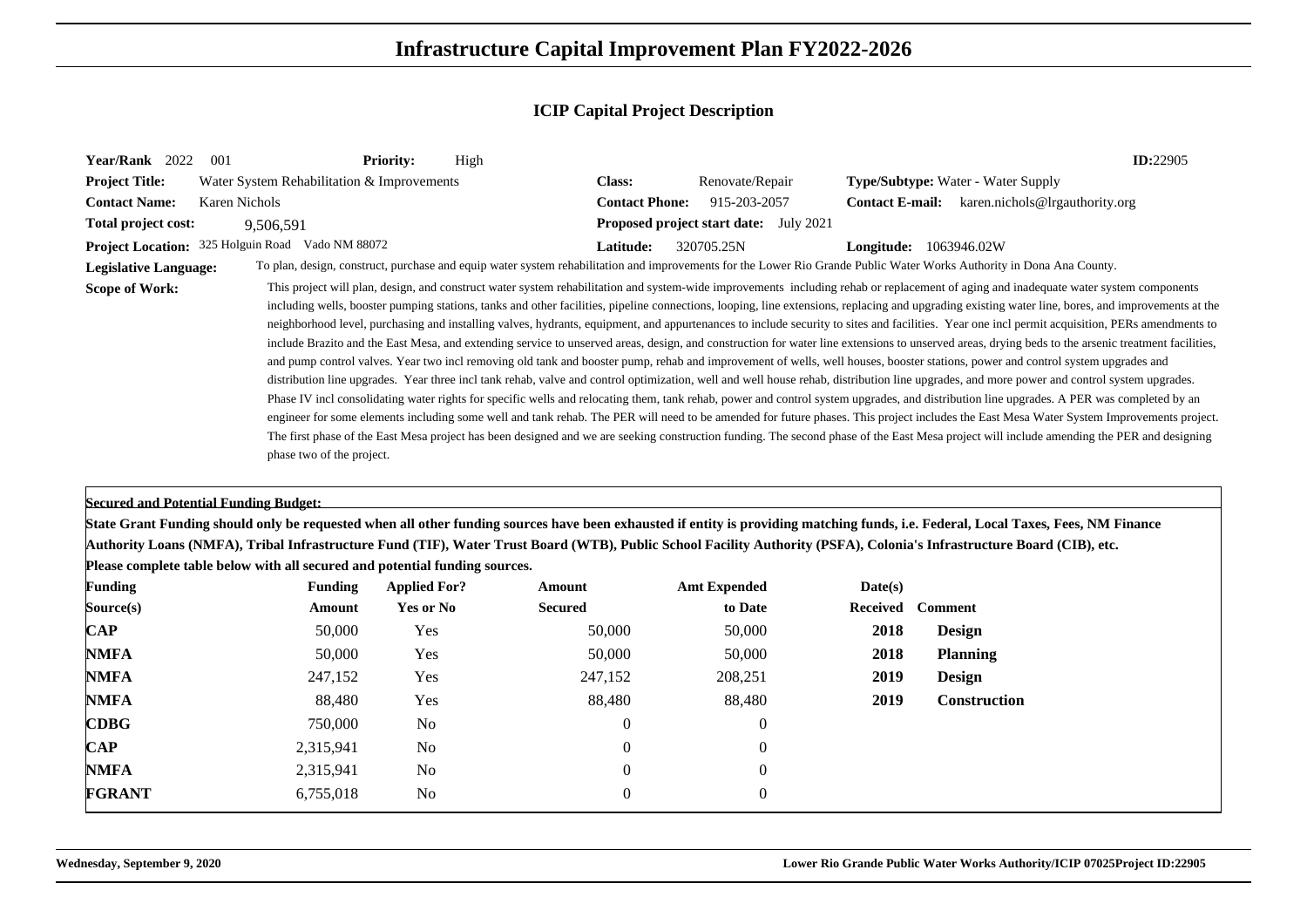# Infrastructure Capital Improvement Plan FY2022-2026

## ICIP Capital Project Description

**Year/Rank** 2022 001 **Priority:** High **ID:**22905

**Project Title:** Water System Rehabilitation & Improvements **Class:** Renovate/Repair **Type/Subtype:** Water - Water Supply

**Contact Name:** Karen Nichols **Contact Phone:** 915-203-2057 **Contact E-mail:** karen.nichols@lrgauthority.org

**Total project cost:** 9,506,591 **Proposed project start date:** July 2021

**Project Location:** 325 Holguin Road Vado NM 88072 **Latitude:** 320705.25N **Longitude:** 1063946.02W

**Legislative Language:** To plan, design, construct, purchase and equip water system rehabilitation and improvements for the Lower Rio Grande Public Water Works Authority in Dona Ana County.

**Scope of Work:** This project will plan, design, and construct water system rehabilitation and system-wide improvements including rehab or replacement of aging and inadequate water system components including wells, booster pumping stations, tanks and other facilities, pipeline connections, looping, line extensions, replacing and upgrading existing water line, bores, and improvements at the neighborhood level, purchasing and installing valves, hydrants, equipment, and appurtenances to include security to sites and facilities. Year one incl permit acquisition, PERs amendments to include Brazito and the East Mesa, and extending service to unserved areas, design, and construction for water line extensions to unserved areas, drying beds to the arsenic treatment facilities, and pump control valves. Year two incl removing old tank and booster pump, rehab and improvement of wells, well houses, booster stations, power and control system upgrades and distribution line upgrades. Year three incl tank rehab, valve and control optimization, well and well house rehab, distribution line upgrades, and more power and control system upgrades. Phase IV incl consolidating water rights for specific wells and relocating them, tank rehab, power and control system upgrades, and distribution line upgrades. A PER was completed by an engineer for some elements including some well and tank rehab. The PER will need to be amended for future phases. This project includes the East Mesa Water System Improvements project. The first phase of the East Mesa project has been designed and we are seeking construction funding. The second phase of the East Mesa project will include amending the PER and designing phase two of the project.

**Secured and Potential Funding Budget:**

**State Grant Funding should only be requested when all other funding sources have been exhausted if entity is providing matching funds, i.e. Federal, Local Taxes, Fees, NM Finance Authority Loans (NMFA), Tribal Infrastructure Fund (TIF), Water Trust Board (WTB), Public School Facility Authority (PSFA), Colonia's Infrastructure Board (CIB), etc. Please complete table below with all secured and potential funding sources.**

| Funding Source(s) | Funding Amount | Applied For? Yes or No | Amount Secured | Amt Expended to Date | Date(s) Received | Comment |
|---|---|---|---|---|---|---|
| **CAP** | 50,000 | Yes | 50,000 | 50,000 | **2018** | **Design** |
| **NMFA** | 50,000 | Yes | 50,000 | 50,000 | **2018** | **Planning** |
| **NMFA** | 247,152 | Yes | 247,152 | 208,251 | **2019** | **Design** |
| **NMFA** | 88,480 | Yes | 88,480 | 88,480 | **2019** | **Construction** |
| **CDBG** | 750,000 | No | 0 | 0 | | |
| **CAP** | 2,315,941 | No | 0 | 0 | | |
| **NMFA** | 2,315,941 | No | 0 | 0 | | |
| **FGRANT** | 6,755,018 | No | 0 | 0 | | |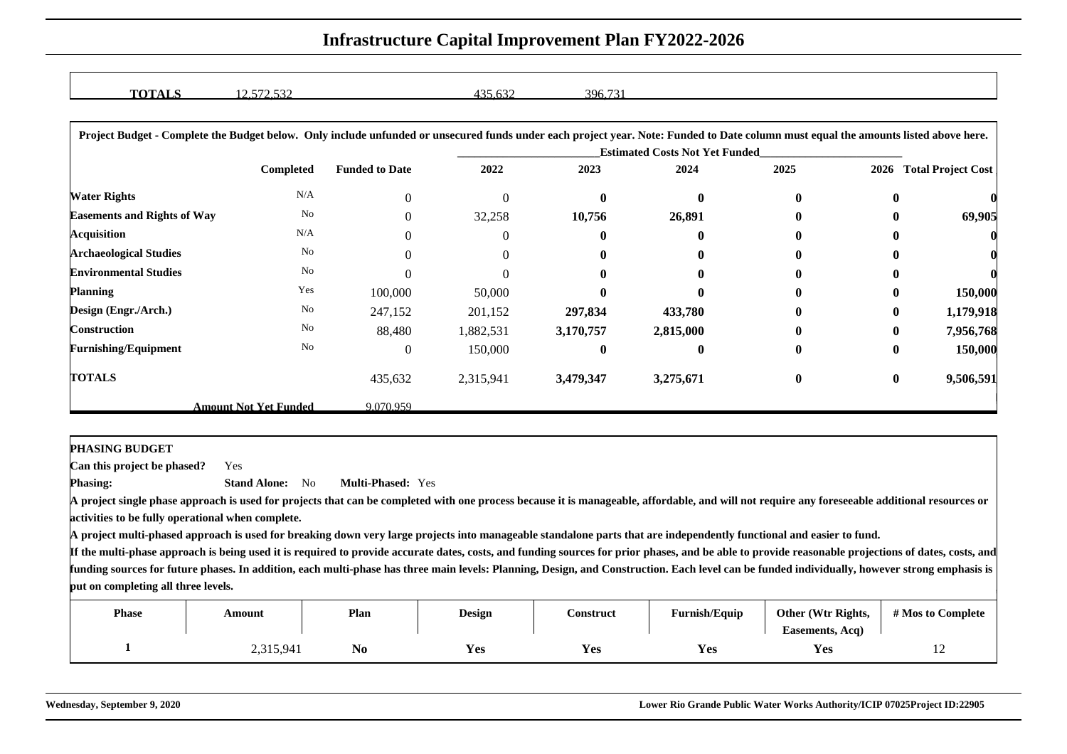# Infrastructure Capital Improvement Plan FY2022-2026

| TOTALS | 12,572,532 | 435,632 | 396,731 |
|---|---|---|---|

**Project Budget - Complete the Budget below. Only include unfunded or unsecured funds under each project year. Note: Funded to Date column must equal the amounts listed above here.**

| | Completed | Funded to Date | Estimated Costs Not Yet Funded | | | | | |
|---|---|---|---|---|---|---|---|---|
| | | | 2022 | 2023 | 2024 | 2025 | 2026 | Total Project Cost |
| **Water Rights** | N/A | 0 | 0 | **0** | **0** | **0** | **0** | **0** |
| **Easements and Rights of Way** | No | 0 | 32,258 | **10,756** | **26,891** | **0** | **0** | **69,905** |
| **Acquisition** | N/A | 0 | 0 | **0** | **0** | **0** | **0** | **0** |
| **Archaeological Studies** | No | 0 | 0 | **0** | **0** | **0** | **0** | **0** |
| **Environmental Studies** | No | 0 | 0 | **0** | **0** | **0** | **0** | **0** |
| **Planning** | Yes | 100,000 | 50,000 | **0** | **0** | **0** | **0** | **150,000** |
| **Design (Engr./Arch.)** | No | 247,152 | 201,152 | **297,834** | **433,780** | **0** | **0** | **1,179,918** |
| **Construction** | No | 88,480 | 1,882,531 | **3,170,757** | **2,815,000** | **0** | **0** | **7,956,768** |
| **Furnishing/Equipment** | No | 0 | 150,000 | **0** | **0** | **0** | **0** | **150,000** |
| **TOTALS** | | 435,632 | 2,315,941 | **3,479,347** | **3,275,671** | **0** | **0** | **9,506,591** |
| **Amount Not Yet Funded** | | 9,070,959 | | | | | | |

**PHASING BUDGET**

**Can this project be phased?** Yes

**Phasing:** **Stand Alone:** No **Multi-Phased:** Yes

**A project single phase approach is used for projects that can be completed with one process because it is manageable, affordable, and will not require any foreseeable additional resources or activities to be fully operational when complete.**

**A project multi-phased approach is used for breaking down very large projects into manageable standalone parts that are independently functional and easier to fund.**

**If the multi-phase approach is being used it is required to provide accurate dates, costs, and funding sources for prior phases, and be able to provide reasonable projections of dates, costs, and funding sources for future phases. In addition, each multi-phase has three main levels: Planning, Design, and Construction. Each level can be funded individually, however strong emphasis is put on completing all three levels.**

| Phase | Amount | Plan | Design | Construct | Furnish/Equip | Other (Wtr Rights, Easements, Acq) | # Mos to Complete |
|---|---|---|---|---|---|---|---|
| **1** | 2,315,941 | **No** | **Yes** | **Yes** | **Yes** | **Yes** | 12 |

**Wednesday, September 9, 2020** **Lower Rio Grande Public Water Works Authority/ICIP 07025Project ID:22905**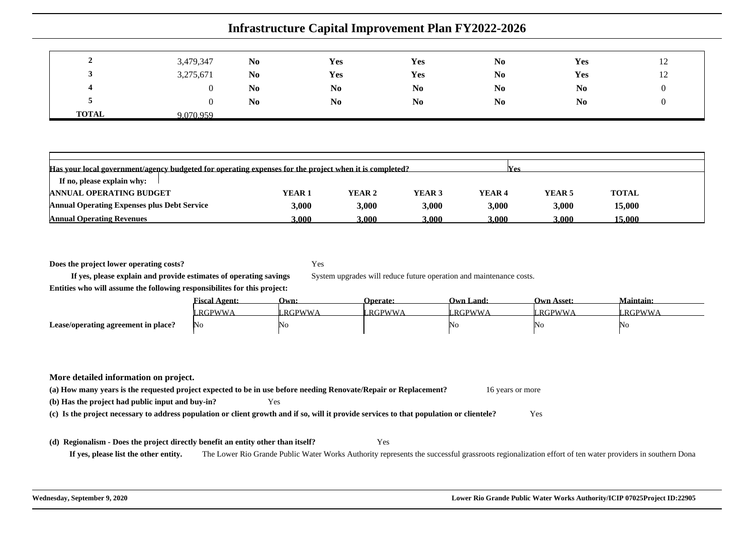# Infrastructure Capital Improvement Plan FY2022-2026

| | | | | | | | |
|---|---|---|---|---|---|---|---|
| **2** | 3,479,347 | **No** | **Yes** | **Yes** | **No** | **Yes** | 12 |
| **3** | 3,275,671 | **No** | **Yes** | **Yes** | **No** | **Yes** | 12 |
| **4** | 0 | **No** | **No** | **No** | **No** | **No** | 0 |
| **5** | 0 | **No** | **No** | **No** | **No** | **No** | 0 |
| **TOTAL** | 9,070,959 | | | | | | |

**Has your local government/agency budgeted for operating expenses for the project when it is completed?** Yes

**If no, please explain why:**

| **ANNUAL OPERATING BUDGET** | **YEAR 1** | **YEAR 2** | **YEAR 3** | **YEAR 4** | **YEAR 5** | **TOTAL** |
|---|---|---|---|---|---|---|
| **Annual Operating Expenses plus Debt Service** | **3,000** | **3,000** | **3,000** | **3,000** | **3,000** | **15,000** |
| **Annual Operating Revenues** | **3,000** | **3,000** | **3,000** | **3,000** | **3,000** | **15,000** |

**Does the project lower operating costs?** Yes

**If yes, please explain and provide estimates of operating savings** System upgrades will reduce future operation and maintenance costs.

**Entities who will assume the following responsibilites for this project:**

| | **Fiscal Agent:** | **Own:** | **Operate:** | **Own Land:** | **Own Asset:** | **Maintain:** |
|---|---|---|---|---|---|---|
| | LRGPWWA | LRGPWWA | LRGPWWA | LRGPWWA | LRGPWWA | LRGPWWA |
| **Lease/operating agreement in place?** | No | No | | No | No | No |

## More detailed information on project.

**(a) How many years is the requested project expected to be in use before needing Renovate/Repair or Replacement?** 16 years or more

**(b) Has the project had public input and buy-in?** Yes

**(c) Is the project necessary to address population or client growth and if so, will it provide services to that population or clientele?** Yes

**(d) Regionalism - Does the project directly benefit an entity other than itself?** Yes

**If yes, please list the other entity.** The Lower Rio Grande Public Water Works Authority represents the successful grassroots regionalization effort of ten water providers in southern Dona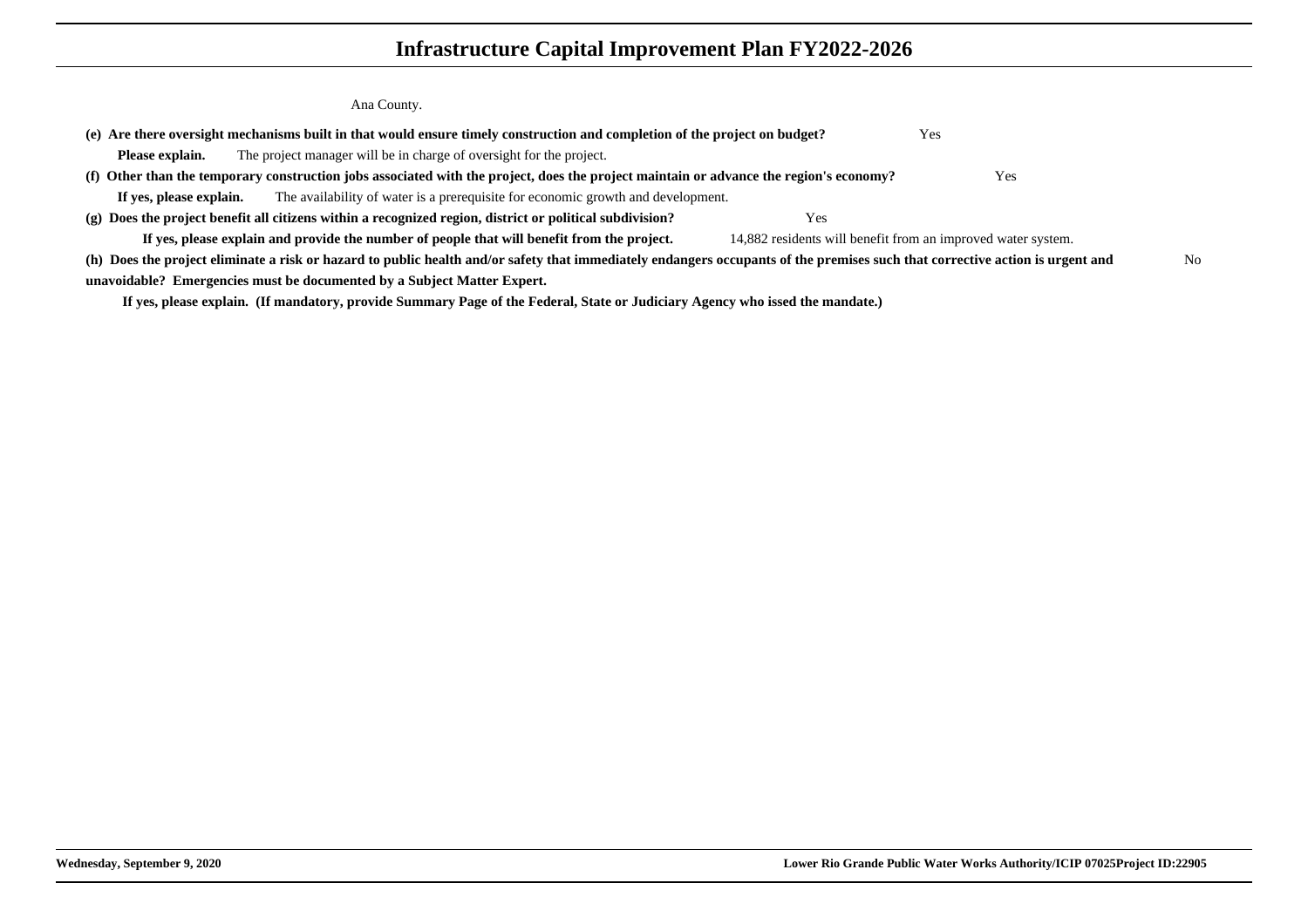Ana County.

**(e) Are there oversight mechanisms built in that would ensure timely construction and completion of the project on budget?** Yes

**Please explain.** The project manager will be in charge of oversight for the project.

**(f) Other than the temporary construction jobs associated with the project, does the project maintain or advance the region's economy?** Yes

**If yes, please explain.** The availability of water is a prerequisite for economic growth and development.

**(g) Does the project benefit all citizens within a recognized region, district or political subdivision?** Yes

**If yes, please explain and provide the number of people that will benefit from the project.** 14,882 residents will benefit from an improved water system.

**(h) Does the project eliminate a risk or hazard to public health and/or safety that immediately endangers occupants of the premises such that corrective action is urgent and unavoidable? Emergencies must be documented by a Subject Matter Expert.** No

**If yes, please explain. (If mandatory, provide Summary Page of the Federal, State or Judiciary Agency who issed the mandate.)**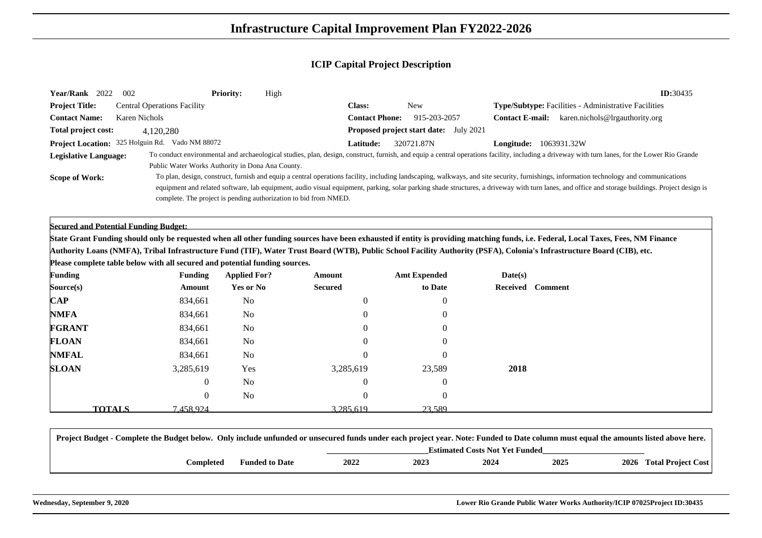# Infrastructure Capital Improvement Plan FY2022-2026

## ICIP Capital Project Description

**Year/Rank** 2022 002 **Priority:** High **ID:**30435

**Project Title:** Central Operations Facility

**Class:** New

**Type/Subtype:** Facilities - Administrative Facilities

**Contact Name:** Karen Nichols

**Contact Phone:** 915-203-2057

**Contact E-mail:** karen.nichols@lrgauthority.org

**Total project cost:** 4,120,280

**Proposed project start date:** July 2021

**Project Location:** 325 Holguin Rd. Vado NM 88072

**Latitude:** 320721.87N

**Longitude:** 1063931.32W

**Legislative Language:** To conduct environmental and archaeological studies, plan, design, construct, furnish, and equip a central operations facility, including a driveway with turn lanes, for the Lower Rio Grande Public Water Works Authority in Dona Ana County.

**Scope of Work:** To plan, design, construct, furnish and equip a central operations facility, including landscaping, walkways, and site security, furnishings, information technology and communications equipment and related software, lab equipment, audio visual equipment, parking, solar parking shade structures, a driveway with turn lanes, and office and storage buildings. Project design is complete. The project is pending authorization to bid from NMED.

**Secured and Potential Funding Budget:**

**State Grant Funding should only be requested when all other funding sources have been exhausted if entity is providing matching funds, i.e. Federal, Local Taxes, Fees, NM Finance Authority Loans (NMFA), Tribal Infrastructure Fund (TIF), Water Trust Board (WTB), Public School Facility Authority (PSFA), Colonia's Infrastructure Board (CIB), etc.**

**Please complete table below with all secured and potential funding sources.**

| Funding Source(s) | Funding Amount | Applied For? Yes or No | Amount Secured | Amt Expended to Date | Date(s) Received | Comment |
|---|---|---|---|---|---|---|
| **CAP** | 834,661 | No | 0 | 0 | | |
| **NMFA** | 834,661 | No | 0 | 0 | | |
| **FGRANT** | 834,661 | No | 0 | 0 | | |
| **FLOAN** | 834,661 | No | 0 | 0 | | |
| **NMFAL** | 834,661 | No | 0 | 0 | | |
| **SLOAN** | 3,285,619 | Yes | 3,285,619 | 23,589 | **2018** | |
| | 0 | No | 0 | 0 | | |
| | 0 | No | 0 | 0 | | |
| **TOTALS** | 7,458,924 | | 3,285,619 | 23,589 | | |

**Project Budget - Complete the Budget below. Only include unfunded or unsecured funds under each project year. Note: Funded to Date column must equal the amounts listed above here.**

| | Completed | Funded to Date | 2022 | 2023 | 2024 | 2025 | 2026 | Total Project Cost |
|---|---|---|---|---|---|---|---|---|
| | | | Estimated Costs Not Yet Funded | | | | | |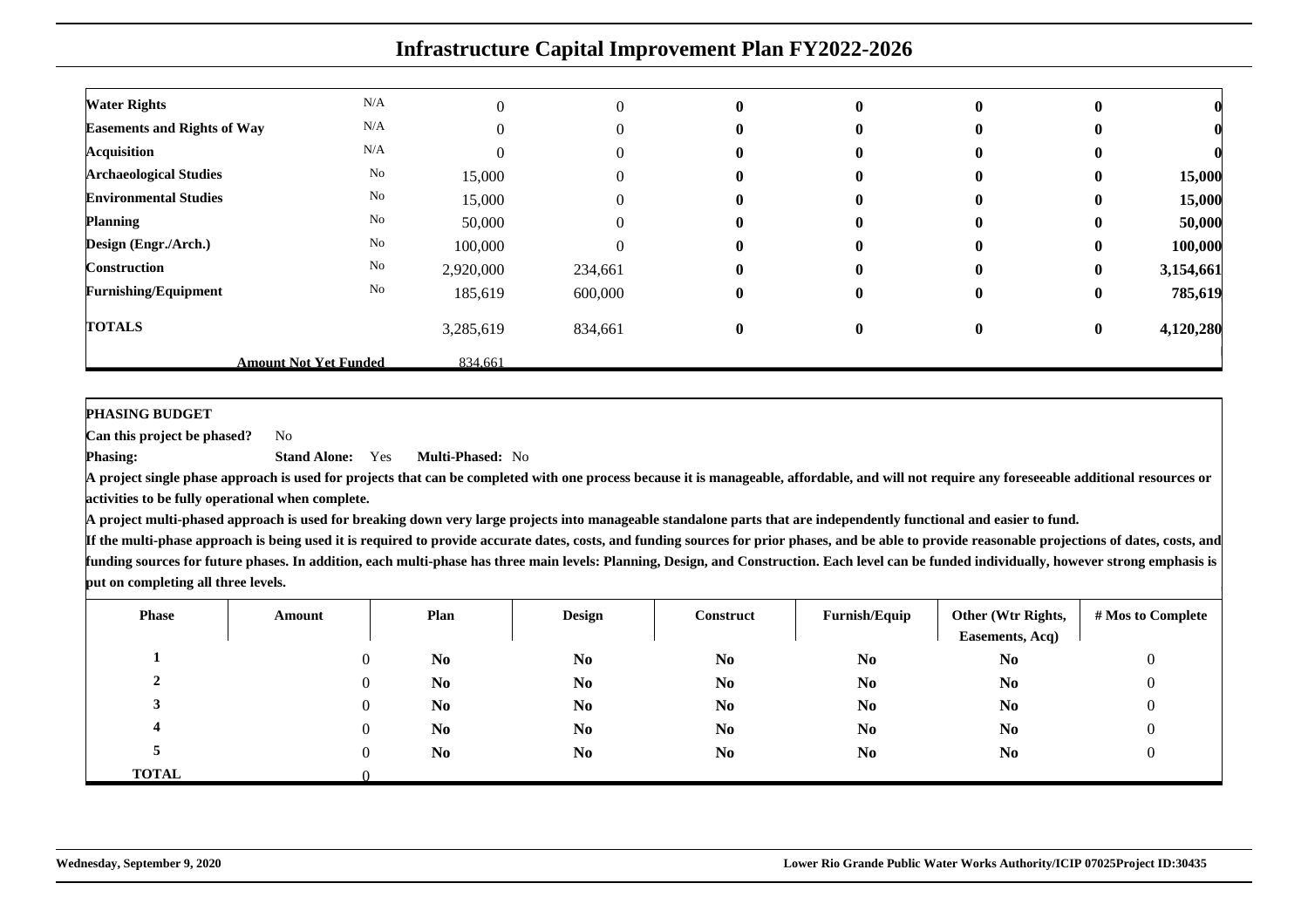# Infrastructure Capital Improvement Plan FY2022-2026

| | | | | | | | | |
|---|---|---|---|---|---|---|---|---|
| **Water Rights** | N/A | 0 | 0 | **0** | **0** | **0** | **0** | **0** |
| **Easements and Rights of Way** | N/A | 0 | 0 | **0** | **0** | **0** | **0** | **0** |
| **Acquisition** | N/A | 0 | 0 | **0** | **0** | **0** | **0** | **0** |
| **Archaeological Studies** | No | 15,000 | 0 | **0** | **0** | **0** | **0** | **15,000** |
| **Environmental Studies** | No | 15,000 | 0 | **0** | **0** | **0** | **0** | **15,000** |
| **Planning** | No | 50,000 | 0 | **0** | **0** | **0** | **0** | **50,000** |
| **Design (Engr./Arch.)** | No | 100,000 | 0 | **0** | **0** | **0** | **0** | **100,000** |
| **Construction** | No | 2,920,000 | 234,661 | **0** | **0** | **0** | **0** | **3,154,661** |
| **Furnishing/Equipment** | No | 185,619 | 600,000 | **0** | **0** | **0** | **0** | **785,619** |
| **TOTALS** | | 3,285,619 | 834,661 | **0** | **0** | **0** | **0** | **4,120,280** |
| **Amount Not Yet Funded** | | 834,661 | | | | | | |

**PHASING BUDGET**

**Can this project be phased?** No

**Phasing:** **Stand Alone:** Yes **Multi-Phased:** No

**A project single phase approach is used for projects that can be completed with one process because it is manageable, affordable, and will not require any foreseeable additional resources or activities to be fully operational when complete.**

**A project multi-phased approach is used for breaking down very large projects into manageable standalone parts that are independently functional and easier to fund.**

**If the multi-phase approach is being used it is required to provide accurate dates, costs, and funding sources for prior phases, and be able to provide reasonable projections of dates, costs, and funding sources for future phases. In addition, each multi-phase has three main levels: Planning, Design, and Construction. Each level can be funded individually, however strong emphasis is put on completing all three levels.**

| Phase | Amount | Plan | Design | Construct | Furnish/Equip | Other (Wtr Rights, Easements, Acq) | # Mos to Complete |
|---|---|---|---|---|---|---|---|
| **1** | 0 | **No** | **No** | **No** | **No** | **No** | 0 |
| **2** | 0 | **No** | **No** | **No** | **No** | **No** | 0 |
| **3** | 0 | **No** | **No** | **No** | **No** | **No** | 0 |
| **4** | 0 | **No** | **No** | **No** | **No** | **No** | 0 |
| **5** | 0 | **No** | **No** | **No** | **No** | **No** | 0 |
| **TOTAL** | 0 | | | | | | |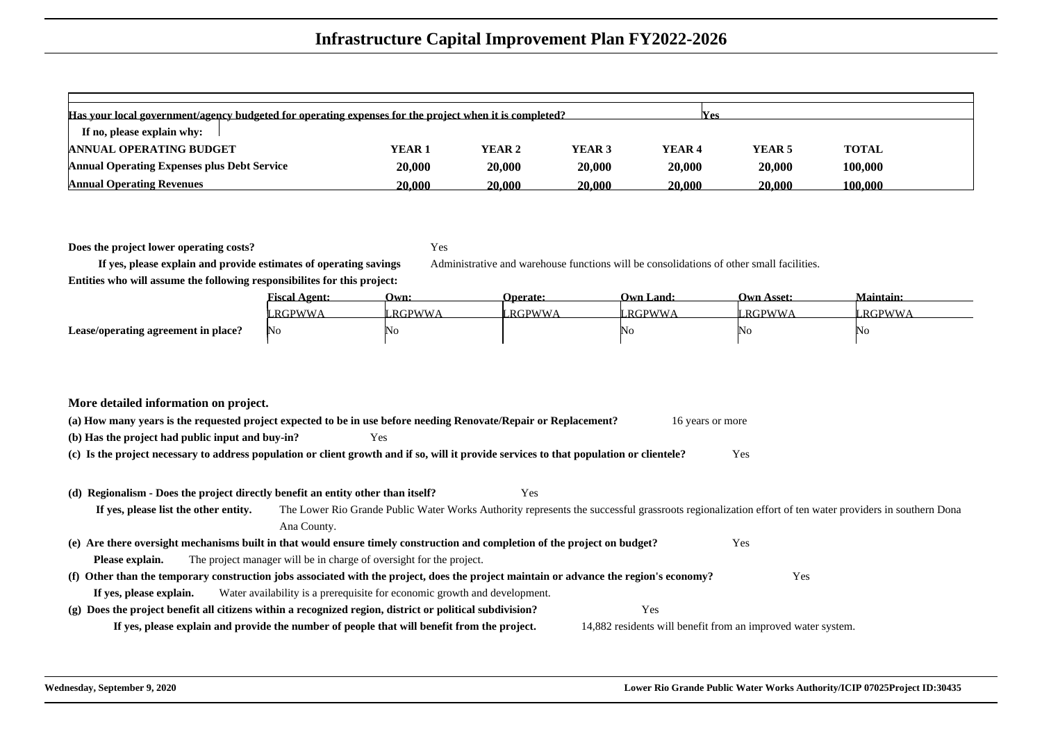# Infrastructure Capital Improvement Plan FY2022-2026

| Has your local government/agency budgeted for operating expenses for the project when it is completed? | | | | | Yes | |
|---|---|---|---|---|---|---|
| If no, please explain why: | | | | | | |
| **ANNUAL OPERATING BUDGET** | **YEAR 1** | **YEAR 2** | **YEAR 3** | **YEAR 4** | **YEAR 5** | **TOTAL** |
| **Annual Operating Expenses plus Debt Service** | **20,000** | **20,000** | **20,000** | **20,000** | **20,000** | **100,000** |
| **Annual Operating Revenues** | **20,000** | **20,000** | **20,000** | **20,000** | **20,000** | **100,000** |

**Does the project lower operating costs?** Yes

**If yes, please explain and provide estimates of operating savings** Administrative and warehouse functions will be consolidations of other small facilities.

**Entities who will assume the following responsibilites for this project:**

| | Fiscal Agent: | Own: | Operate: | Own Land: | Own Asset: | Maintain: |
|---|---|---|---|---|---|---|
| | LRGPWWA | LRGPWWA | LRGPWWA | LRGPWWA | LRGPWWA | LRGPWWA |
| **Lease/operating agreement in place?** | No | No | | No | No | No |

## More detailed information on project.

**(a) How many years is the requested project expected to be in use before needing Renovate/Repair or Replacement?** 16 years or more

**(b) Has the project had public input and buy-in?** Yes

**(c) Is the project necessary to address population or client growth and if so, will it provide services to that population or clientele?** Yes

**(d) Regionalism - Does the project directly benefit an entity other than itself?** Yes

**If yes, please list the other entity.** The Lower Rio Grande Public Water Works Authority represents the successful grassroots regionalization effort of ten water providers in southern Dona Ana County.

**(e) Are there oversight mechanisms built in that would ensure timely construction and completion of the project on budget?** Yes

**Please explain.** The project manager will be in charge of oversight for the project.

**(f) Other than the temporary construction jobs associated with the project, does the project maintain or advance the region's economy?** Yes

**If yes, please explain.** Water availability is a prerequisite for economic growth and development.

**(g) Does the project benefit all citizens within a recognized region, district or political subdivision?** Yes

**If yes, please explain and provide the number of people that will benefit from the project.** 14,882 residents will benefit from an improved water system.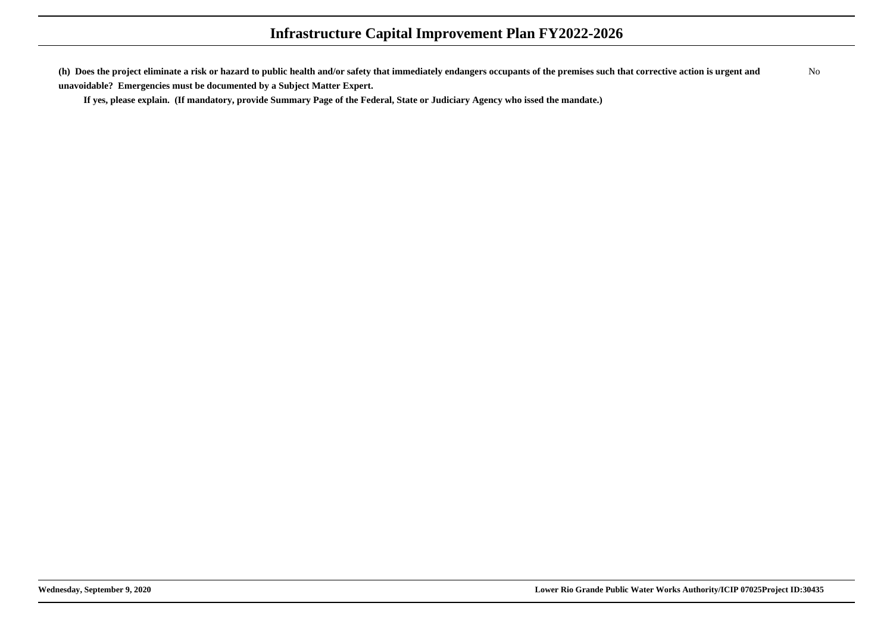**(h) Does the project eliminate a risk or hazard to public health and/or safety that immediately endangers occupants of the premises such that corrective action is urgent and unavoidable? Emergencies must be documented by a Subject Matter Expert.**

No

**If yes, please explain. (If mandatory, provide Summary Page of the Federal, State or Judiciary Agency who issed the mandate.)**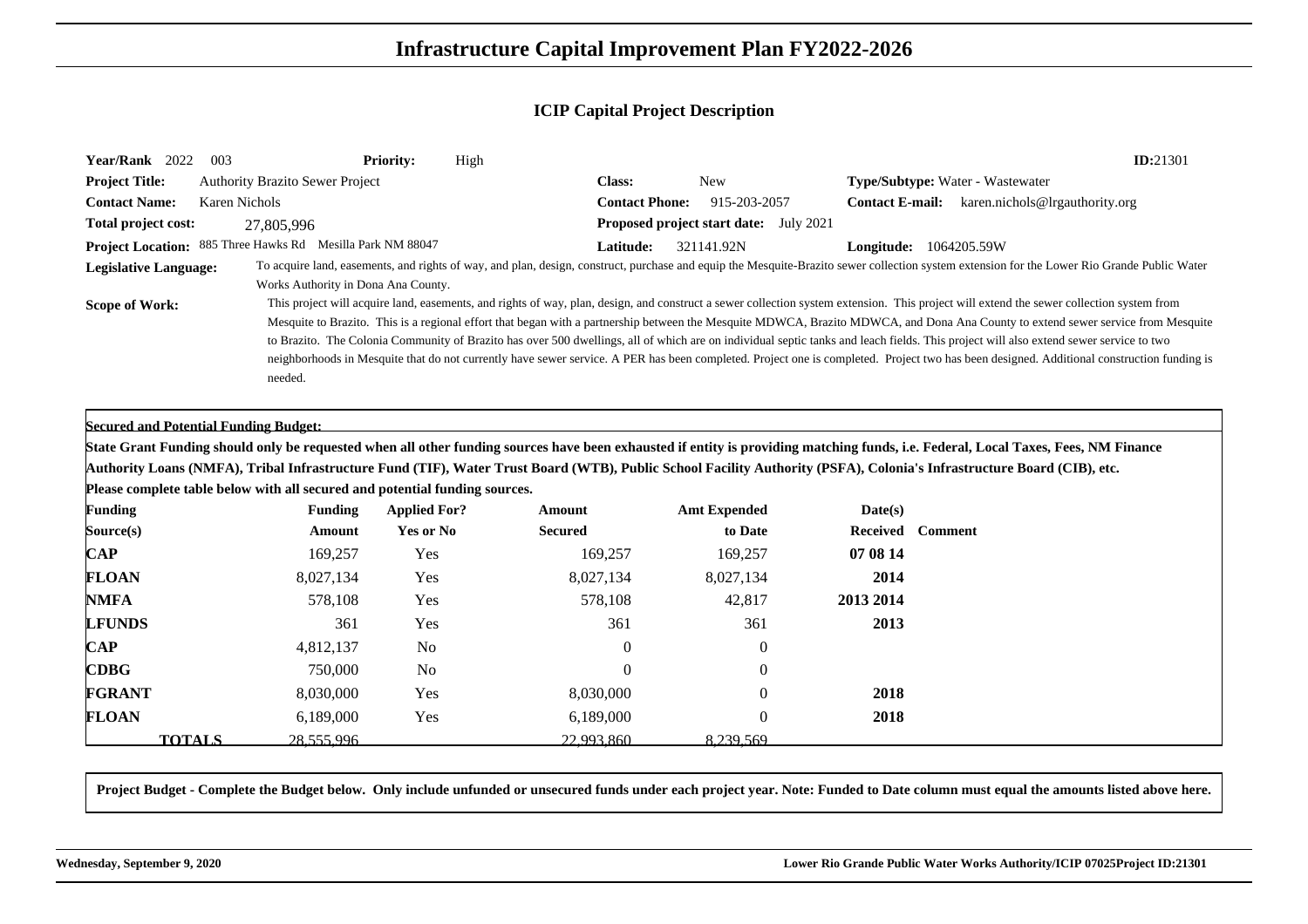# Infrastructure Capital Improvement Plan FY2022-2026

## ICIP Capital Project Description

**Year/Rank** 2022 003 **Priority:** High **ID:**21301

**Project Title:** Authority Brazito Sewer Project **Class:** New **Type/Subtype:** Water - Wastewater

**Contact Name:** Karen Nichols **Contact Phone:** 915-203-2057 **Contact E-mail:** karen.nichols@lrgauthority.org

**Total project cost:** 27,805,996 **Proposed project start date:** July 2021

**Project Location:** 885 Three Hawks Rd Mesilla Park NM 88047 **Latitude:** 321141.92N **Longitude:** 1064205.59W

**Legislative Language:** To acquire land, easements, and rights of way, and plan, design, construct, purchase and equip the Mesquite-Brazito sewer collection system extension for the Lower Rio Grande Public Water Works Authority in Dona Ana County.

**Scope of Work:** This project will acquire land, easements, and rights of way, plan, design, and construct a sewer collection system extension. This project will extend the sewer collection system from Mesquite to Brazito. This is a regional effort that began with a partnership between the Mesquite MDWCA, Brazito MDWCA, and Dona Ana County to extend sewer service from Mesquite to Brazito. The Colonia Community of Brazito has over 500 dwellings, all of which are on individual septic tanks and leach fields. This project will also extend sewer service to two neighborhoods in Mesquite that do not currently have sewer service. A PER has been completed. Project one is completed. Project two has been designed. Additional construction funding is needed.

**Secured and Potential Funding Budget:**

**State Grant Funding should only be requested when all other funding sources have been exhausted if entity is providing matching funds, i.e. Federal, Local Taxes, Fees, NM Finance Authority Loans (NMFA), Tribal Infrastructure Fund (TIF), Water Trust Board (WTB), Public School Facility Authority (PSFA), Colonia's Infrastructure Board (CIB), etc.**

**Please complete table below with all secured and potential funding sources.**

| Funding Source(s) | Funding Amount | Applied For? Yes or No | Amount Secured | Amt Expended to Date | Date(s) Received | Comment |
|---|---|---|---|---|---|---|
| **CAP** | 169,257 | Yes | 169,257 | 169,257 | **07 08 14** | |
| **FLOAN** | 8,027,134 | Yes | 8,027,134 | 8,027,134 | **2014** | |
| **NMFA** | 578,108 | Yes | 578,108 | 42,817 | **2013 2014** | |
| **LFUNDS** | 361 | Yes | 361 | 361 | **2013** | |
| **CAP** | 4,812,137 | No | 0 | 0 | | |
| **CDBG** | 750,000 | No | 0 | 0 | | |
| **FGRANT** | 8,030,000 | Yes | 8,030,000 | 0 | **2018** | |
| **FLOAN** | 6,189,000 | Yes | 6,189,000 | 0 | **2018** | |
| **TOTALS** | 28,555,996 | | 22,993,860 | 8,239,569 | | |

**Project Budget - Complete the Budget below. Only include unfunded or unsecured funds under each project year. Note: Funded to Date column must equal the amounts listed above here.**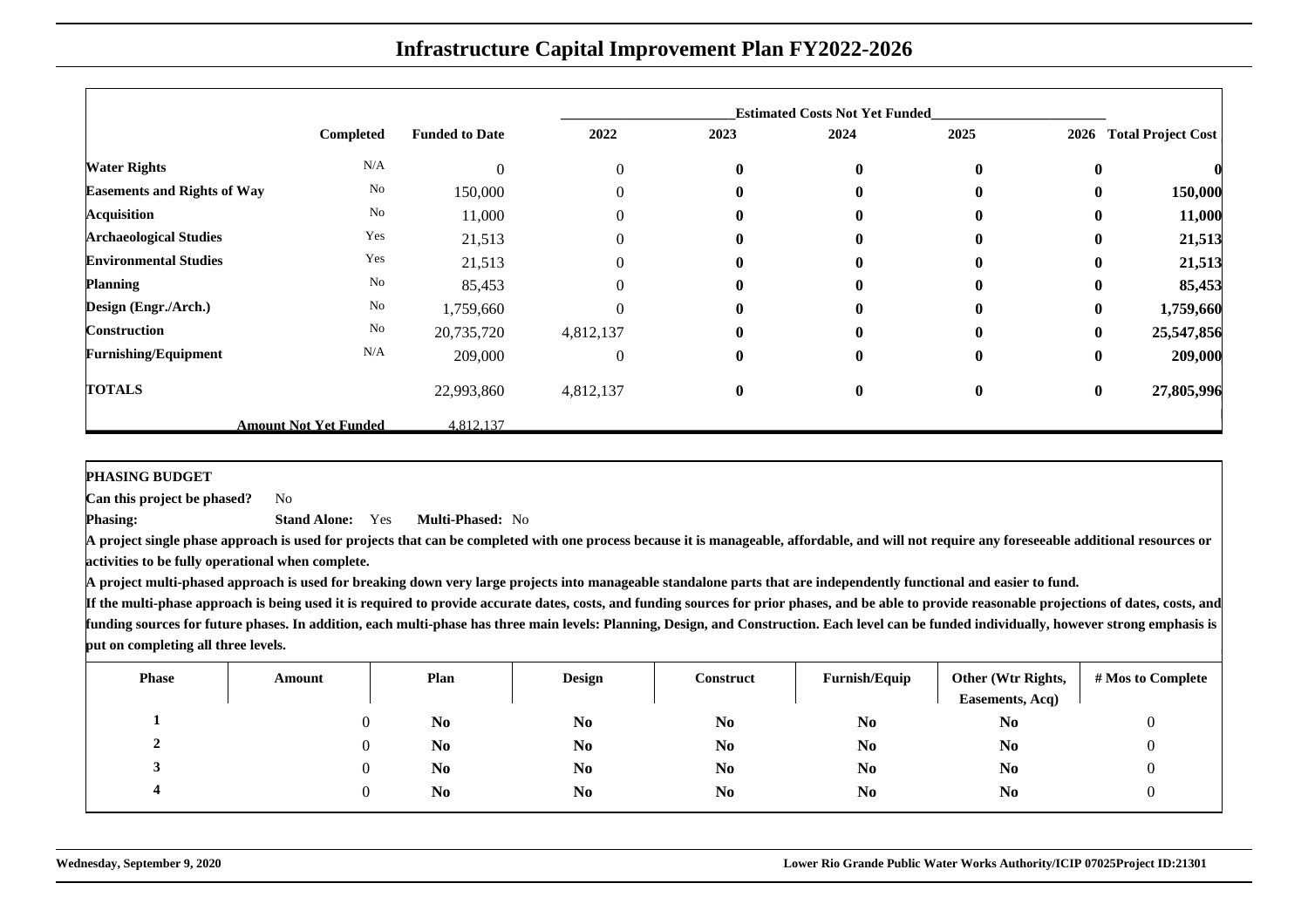# Infrastructure Capital Improvement Plan FY2022-2026

| | Completed | Funded to Date | Estimated Costs Not Yet Funded 2022 | 2023 | 2024 | 2025 | 2026 | Total Project Cost |
|---|---|---|---|---|---|---|---|---|
| **Water Rights** | N/A | 0 | 0 | **0** | **0** | **0** | **0** | **0** |
| **Easements and Rights of Way** | No | 150,000 | 0 | **0** | **0** | **0** | **0** | **150,000** |
| **Acquisition** | No | 11,000 | 0 | **0** | **0** | **0** | **0** | **11,000** |
| **Archaeological Studies** | Yes | 21,513 | 0 | **0** | **0** | **0** | **0** | **21,513** |
| **Environmental Studies** | Yes | 21,513 | 0 | **0** | **0** | **0** | **0** | **21,513** |
| **Planning** | No | 85,453 | 0 | **0** | **0** | **0** | **0** | **85,453** |
| **Design (Engr./Arch.)** | No | 1,759,660 | 0 | **0** | **0** | **0** | **0** | **1,759,660** |
| **Construction** | No | 20,735,720 | 4,812,137 | **0** | **0** | **0** | **0** | **25,547,856** |
| **Furnishing/Equipment** | N/A | 209,000 | 0 | **0** | **0** | **0** | **0** | **209,000** |
| **TOTALS** | | 22,993,860 | 4,812,137 | **0** | **0** | **0** | **0** | **27,805,996** |
| | **Amount Not Yet Funded** | 4,812,137 | | | | | | |

**PHASING BUDGET**

**Can this project be phased?** No

**Phasing:** **Stand Alone:** Yes **Multi-Phased:** No

**A project single phase approach is used for projects that can be completed with one process because it is manageable, affordable, and will not require any foreseeable additional resources or activities to be fully operational when complete.**

**A project multi-phased approach is used for breaking down very large projects into manageable standalone parts that are independently functional and easier to fund.**

**If the multi-phase approach is being used it is required to provide accurate dates, costs, and funding sources for prior phases, and be able to provide reasonable projections of dates, costs, and funding sources for future phases. In addition, each multi-phase has three main levels: Planning, Design, and Construction. Each level can be funded individually, however strong emphasis is put on completing all three levels.**

| Phase | Amount | Plan | Design | Construct | Furnish/Equip | Other (Wtr Rights, Easements, Acq) | # Mos to Complete |
|---|---|---|---|---|---|---|---|
| **1** | 0 | **No** | **No** | **No** | **No** | **No** | 0 |
| **2** | 0 | **No** | **No** | **No** | **No** | **No** | 0 |
| **3** | 0 | **No** | **No** | **No** | **No** | **No** | 0 |
| **4** | 0 | **No** | **No** | **No** | **No** | **No** | 0 |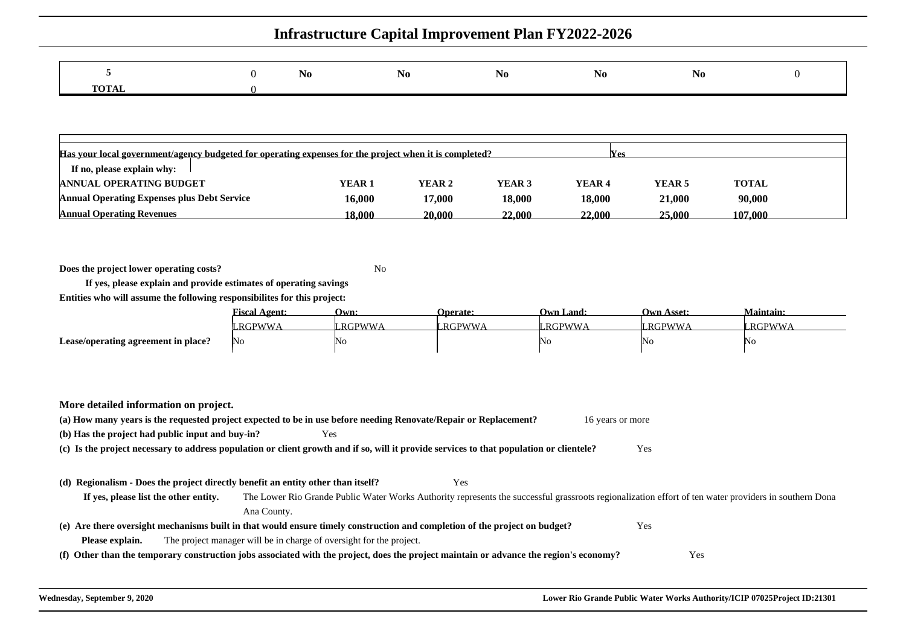# Infrastructure Capital Improvement Plan FY2022-2026

| | | | | | | | |
|---|---|---|---|---|---|---|---|
| **5** | 0 | **No** | **No** | **No** | **No** | **No** | 0 |
| **TOTAL** | 0 | | | | | | |

| | | | | | | |
|---|---|---|---|---|---|---|
| **Has your local government/agency budgeted for operating expenses for the project when it is completed?** | | | | Yes | | |
| **If no, please explain why:** | | | | | | |
| **ANNUAL OPERATING BUDGET** | **YEAR 1** | **YEAR 2** | **YEAR 3** | **YEAR 4** | **YEAR 5** | **TOTAL** |
| **Annual Operating Expenses plus Debt Service** | **16,000** | **17,000** | **18,000** | **18,000** | **21,000** | **90,000** |
| **Annual Operating Revenues** | **18,000** | **20,000** | **22,000** | **22,000** | **25,000** | **107,000** |

**Does the project lower operating costs?** No

**If yes, please explain and provide estimates of operating savings**

**Entities who will assume the following responsibilites for this project:**

| | Fiscal Agent: | Own: | Operate: | Own Land: | Own Asset: | Maintain: |
|---|---|---|---|---|---|---|
| | LRGPWWA | LRGPWWA | LRGPWWA | LRGPWWA | LRGPWWA | LRGPWWA |
| **Lease/operating agreement in place?** | No | No | | No | No | No |

## More detailed information on project.

**(a) How many years is the requested project expected to be in use before needing Renovate/Repair or Replacement?** 16 years or more

**(b) Has the project had public input and buy-in?** Yes

**(c) Is the project necessary to address population or client growth and if so, will it provide services to that population or clientele?** Yes

**(d) Regionalism - Does the project directly benefit an entity other than itself?** Yes

**If yes, please list the other entity.** The Lower Rio Grande Public Water Works Authority represents the successful grassroots regionalization effort of ten water providers in southern Dona Ana County.

**(e) Are there oversight mechanisms built in that would ensure timely construction and completion of the project on budget?** Yes

**Please explain.** The project manager will be in charge of oversight for the project.

**(f) Other than the temporary construction jobs associated with the project, does the project maintain or advance the region's economy?** Yes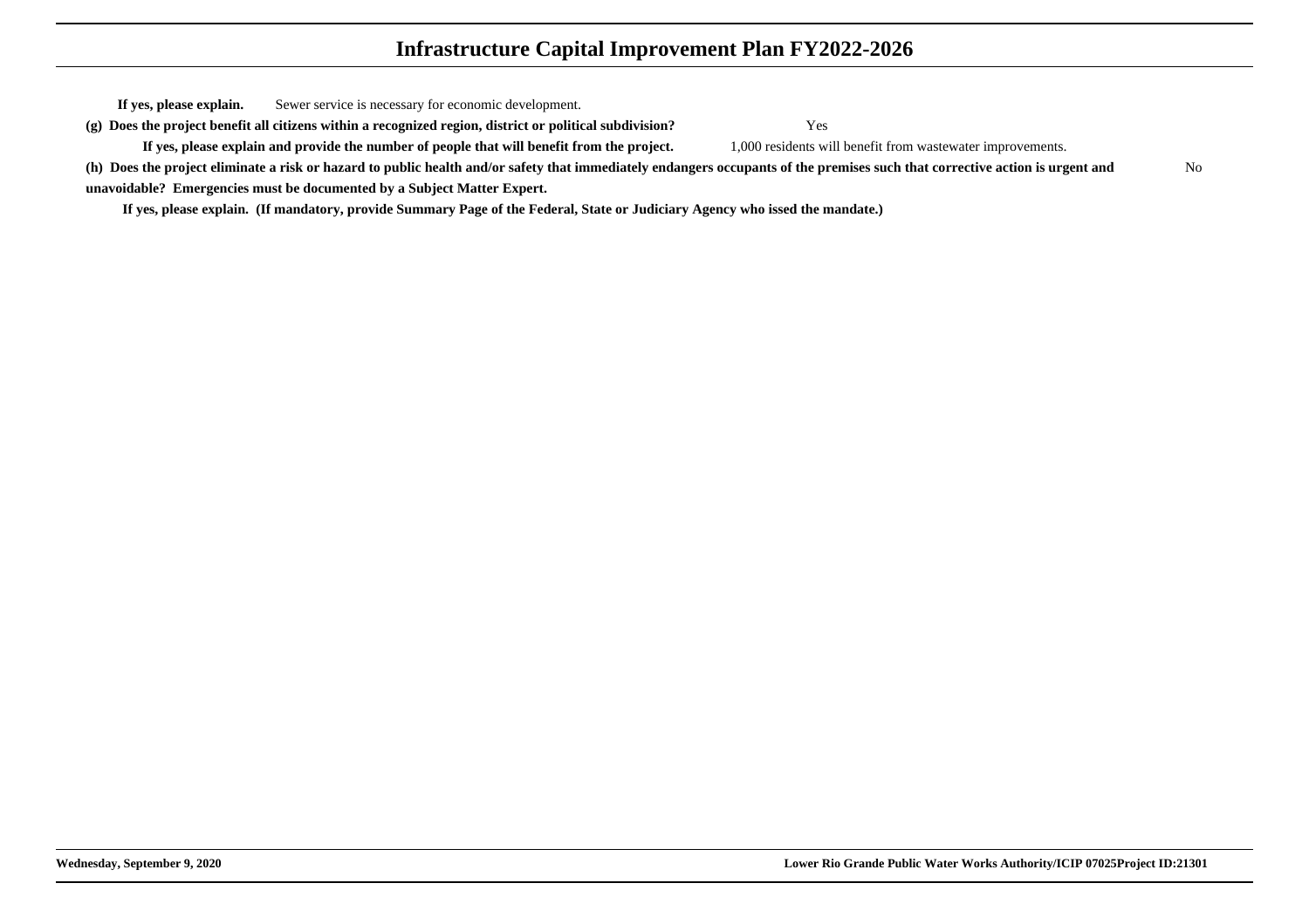**If yes, please explain.** Sewer service is necessary for economic development.

**(g) Does the project benefit all citizens within a recognized region, district or political subdivision?** Yes

**If yes, please explain and provide the number of people that will benefit from the project.** 1,000 residents will benefit from wastewater improvements.

**(h) Does the project eliminate a risk or hazard to public health and/or safety that immediately endangers occupants of the premises such that corrective action is urgent and unavoidable? Emergencies must be documented by a Subject Matter Expert.** No

**If yes, please explain. (If mandatory, provide Summary Page of the Federal, State or Judiciary Agency who issed the mandate.)**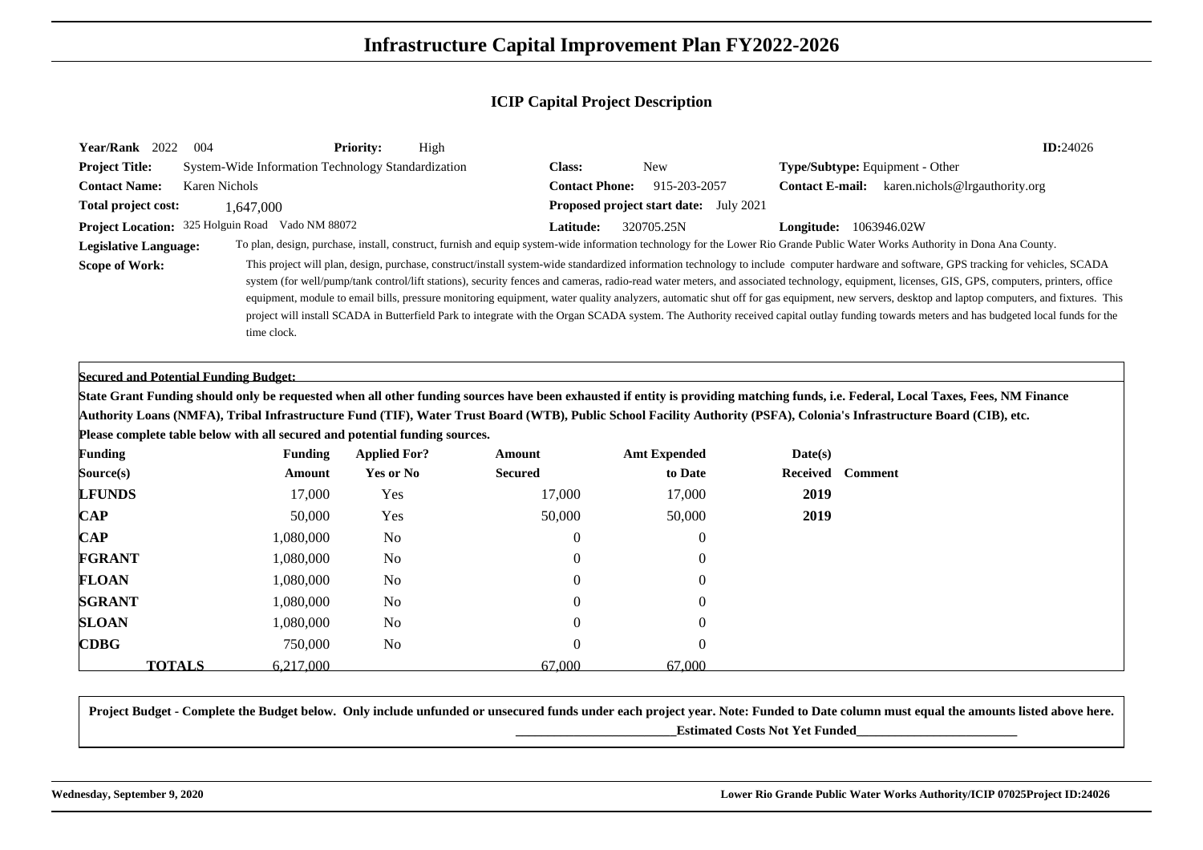# Infrastructure Capital Improvement Plan FY2022-2026

## ICIP Capital Project Description

**Year/Rank** 2022 004 **Priority:** High **ID:**24026

**Project Title:** System-Wide Information Technology Standardization

**Class:** New

**Type/Subtype:** Equipment - Other

**Contact Name:** Karen Nichols

**Contact Phone:** 915-203-2057

**Contact E-mail:** karen.nichols@lrgauthority.org

**Total project cost:** 1,647,000

**Proposed project start date:** July 2021

**Project Location:** 325 Holguin Road Vado NM 88072

**Latitude:** 320705.25N **Longitude:** 1063946.02W

**Legislative Language:** To plan, design, purchase, install, construct, furnish and equip system-wide information technology for the Lower Rio Grande Public Water Works Authority in Dona Ana County.

**Scope of Work:** This project will plan, design, purchase, construct/install system-wide standardized information technology to include computer hardware and software, GPS tracking for vehicles, SCADA system (for well/pump/tank control/lift stations), security fences and cameras, radio-read water meters, and associated technology, equipment, licenses, GIS, GPS, computers, printers, office equipment, module to email bills, pressure monitoring equipment, water quality analyzers, automatic shut off for gas equipment, new servers, desktop and laptop computers, and fixtures. This project will install SCADA in Butterfield Park to integrate with the Organ SCADA system. The Authority received capital outlay funding towards meters and has budgeted local funds for the time clock.

**Secured and Potential Funding Budget:**

**State Grant Funding should only be requested when all other funding sources have been exhausted if entity is providing matching funds, i.e. Federal, Local Taxes, Fees, NM Finance Authority Loans (NMFA), Tribal Infrastructure Fund (TIF), Water Trust Board (WTB), Public School Facility Authority (PSFA), Colonia's Infrastructure Board (CIB), etc. Please complete table below with all secured and potential funding sources.**

| Funding Source(s) | Funding Amount | Applied For? Yes or No | Amount Secured | Amt Expended to Date | Date(s) Received | Comment |
|---|---|---|---|---|---|---|
| **LFUNDS** | 17,000 | Yes | 17,000 | 17,000 | **2019** | |
| **CAP** | 50,000 | Yes | 50,000 | 50,000 | **2019** | |
| **CAP** | 1,080,000 | No | 0 | 0 | | |
| **FGRANT** | 1,080,000 | No | 0 | 0 | | |
| **FLOAN** | 1,080,000 | No | 0 | 0 | | |
| **SGRANT** | 1,080,000 | No | 0 | 0 | | |
| **SLOAN** | 1,080,000 | No | 0 | 0 | | |
| **CDBG** | 750,000 | No | 0 | 0 | | |
| **TOTALS** | 6,217,000 | | 67,000 | 67,000 | | |

**Project Budget - Complete the Budget below. Only include unfunded or unsecured funds under each project year. Note: Funded to Date column must equal the amounts listed above here.**

**Estimated Costs Not Yet Funded**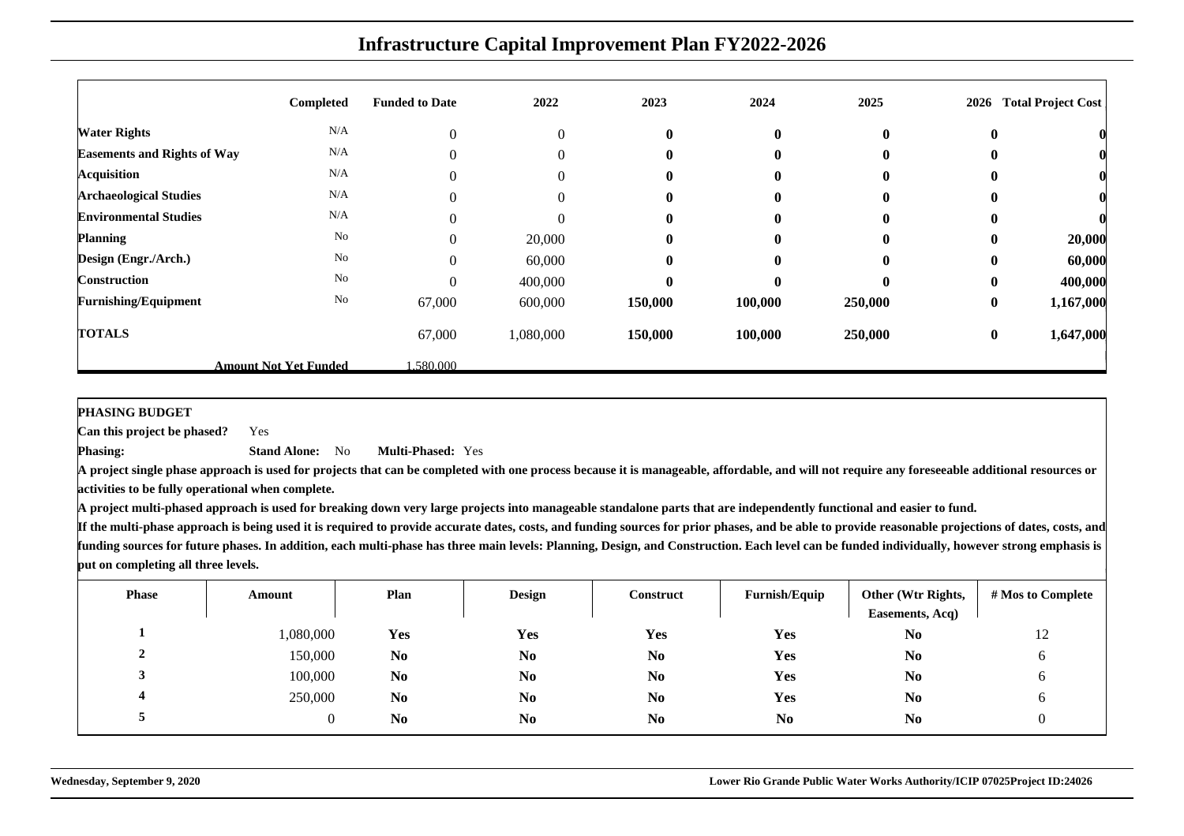# Infrastructure Capital Improvement Plan FY2022-2026

| | Completed | Funded to Date | 2022 | 2023 | 2024 | 2025 | 2026 | Total Project Cost |
|---|---|---|---|---|---|---|---|---|
| **Water Rights** | N/A | 0 | 0 | **0** | **0** | **0** | **0** | **0** |
| **Easements and Rights of Way** | N/A | 0 | 0 | **0** | **0** | **0** | **0** | **0** |
| **Acquisition** | N/A | 0 | 0 | **0** | **0** | **0** | **0** | **0** |
| **Archaeological Studies** | N/A | 0 | 0 | **0** | **0** | **0** | **0** | **0** |
| **Environmental Studies** | N/A | 0 | 0 | **0** | **0** | **0** | **0** | **0** |
| **Planning** | No | 0 | 20,000 | **0** | **0** | **0** | **0** | **20,000** |
| **Design (Engr./Arch.)** | No | 0 | 60,000 | **0** | **0** | **0** | **0** | **60,000** |
| **Construction** | No | 0 | 400,000 | **0** | **0** | **0** | **0** | **400,000** |
| **Furnishing/Equipment** | No | 67,000 | 600,000 | **150,000** | **100,000** | **250,000** | **0** | **1,167,000** |
| **TOTALS** | | 67,000 | 1,080,000 | **150,000** | **100,000** | **250,000** | **0** | **1,647,000** |
| **Amount Not Yet Funded** | | 1,580,000 | | | | | | |

**PHASING BUDGET**

**Can this project be phased?** Yes

**Phasing:** **Stand Alone:** No **Multi-Phased:** Yes

**A project single phase approach is used for projects that can be completed with one process because it is manageable, affordable, and will not require any foreseeable additional resources or activities to be fully operational when complete.**

**A project multi-phased approach is used for breaking down very large projects into manageable standalone parts that are independently functional and easier to fund.**

**If the multi-phase approach is being used it is required to provide accurate dates, costs, and funding sources for prior phases, and be able to provide reasonable projections of dates, costs, and funding sources for future phases. In addition, each multi-phase has three main levels: Planning, Design, and Construction. Each level can be funded individually, however strong emphasis is put on completing all three levels.**

| Phase | Amount | Plan | Design | Construct | Furnish/Equip | Other (Wtr Rights, Easements, Acq) | # Mos to Complete |
|---|---|---|---|---|---|---|---|
| 1 | 1,080,000 | Yes | Yes | Yes | Yes | No | 12 |
| 2 | 150,000 | No | No | No | Yes | No | 6 |
| 3 | 100,000 | No | No | No | Yes | No | 6 |
| 4 | 250,000 | No | No | No | Yes | No | 6 |
| 5 | 0 | No | No | No | No | No | 0 |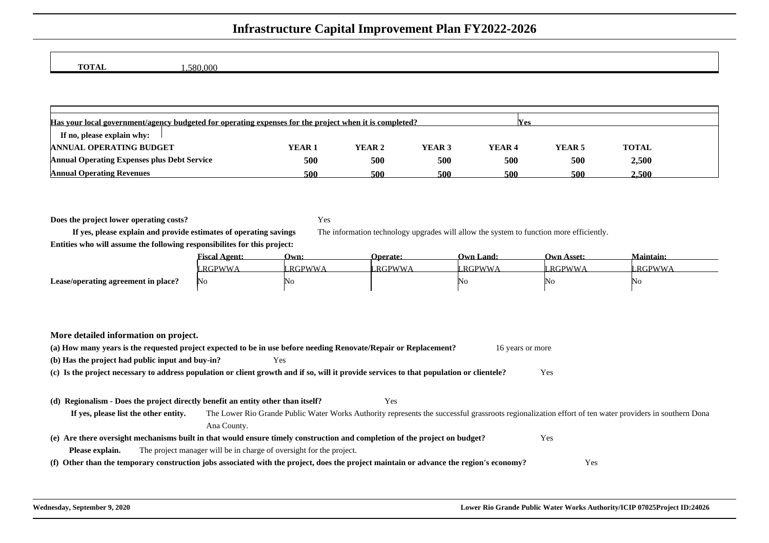# Infrastructure Capital Improvement Plan FY2022-2026

**TOTAL** 1,580,000

**Has your local government/agency budgeted for operating expenses for the project when it is completed?** Yes

**If no, please explain why:**

| ANNUAL OPERATING BUDGET | YEAR 1 | YEAR 2 | YEAR 3 | YEAR 4 | YEAR 5 | TOTAL |
|---|---|---|---|---|---|---|
| Annual Operating Expenses plus Debt Service | 500 | 500 | 500 | 500 | 500 | 2,500 |
| Annual Operating Revenues | 500 | 500 | 500 | 500 | 500 | 2,500 |

**Does the project lower operating costs?** Yes

**If yes, please explain and provide estimates of operating savings** The information technology upgrades will allow the system to function more efficiently.

**Entities who will assume the following responsibilites for this project:**

| | Fiscal Agent: | Own: | Operate: | Own Land: | Own Asset: | Maintain: |
|---|---|---|---|---|---|---|
| | LRGPWWA | LRGPWWA | LRGPWWA | LRGPWWA | LRGPWWA | LRGPWWA |
| **Lease/operating agreement in place?** | No | No | | No | No | No |

**More detailed information on project.**

**(a) How many years is the requested project expected to be in use before needing Renovate/Repair or Replacement?** 16 years or more

**(b) Has the project had public input and buy-in?** Yes

**(c) Is the project necessary to address population or client growth and if so, will it provide services to that population or clientele?** Yes

**(d) Regionalism - Does the project directly benefit an entity other than itself?** Yes

**If yes, please list the other entity.** The Lower Rio Grande Public Water Works Authority represents the successful grassroots regionalization effort of ten water providers in southern Dona Ana County.

**(e) Are there oversight mechanisms built in that would ensure timely construction and completion of the project on budget?** Yes

**Please explain.** The project manager will be in charge of oversight for the project.

**(f) Other than the temporary construction jobs associated with the project, does the project maintain or advance the region's economy?** Yes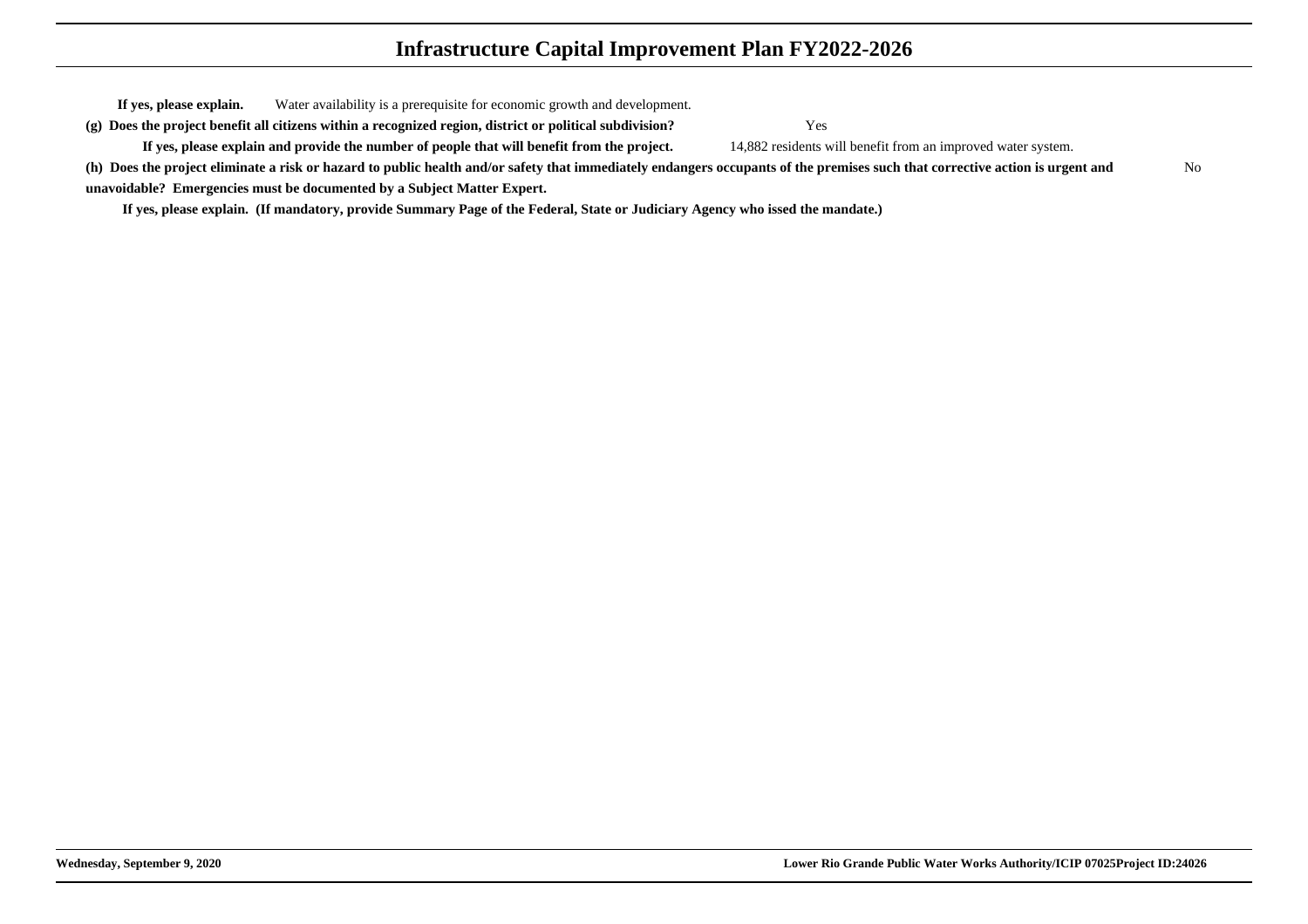**If yes, please explain.** Water availability is a prerequisite for economic growth and development.

**(g) Does the project benefit all citizens within a recognized region, district or political subdivision?** Yes

**If yes, please explain and provide the number of people that will benefit from the project.** 14,882 residents will benefit from an improved water system.

**(h) Does the project eliminate a risk or hazard to public health and/or safety that immediately endangers occupants of the premises such that corrective action is urgent and unavoidable? Emergencies must be documented by a Subject Matter Expert.** No

**If yes, please explain. (If mandatory, provide Summary Page of the Federal, State or Judiciary Agency who issed the mandate.)**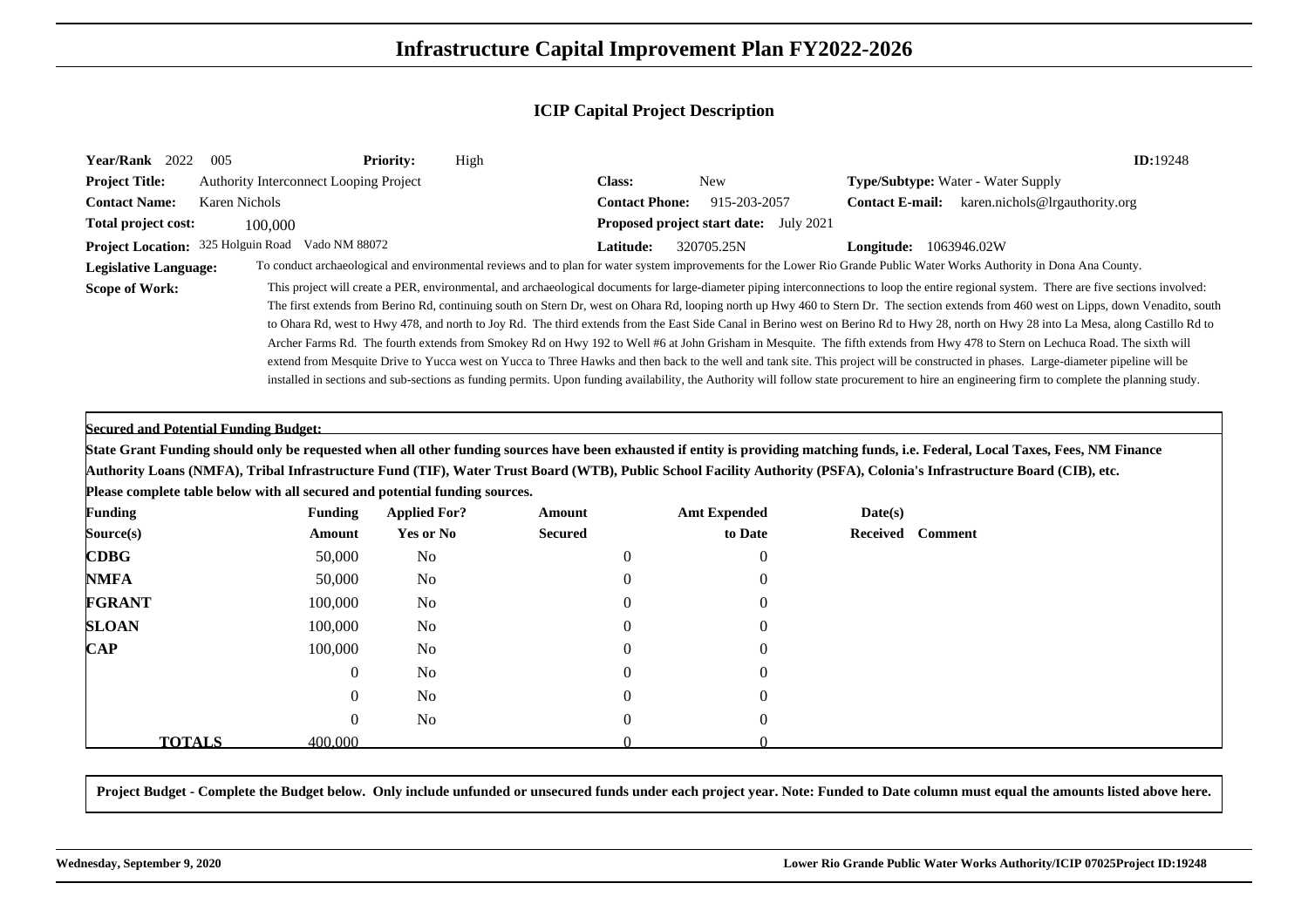# Infrastructure Capital Improvement Plan FY2022-2026

## ICIP Capital Project Description

**Year/Rank** 2022 005 **Priority:** High **ID:**19248

**Project Title:** Authority Interconnect Looping Project **Class:** New **Type/Subtype:** Water - Water Supply

**Contact Name:** Karen Nichols **Contact Phone:** 915-203-2057 **Contact E-mail:** karen.nichols@lrgauthority.org

**Total project cost:** 100,000 **Proposed project start date:** July 2021

**Project Location:** 325 Holguin Road Vado NM 88072 **Latitude:** 320705.25N **Longitude:** 1063946.02W

**Legislative Language:** To conduct archaeological and environmental reviews and to plan for water system improvements for the Lower Rio Grande Public Water Works Authority in Dona Ana County.

**Scope of Work:** This project will create a PER, environmental, and archaeological documents for large-diameter piping interconnections to loop the entire regional system. There are five sections involved: The first extends from Berino Rd, continuing south on Stern Dr, west on Ohara Rd, looping north up Hwy 460 to Stern Dr. The section extends from 460 west on Lipps, down Venadito, south to Ohara Rd, west to Hwy 478, and north to Joy Rd. The third extends from the East Side Canal in Berino west on Berino Rd to Hwy 28, north on Hwy 28 into La Mesa, along Castillo Rd to Archer Farms Rd. The fourth extends from Smokey Rd on Hwy 192 to Well #6 at John Grisham in Mesquite. The fifth extends from Hwy 478 to Stern on Lechuca Road. The sixth will extend from Mesquite Drive to Yucca west on Yucca to Three Hawks and then back to the well and tank site. This project will be constructed in phases. Large-diameter pipeline will be installed in sections and sub-sections as funding permits. Upon funding availability, the Authority will follow state procurement to hire an engineering firm to complete the planning study.

**Secured and Potential Funding Budget:**

**State Grant Funding should only be requested when all other funding sources have been exhausted if entity is providing matching funds, i.e. Federal, Local Taxes, Fees, NM Finance Authority Loans (NMFA), Tribal Infrastructure Fund (TIF), Water Trust Board (WTB), Public School Facility Authority (PSFA), Colonia's Infrastructure Board (CIB), etc.**

**Please complete table below with all secured and potential funding sources.**

| Funding Source(s) | Funding Amount | Applied For? Yes or No | Amount Secured | Amt Expended to Date | Date(s) Received | Comment |
|---|---|---|---|---|---|---|
| **CDBG** | 50,000 | No | 0 | 0 | | |
| **NMFA** | 50,000 | No | 0 | 0 | | |
| **FGRANT** | 100,000 | No | 0 | 0 | | |
| **SLOAN** | 100,000 | No | 0 | 0 | | |
| **CAP** | 100,000 | No | 0 | 0 | | |
| | 0 | No | 0 | 0 | | |
| | 0 | No | 0 | 0 | | |
| | 0 | No | 0 | 0 | | |
| **TOTALS** | 400,000 | | 0 | 0 | | |

**Project Budget - Complete the Budget below. Only include unfunded or unsecured funds under each project year. Note: Funded to Date column must equal the amounts listed above here.**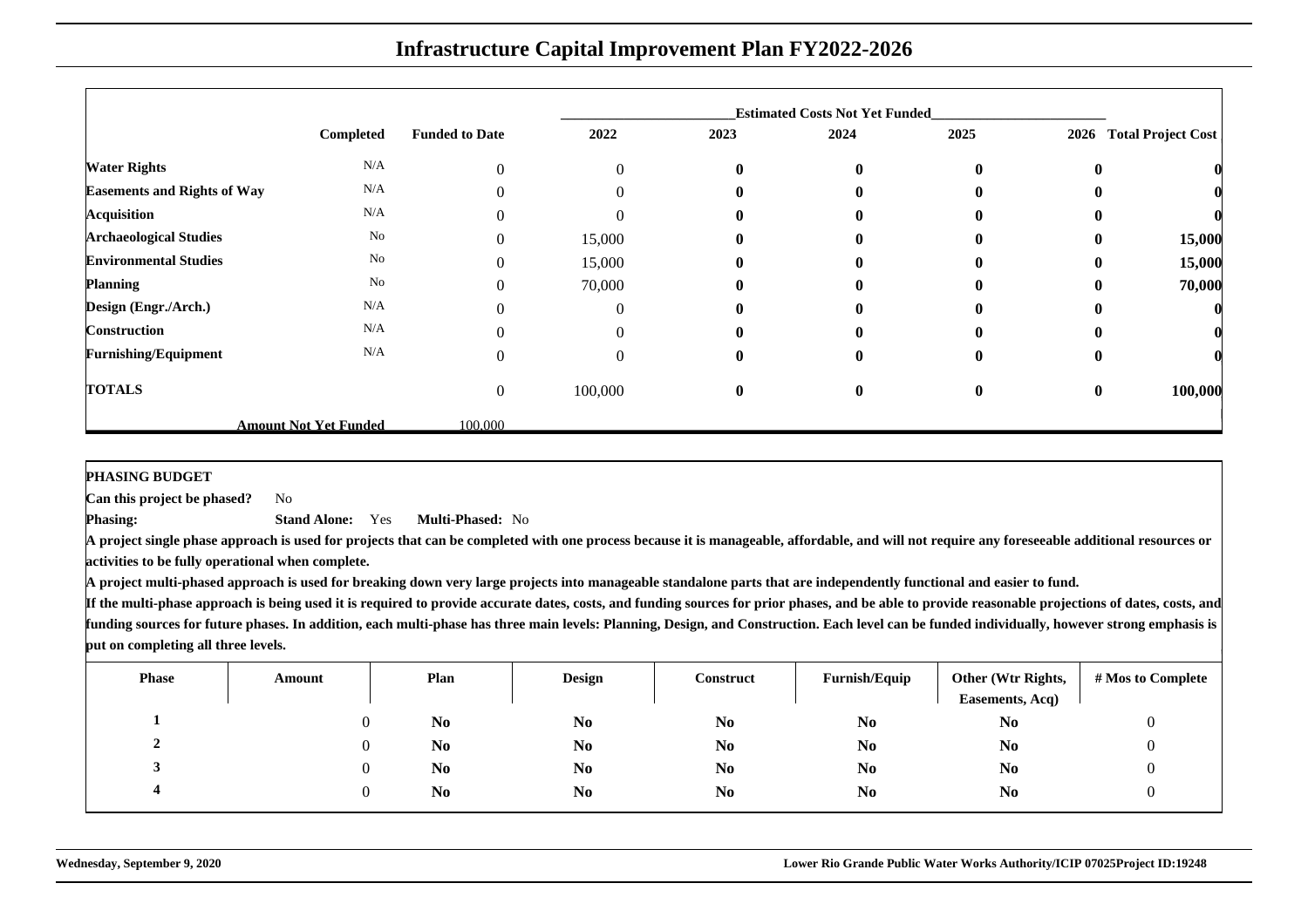# Infrastructure Capital Improvement Plan FY2022-2026

| | Completed | Funded to Date | Estimated Costs Not Yet Funded 2022 | 2023 | 2024 | 2025 | 2026 | Total Project Cost |
|---|---|---|---|---|---|---|---|---|
| **Water Rights** | N/A | 0 | 0 | **0** | **0** | **0** | **0** | **0** |
| **Easements and Rights of Way** | N/A | 0 | 0 | **0** | **0** | **0** | **0** | **0** |
| **Acquisition** | N/A | 0 | 0 | **0** | **0** | **0** | **0** | **0** |
| **Archaeological Studies** | No | 0 | 15,000 | **0** | **0** | **0** | **0** | **15,000** |
| **Environmental Studies** | No | 0 | 15,000 | **0** | **0** | **0** | **0** | **15,000** |
| **Planning** | No | 0 | 70,000 | **0** | **0** | **0** | **0** | **70,000** |
| **Design (Engr./Arch.)** | N/A | 0 | 0 | **0** | **0** | **0** | **0** | **0** |
| **Construction** | N/A | 0 | 0 | **0** | **0** | **0** | **0** | **0** |
| **Furnishing/Equipment** | N/A | 0 | 0 | **0** | **0** | **0** | **0** | **0** |
| **TOTALS** | | 0 | 100,000 | **0** | **0** | **0** | **0** | **100,000** |
| **Amount Not Yet Funded** | | 100,000 | | | | | | |

**PHASING BUDGET**

**Can this project be phased?** No

**Phasing:** **Stand Alone:** Yes **Multi-Phased:** No

**A project single phase approach is used for projects that can be completed with one process because it is manageable, affordable, and will not require any foreseeable additional resources or activities to be fully operational when complete.**

**A project multi-phased approach is used for breaking down very large projects into manageable standalone parts that are independently functional and easier to fund.**

**If the multi-phase approach is being used it is required to provide accurate dates, costs, and funding sources for prior phases, and be able to provide reasonable projections of dates, costs, and funding sources for future phases. In addition, each multi-phase has three main levels: Planning, Design, and Construction. Each level can be funded individually, however strong emphasis is put on completing all three levels.**

| Phase | Amount | Plan | Design | Construct | Furnish/Equip | Other (Wtr Rights, Easements, Acq) | # Mos to Complete |
|---|---|---|---|---|---|---|---|
| **1** | 0 | **No** | **No** | **No** | **No** | **No** | 0 |
| **2** | 0 | **No** | **No** | **No** | **No** | **No** | 0 |
| **3** | 0 | **No** | **No** | **No** | **No** | **No** | 0 |
| **4** | 0 | **No** | **No** | **No** | **No** | **No** | 0 |

**Wednesday, September 9, 2020** **Lower Rio Grande Public Water Works Authority/ICIP 07025Project ID:19248**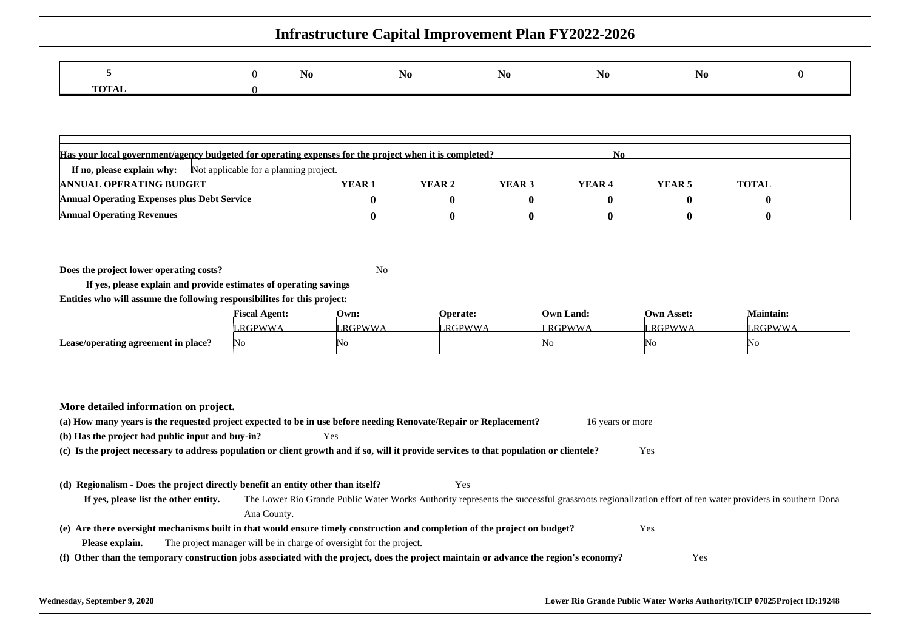# Infrastructure Capital Improvement Plan FY2022-2026

| 5 | 0 | No | No | No | No | No | 0 |
|---|---|---|---|---|---|---|---|
| **TOTAL** | 0 | | | | | | |

**Has your local government/agency budgeted for operating expenses for the project when it is completed?** No

**If no, please explain why:** Not applicable for a planning project.

| ANNUAL OPERATING BUDGET | YEAR 1 | YEAR 2 | YEAR 3 | YEAR 4 | YEAR 5 | TOTAL |
|---|---|---|---|---|---|---|
| **Annual Operating Expenses plus Debt Service** | 0 | 0 | 0 | 0 | 0 | 0 |
| **Annual Operating Revenues** | 0 | 0 | 0 | 0 | 0 | 0 |

**Does the project lower operating costs?** No

**If yes, please explain and provide estimates of operating savings**

**Entities who will assume the following responsibilites for this project:**

| | Fiscal Agent: | Own: | Operate: | Own Land: | Own Asset: | Maintain: |
|---|---|---|---|---|---|---|
| | LRGPWWA | LRGPWWA | LRGPWWA | LRGPWWA | LRGPWWA | LRGPWWA |
| **Lease/operating agreement in place?** | No | No | | No | No | No |

**More detailed information on project.**

**(a) How many years is the requested project expected to be in use before needing Renovate/Repair or Replacement?** 16 years or more

**(b) Has the project had public input and buy-in?** Yes

**(c) Is the project necessary to address population or client growth and if so, will it provide services to that population or clientele?** Yes

**(d) Regionalism - Does the project directly benefit an entity other than itself?** Yes

**If yes, please list the other entity.** The Lower Rio Grande Public Water Works Authority represents the successful grassroots regionalization effort of ten water providers in southern Dona Ana County.

**(e) Are there oversight mechanisms built in that would ensure timely construction and completion of the project on budget?** Yes

**Please explain.** The project manager will be in charge of oversight for the project.

**(f) Other than the temporary construction jobs associated with the project, does the project maintain or advance the region's economy?** Yes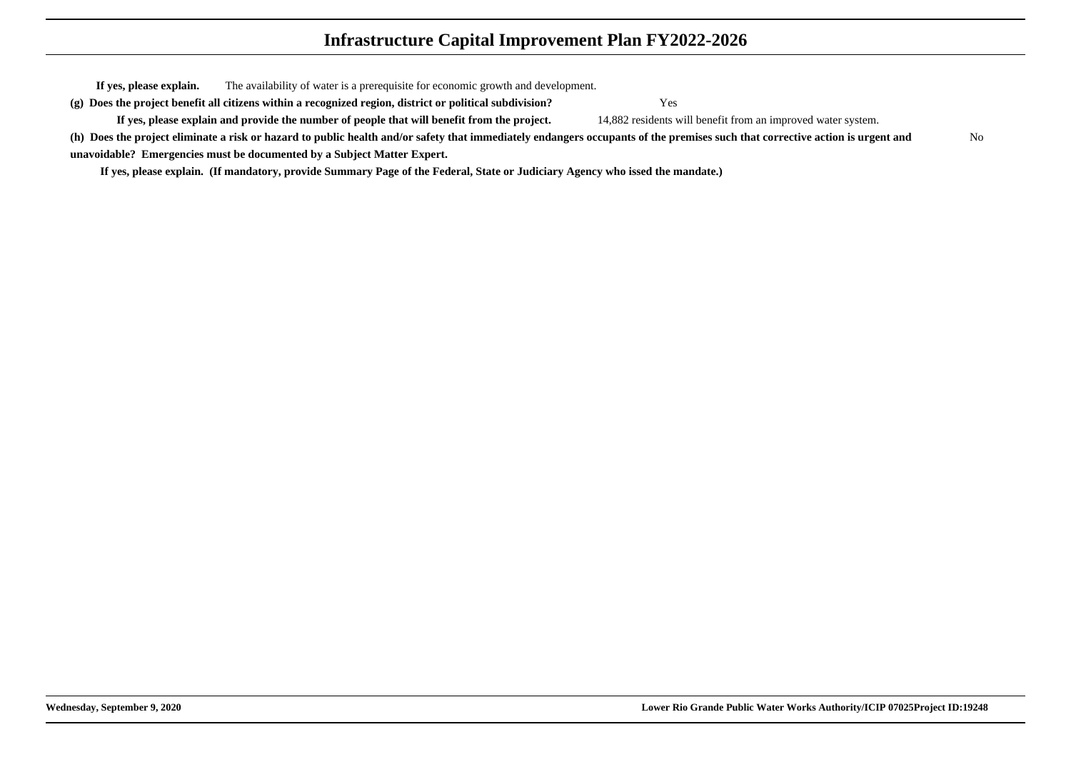**If yes, please explain.** The availability of water is a prerequisite for economic growth and development.

**(g) Does the project benefit all citizens within a recognized region, district or political subdivision?** Yes

**If yes, please explain and provide the number of people that will benefit from the project.** 14,882 residents will benefit from an improved water system.

**(h) Does the project eliminate a risk or hazard to public health and/or safety that immediately endangers occupants of the premises such that corrective action is urgent and unavoidable? Emergencies must be documented by a Subject Matter Expert.** No

**If yes, please explain. (If mandatory, provide Summary Page of the Federal, State or Judiciary Agency who issed the mandate.)**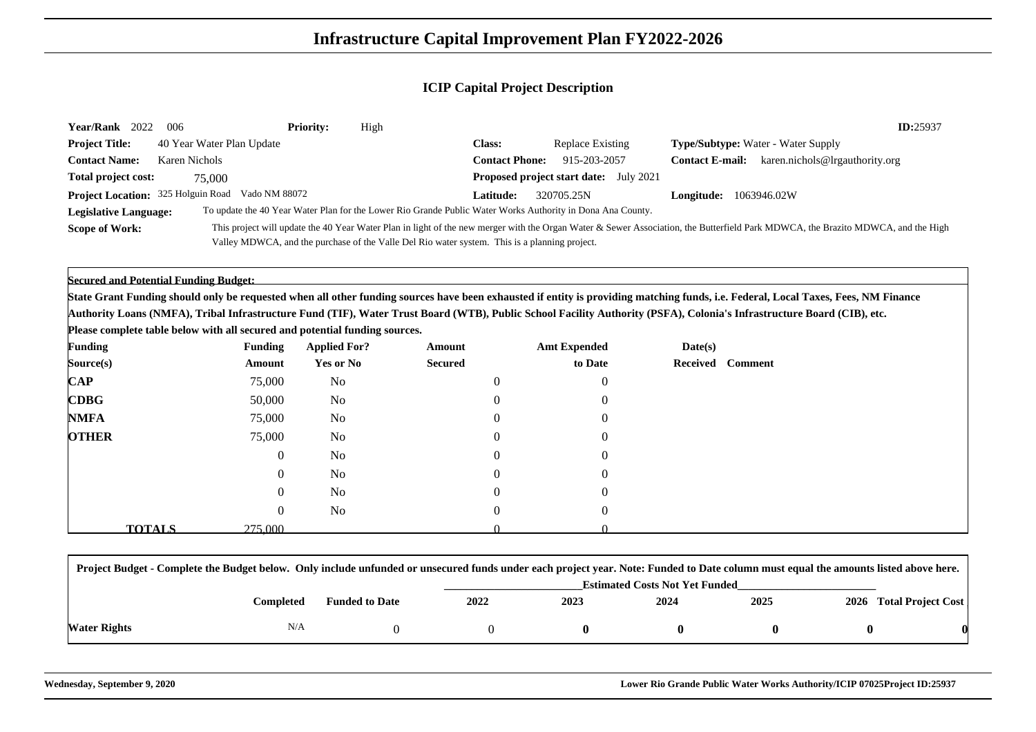# Infrastructure Capital Improvement Plan FY2022-2026

## ICIP Capital Project Description

**Year/Rank** 2022 006 **Priority:** High **ID:**25937

**Project Title:** 40 Year Water Plan Update

**Class:** Replace Existing

**Type/Subtype:** Water - Water Supply

**Contact Name:** Karen Nichols

**Contact Phone:** 915-203-2057

**Contact E-mail:** karen.nichols@lrgauthority.org

**Total project cost:** 75,000

**Proposed project start date:** July 2021

**Project Location:** 325 Holguin Road Vado NM 88072

**Latitude:** 320705.25N

**Longitude:** 1063946.02W

**Legislative Language:** To update the 40 Year Water Plan for the Lower Rio Grande Public Water Works Authority in Dona Ana County.

**Scope of Work:** This project will update the 40 Year Water Plan in light of the new merger with the Organ Water & Sewer Association, the Butterfield Park MDWCA, the Brazito MDWCA, and the High Valley MDWCA, and the purchase of the Valle Del Rio water system. This is a planning project.

**Secured and Potential Funding Budget:**

**State Grant Funding should only be requested when all other funding sources have been exhausted if entity is providing matching funds, i.e. Federal, Local Taxes, Fees, NM Finance Authority Loans (NMFA), Tribal Infrastructure Fund (TIF), Water Trust Board (WTB), Public School Facility Authority (PSFA), Colonia's Infrastructure Board (CIB), etc.**

**Please complete table below with all secured and potential funding sources.**

| Funding Source(s) | Funding Amount | Applied For? Yes or No | Amount Secured | Amt Expended to Date | Date(s) Received | Comment |
|---|---|---|---|---|---|---|
| CAP | 75,000 | No | 0 | 0 | | |
| CDBG | 50,000 | No | 0 | 0 | | |
| NMFA | 75,000 | No | 0 | 0 | | |
| OTHER | 75,000 | No | 0 | 0 | | |
| | 0 | No | 0 | 0 | | |
| | 0 | No | 0 | 0 | | |
| | 0 | No | 0 | 0 | | |
| | 0 | No | 0 | 0 | | |
| **TOTALS** | 275,000 | | 0 | 0 | | |

**Project Budget - Complete the Budget below. Only include unfunded or unsecured funds under each project year. Note: Funded to Date column must equal the amounts listed above here.**

| | Completed | Funded to Date | Estimated Costs Not Yet Funded | | | | | |
|---|---|---|---|---|---|---|---|---|
| | | | 2022 | 2023 | 2024 | 2025 | 2026 | Total Project Cost |
| Water Rights | N/A | 0 | 0 | **0** | **0** | **0** | **0** | **0** |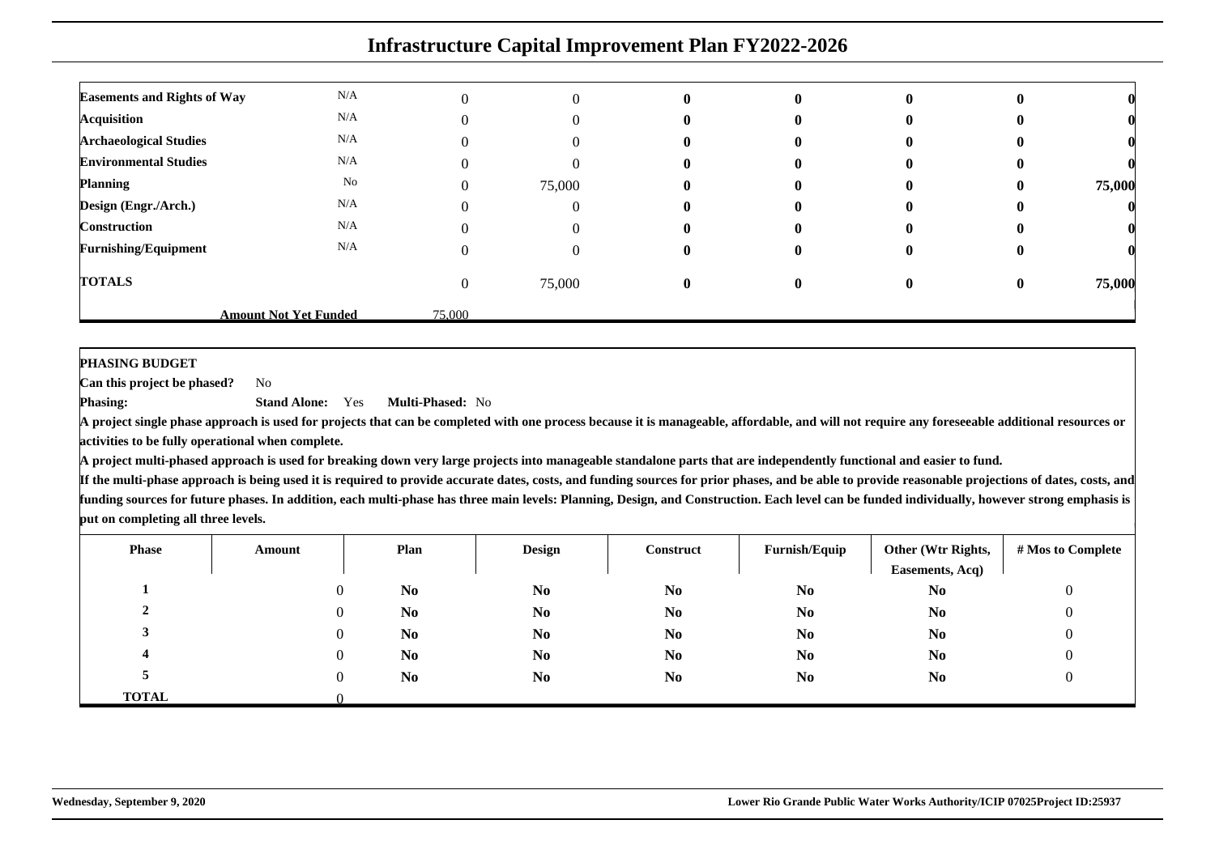# Infrastructure Capital Improvement Plan FY2022-2026

| | | | | | | | | |
|---|---|---|---|---|---|---|---|---|
| **Easements and Rights of Way** | N/A | 0 | 0 | **0** | **0** | **0** | **0** | **0** |
| **Acquisition** | N/A | 0 | 0 | **0** | **0** | **0** | **0** | **0** |
| **Archaeological Studies** | N/A | 0 | 0 | **0** | **0** | **0** | **0** | **0** |
| **Environmental Studies** | N/A | 0 | 0 | **0** | **0** | **0** | **0** | **0** |
| **Planning** | No | 0 | 75,000 | **0** | **0** | **0** | **0** | **75,000** |
| **Design (Engr./Arch.)** | N/A | 0 | 0 | **0** | **0** | **0** | **0** | **0** |
| **Construction** | N/A | 0 | 0 | **0** | **0** | **0** | **0** | **0** |
| **Furnishing/Equipment** | N/A | 0 | 0 | **0** | **0** | **0** | **0** | **0** |
| **TOTALS** | | 0 | 75,000 | **0** | **0** | **0** | **0** | **75,000** |
| | **Amount Not Yet Funded** | 75,000 | | | | | | |

**PHASING BUDGET**

**Can this project be phased?** No

**Phasing:** **Stand Alone:** Yes **Multi-Phased:** No

**A project single phase approach is used for projects that can be completed with one process because it is manageable, affordable, and will not require any foreseeable additional resources or activities to be fully operational when complete.**

**A project multi-phased approach is used for breaking down very large projects into manageable standalone parts that are independently functional and easier to fund.**

**If the multi-phase approach is being used it is required to provide accurate dates, costs, and funding sources for prior phases, and be able to provide reasonable projections of dates, costs, and funding sources for future phases. In addition, each multi-phase has three main levels: Planning, Design, and Construction. Each level can be funded individually, however strong emphasis is put on completing all three levels.**

| Phase | Amount | Plan | Design | Construct | Furnish/Equip | Other (Wtr Rights, Easements, Acq) | # Mos to Complete |
|---|---|---|---|---|---|---|---|
| **1** | 0 | **No** | **No** | **No** | **No** | **No** | 0 |
| **2** | 0 | **No** | **No** | **No** | **No** | **No** | 0 |
| **3** | 0 | **No** | **No** | **No** | **No** | **No** | 0 |
| **4** | 0 | **No** | **No** | **No** | **No** | **No** | 0 |
| **5** | 0 | **No** | **No** | **No** | **No** | **No** | 0 |
| **TOTAL** | 0 | | | | | | |

**Wednesday, September 9, 2020** **Lower Rio Grande Public Water Works Authority/ICIP 07025Project ID:25937**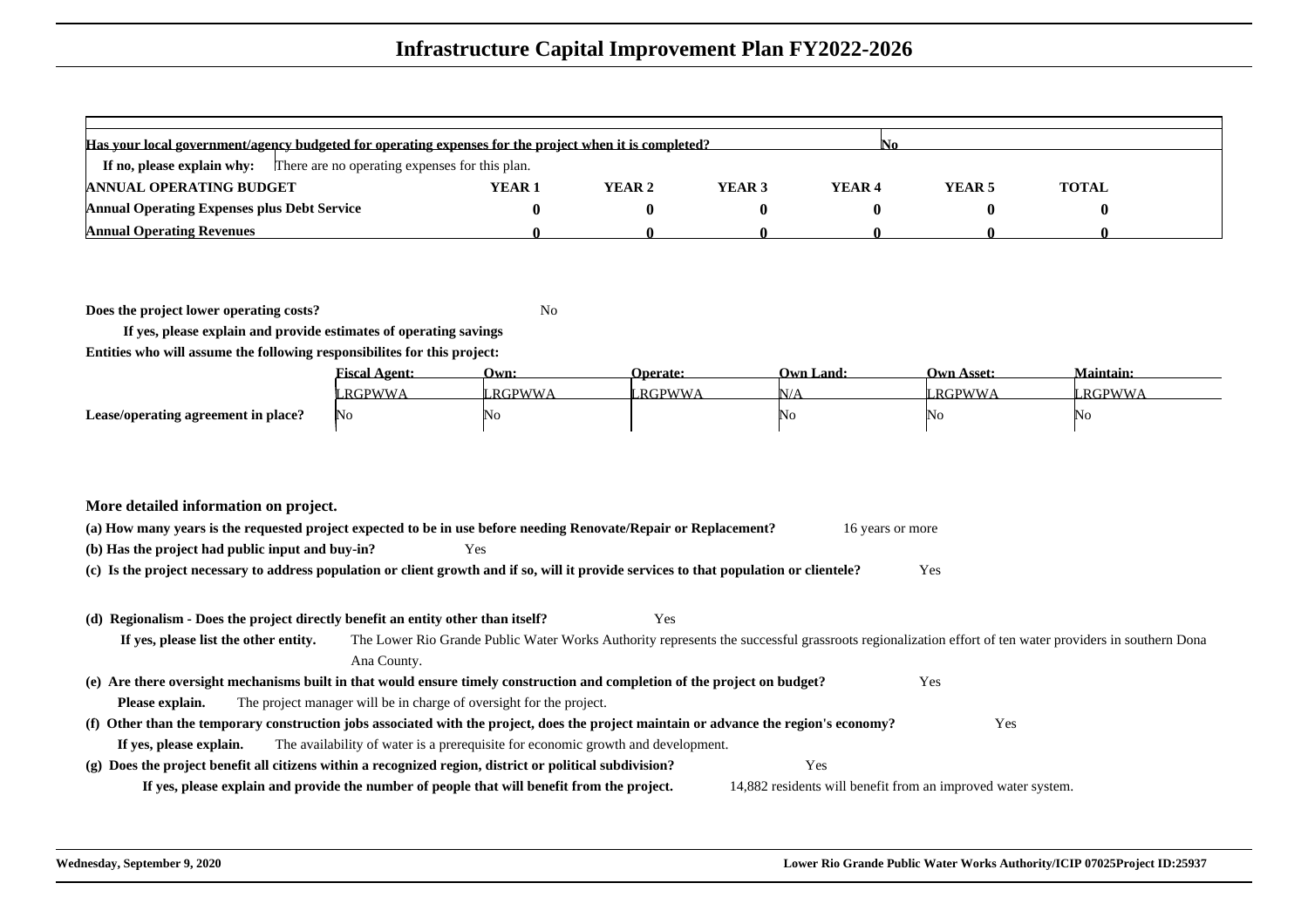# Infrastructure Capital Improvement Plan FY2022-2026

**Has your local government/agency budgeted for operating expenses for the project when it is completed?** No

**If no, please explain why:** There are no operating expenses for this plan.

| ANNUAL OPERATING BUDGET | YEAR 1 | YEAR 2 | YEAR 3 | YEAR 4 | YEAR 5 | TOTAL |
|---|---|---|---|---|---|---|
| Annual Operating Expenses plus Debt Service | 0 | 0 | 0 | 0 | 0 | 0 |
| Annual Operating Revenues | 0 | 0 | 0 | 0 | 0 | 0 |

**Does the project lower operating costs?** No

**If yes, please explain and provide estimates of operating savings**

**Entities who will assume the following responsibilites for this project:**

| | Fiscal Agent: | Own: | Operate: | Own Land: | Own Asset: | Maintain: |
|---|---|---|---|---|---|---|
| | LRGPWWA | LRGPWWA | LRGPWWA | N/A | LRGPWWA | LRGPWWA |
| Lease/operating agreement in place? | No | No | | No | No | No |

## More detailed information on project.

**(a) How many years is the requested project expected to be in use before needing Renovate/Repair or Replacement?** 16 years or more

**(b) Has the project had public input and buy-in?** Yes

**(c) Is the project necessary to address population or client growth and if so, will it provide services to that population or clientele?** Yes

**(d) Regionalism - Does the project directly benefit an entity other than itself?** Yes

**If yes, please list the other entity.** The Lower Rio Grande Public Water Works Authority represents the successful grassroots regionalization effort of ten water providers in southern Dona Ana County.

**(e) Are there oversight mechanisms built in that would ensure timely construction and completion of the project on budget?** Yes

**Please explain.** The project manager will be in charge of oversight for the project.

**(f) Other than the temporary construction jobs associated with the project, does the project maintain or advance the region's economy?** Yes

**If yes, please explain.** The availability of water is a prerequisite for economic growth and development.

**(g) Does the project benefit all citizens within a recognized region, district or political subdivision?** Yes

**If yes, please explain and provide the number of people that will benefit from the project.** 14,882 residents will benefit from an improved water system.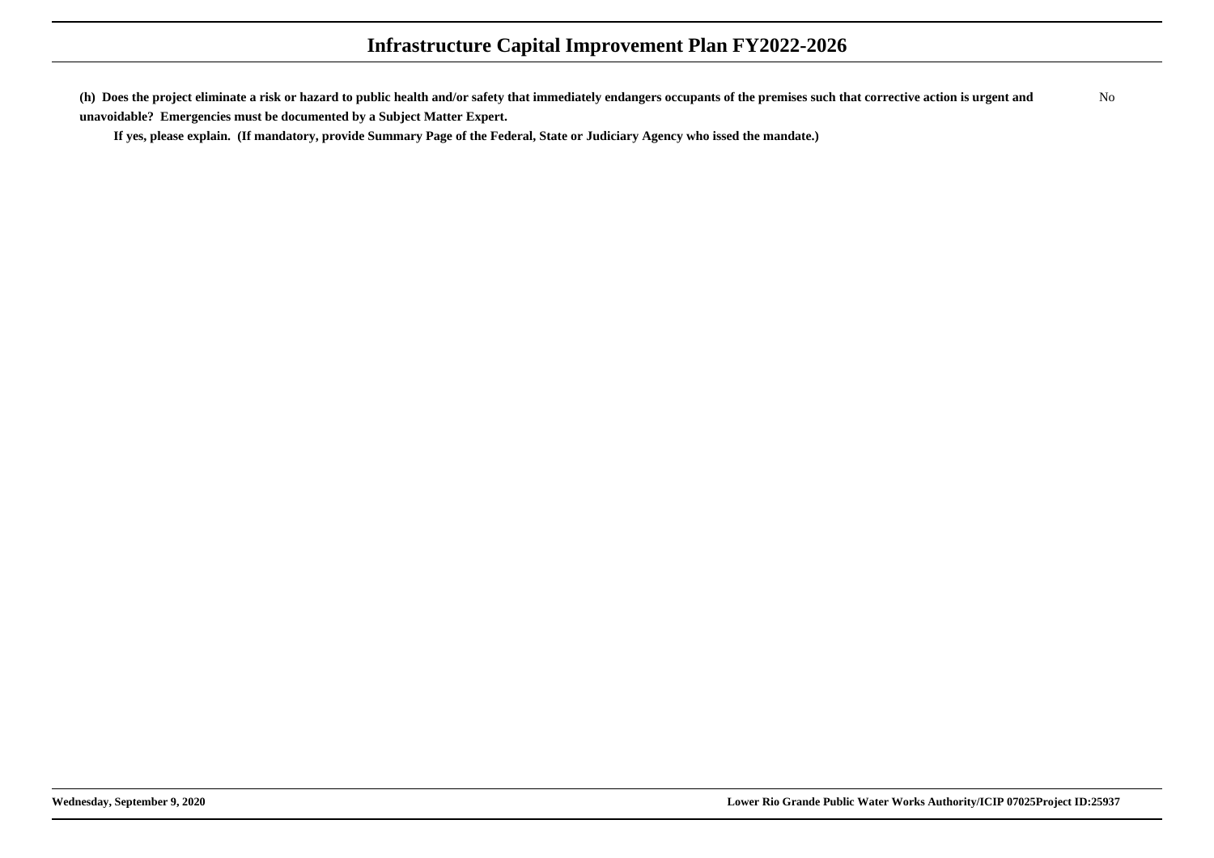**(h) Does the project eliminate a risk or hazard to public health and/or safety that immediately endangers occupants of the premises such that corrective action is urgent and unavoidable? Emergencies must be documented by a Subject Matter Expert.**

No

**If yes, please explain. (If mandatory, provide Summary Page of the Federal, State or Judiciary Agency who issed the mandate.)**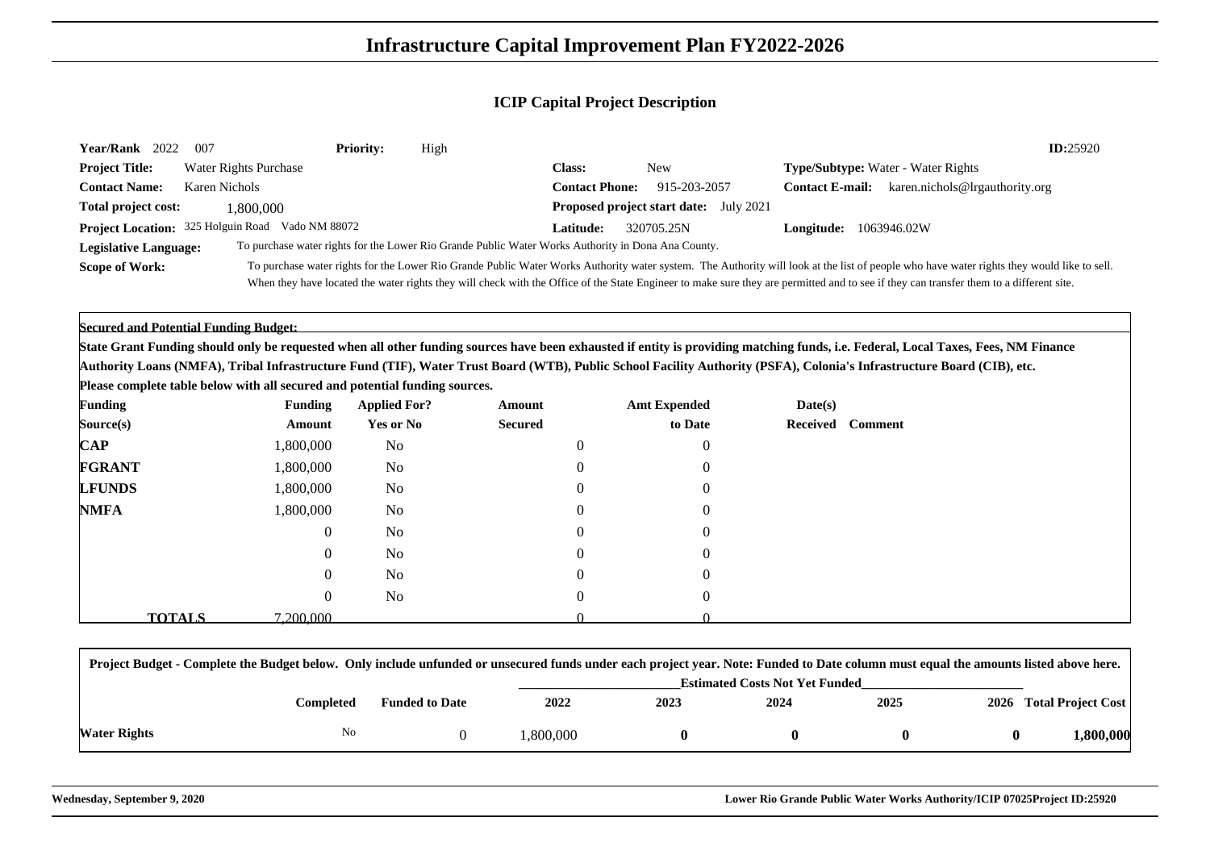# Infrastructure Capital Improvement Plan FY2022-2026

## ICIP Capital Project Description

**Year/Rank** 2022 007 **Priority:** High **ID:**25920

**Project Title:** Water Rights Purchase **Class:** New **Type/Subtype:** Water - Water Rights

**Contact Name:** Karen Nichols **Contact Phone:** 915-203-2057 **Contact E-mail:** karen.nichols@lrgauthority.org

**Total project cost:** 1,800,000 **Proposed project start date:** July 2021

**Project Location:** 325 Holguin Road Vado NM 88072 **Latitude:** 320705.25N **Longitude:** 1063946.02W

**Legislative Language:** To purchase water rights for the Lower Rio Grande Public Water Works Authority in Dona Ana County.

**Scope of Work:** To purchase water rights for the Lower Rio Grande Public Water Works Authority water system. The Authority will look at the list of people who have water rights they would like to sell. When they have located the water rights they will check with the Office of the State Engineer to make sure they are permitted and to see if they can transfer them to a different site.

**Secured and Potential Funding Budget:**

**State Grant Funding should only be requested when all other funding sources have been exhausted if entity is providing matching funds, i.e. Federal, Local Taxes, Fees, NM Finance Authority Loans (NMFA), Tribal Infrastructure Fund (TIF), Water Trust Board (WTB), Public School Facility Authority (PSFA), Colonia's Infrastructure Board (CIB), etc.**

**Please complete table below with all secured and potential funding sources.**

| Funding Source(s) | Funding Amount | Applied For? Yes or No | Amount Secured | Amt Expended to Date | Date(s) Received | Comment |
|---|---|---|---|---|---|---|
| **CAP** | 1,800,000 | No | 0 | 0 | | |
| **FGRANT** | 1,800,000 | No | 0 | 0 | | |
| **LFUNDS** | 1,800,000 | No | 0 | 0 | | |
| **NMFA** | 1,800,000 | No | 0 | 0 | | |
| | 0 | No | 0 | 0 | | |
| | 0 | No | 0 | 0 | | |
| | 0 | No | 0 | 0 | | |
| | 0 | No | 0 | 0 | | |
| **TOTALS** | 7,200,000 | | 0 | 0 | | |

**Project Budget - Complete the Budget below. Only include unfunded or unsecured funds under each project year. Note: Funded to Date column must equal the amounts listed above here.**

| | Completed | Funded to Date | 2022 | 2023 | 2024 | 2025 | 2026 | Total Project Cost |
|---|---|---|---|---|---|---|---|---|
| | | | Estimated Costs Not Yet Funded | | | | | |
| **Water Rights** | No | 0 | 1,800,000 | **0** | **0** | **0** | **0** | **1,800,000** |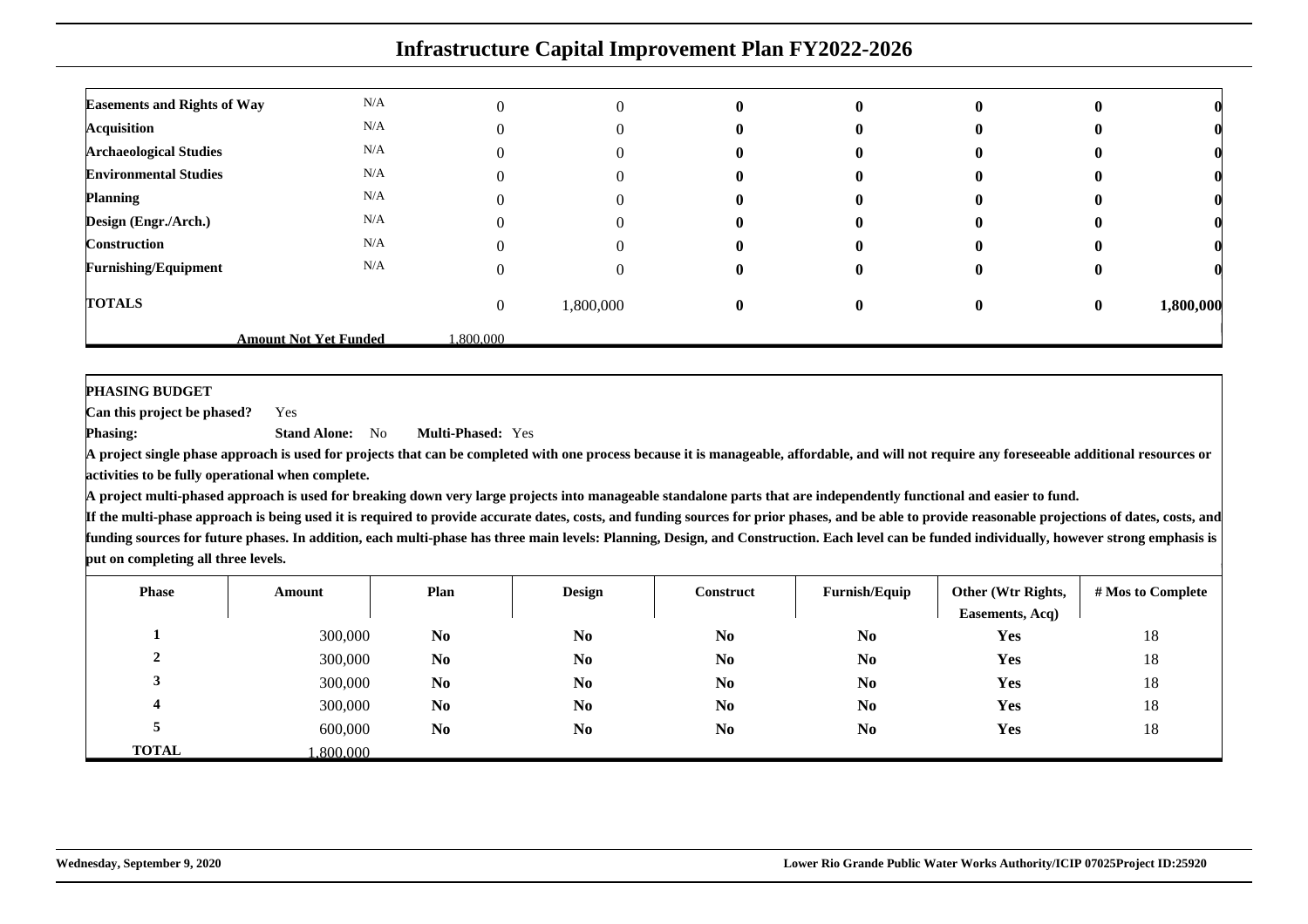# Infrastructure Capital Improvement Plan FY2022-2026

| | | | | | | | | |
|---|---|---|---|---|---|---|---|---|
| **Easements and Rights of Way** | N/A | 0 | 0 | **0** | **0** | **0** | **0** | **0** |
| **Acquisition** | N/A | 0 | 0 | **0** | **0** | **0** | **0** | **0** |
| **Archaeological Studies** | N/A | 0 | 0 | **0** | **0** | **0** | **0** | **0** |
| **Environmental Studies** | N/A | 0 | 0 | **0** | **0** | **0** | **0** | **0** |
| **Planning** | N/A | 0 | 0 | **0** | **0** | **0** | **0** | **0** |
| **Design (Engr./Arch.)** | N/A | 0 | 0 | **0** | **0** | **0** | **0** | **0** |
| **Construction** | N/A | 0 | 0 | **0** | **0** | **0** | **0** | **0** |
| **Furnishing/Equipment** | N/A | 0 | 0 | **0** | **0** | **0** | **0** | **0** |
| **TOTALS** | | 0 | 1,800,000 | **0** | **0** | **0** | **0** | **1,800,000** |
| | **Amount Not Yet Funded** | 1,800,000 | | | | | | |

**PHASING BUDGET**

**Can this project be phased?** Yes

**Phasing:** **Stand Alone:** No **Multi-Phased:** Yes

**A project single phase approach is used for projects that can be completed with one process because it is manageable, affordable, and will not require any foreseeable additional resources or activities to be fully operational when complete.**

**A project multi-phased approach is used for breaking down very large projects into manageable standalone parts that are independently functional and easier to fund.**

**If the multi-phase approach is being used it is required to provide accurate dates, costs, and funding sources for prior phases, and be able to provide reasonable projections of dates, costs, and funding sources for future phases. In addition, each multi-phase has three main levels: Planning, Design, and Construction. Each level can be funded individually, however strong emphasis is put on completing all three levels.**

| Phase | Amount | Plan | Design | Construct | Furnish/Equip | Other (Wtr Rights, Easements, Acq) | # Mos to Complete |
|---|---|---|---|---|---|---|---|
| **1** | 300,000 | **No** | **No** | **No** | **No** | **Yes** | 18 |
| **2** | 300,000 | **No** | **No** | **No** | **No** | **Yes** | 18 |
| **3** | 300,000 | **No** | **No** | **No** | **No** | **Yes** | 18 |
| **4** | 300,000 | **No** | **No** | **No** | **No** | **Yes** | 18 |
| **5** | 600,000 | **No** | **No** | **No** | **No** | **Yes** | 18 |
| **TOTAL** | 1,800,000 | | | | | | |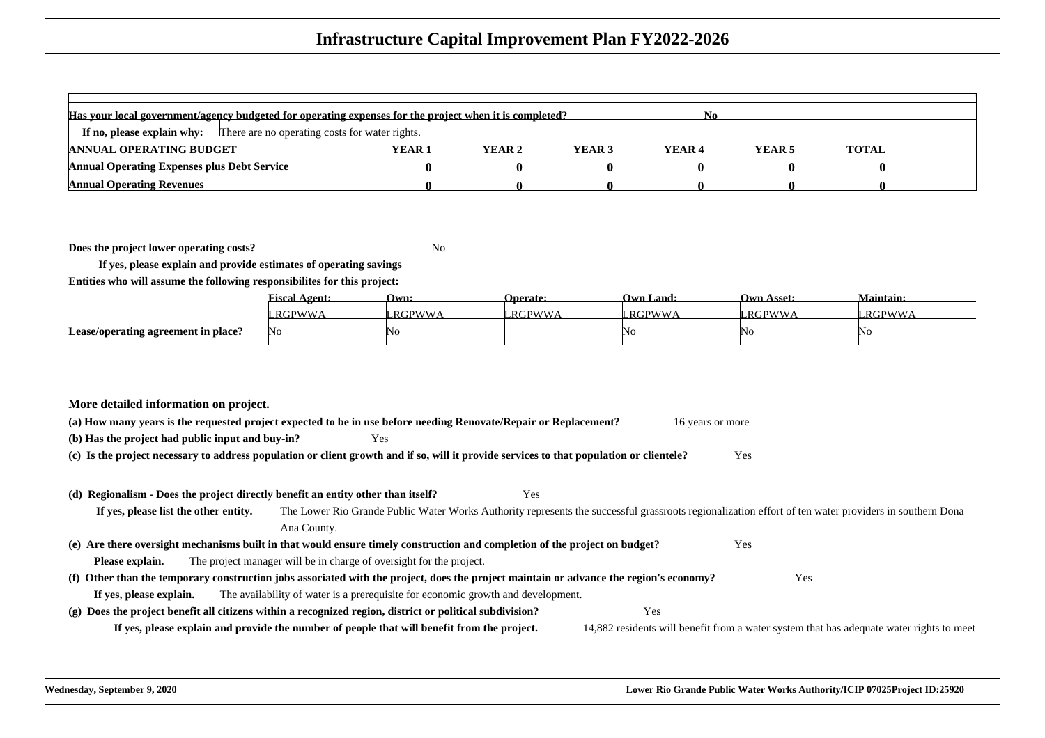# Infrastructure Capital Improvement Plan FY2022-2026

**Has your local government/agency budgeted for operating expenses for the project when it is completed?** No

**If no, please explain why:** There are no operating costs for water rights.

| ANNUAL OPERATING BUDGET | YEAR 1 | YEAR 2 | YEAR 3 | YEAR 4 | YEAR 5 | TOTAL |
|---|---|---|---|---|---|---|
| Annual Operating Expenses plus Debt Service | 0 | 0 | 0 | 0 | 0 | 0 |
| Annual Operating Revenues | 0 | 0 | 0 | 0 | 0 | 0 |

**Does the project lower operating costs?** No

**If yes, please explain and provide estimates of operating savings**

**Entities who will assume the following responsibilites for this project:**

| | Fiscal Agent: | Own: | Operate: | Own Land: | Own Asset: | Maintain: |
|---|---|---|---|---|---|---|
| | LRGPWWA | LRGPWWA | LRGPWWA | LRGPWWA | LRGPWWA | LRGPWWA |
| Lease/operating agreement in place? | No | No | | No | No | No |

**More detailed information on project.**

**(a) How many years is the requested project expected to be in use before needing Renovate/Repair or Replacement?** 16 years or more

**(b) Has the project had public input and buy-in?** Yes

**(c) Is the project necessary to address population or client growth and if so, will it provide services to that population or clientele?** Yes

**(d) Regionalism - Does the project directly benefit an entity other than itself?** Yes

**If yes, please list the other entity.** The Lower Rio Grande Public Water Works Authority represents the successful grassroots regionalization effort of ten water providers in southern Dona Ana County.

**(e) Are there oversight mechanisms built in that would ensure timely construction and completion of the project on budget?** Yes

**Please explain.** The project manager will be in charge of oversight for the project.

**(f) Other than the temporary construction jobs associated with the project, does the project maintain or advance the region's economy?** Yes

**If yes, please explain.** The availability of water is a prerequisite for economic growth and development.

**(g) Does the project benefit all citizens within a recognized region, district or political subdivision?** Yes

**If yes, please explain and provide the number of people that will benefit from the project.** 14,882 residents will benefit from a water system that has adequate water rights to meet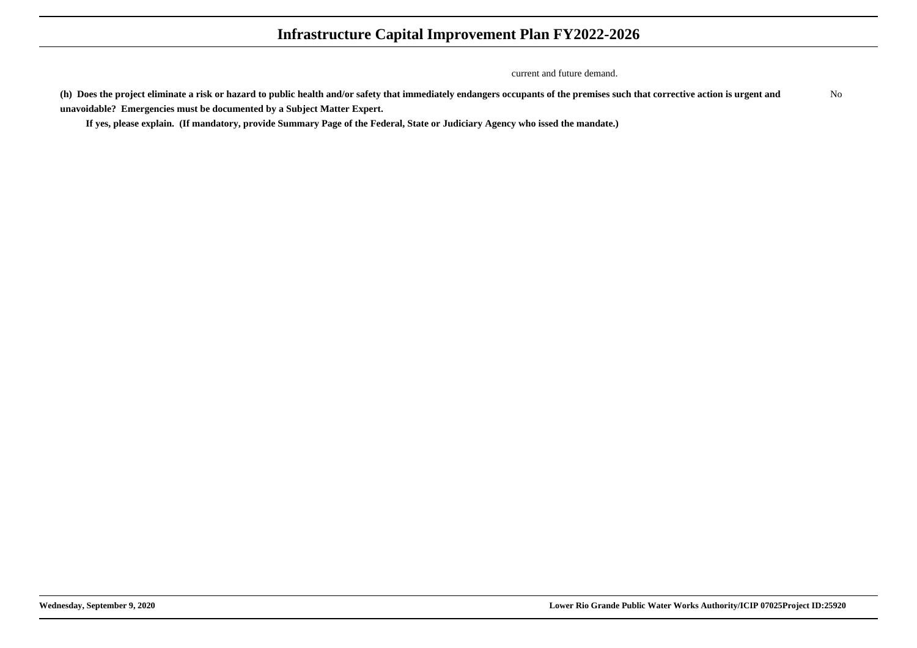current and future demand.

**(h) Does the project eliminate a risk or hazard to public health and/or safety that immediately endangers occupants of the premises such that corrective action is urgent and unavoidable? Emergencies must be documented by a Subject Matter Expert.** No

**If yes, please explain. (If mandatory, provide Summary Page of the Federal, State or Judiciary Agency who issed the mandate.)**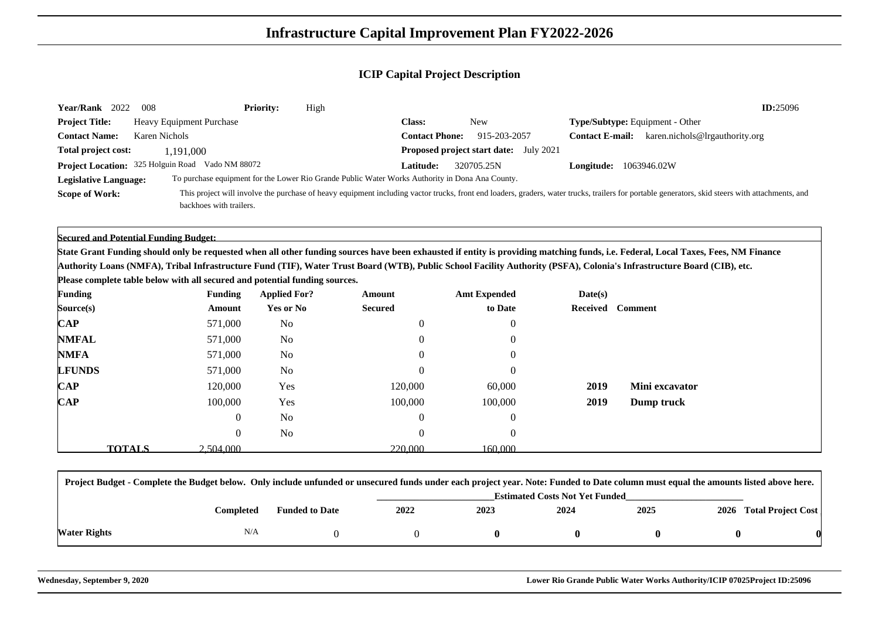# Infrastructure Capital Improvement Plan FY2022-2026

## ICIP Capital Project Description

**Year/Rank** 2022 008 **Priority:** High **ID:**25096

**Project Title:** Heavy Equipment Purchase **Class:** New **Type/Subtype:** Equipment - Other

**Contact Name:** Karen Nichols **Contact Phone:** 915-203-2057 **Contact E-mail:** karen.nichols@lrgauthority.org

**Total project cost:** 1,191,000 **Proposed project start date:** July 2021

**Project Location:** 325 Holguin Road Vado NM 88072 **Latitude:** 320705.25N **Longitude:** 1063946.02W

**Legislative Language:** To purchase equipment for the Lower Rio Grande Public Water Works Authority in Dona Ana County.

**Scope of Work:** This project will involve the purchase of heavy equipment including vactor trucks, front end loaders, graders, water trucks, trailers for portable generators, skid steers with attachments, and backhoes with trailers.

**Secured and Potential Funding Budget:**

**State Grant Funding should only be requested when all other funding sources have been exhausted if entity is providing matching funds, i.e. Federal, Local Taxes, Fees, NM Finance Authority Loans (NMFA), Tribal Infrastructure Fund (TIF), Water Trust Board (WTB), Public School Facility Authority (PSFA), Colonia's Infrastructure Board (CIB), etc.**

**Please complete table below with all secured and potential funding sources.**

| Funding Source(s) | Funding Amount | Applied For? Yes or No | Amount Secured | Amt Expended to Date | Date(s) Received | Comment |
|---|---|---|---|---|---|---|
| **CAP** | 571,000 | No | 0 | 0 | | |
| **NMFAL** | 571,000 | No | 0 | 0 | | |
| **NMFA** | 571,000 | No | 0 | 0 | | |
| **LFUNDS** | 571,000 | No | 0 | 0 | | |
| **CAP** | 120,000 | Yes | 120,000 | 60,000 | **2019** | **Mini excavator** |
| **CAP** | 100,000 | Yes | 100,000 | 100,000 | **2019** | **Dump truck** |
| | 0 | No | 0 | 0 | | |
| | 0 | No | 0 | 0 | | |
| **TOTALS** | 2,504,000 | | 220,000 | 160,000 | | |

**Project Budget - Complete the Budget below. Only include unfunded or unsecured funds under each project year. Note: Funded to Date column must equal the amounts listed above here.**

| | Completed | Funded to Date | 2022 | 2023 | 2024 | 2025 | 2026 | Total Project Cost |
|---|---|---|---|---|---|---|---|---|
| | | | Estimated Costs Not Yet Funded | | | | | |
| **Water Rights** | N/A | 0 | 0 | **0** | **0** | **0** | **0** | **0** |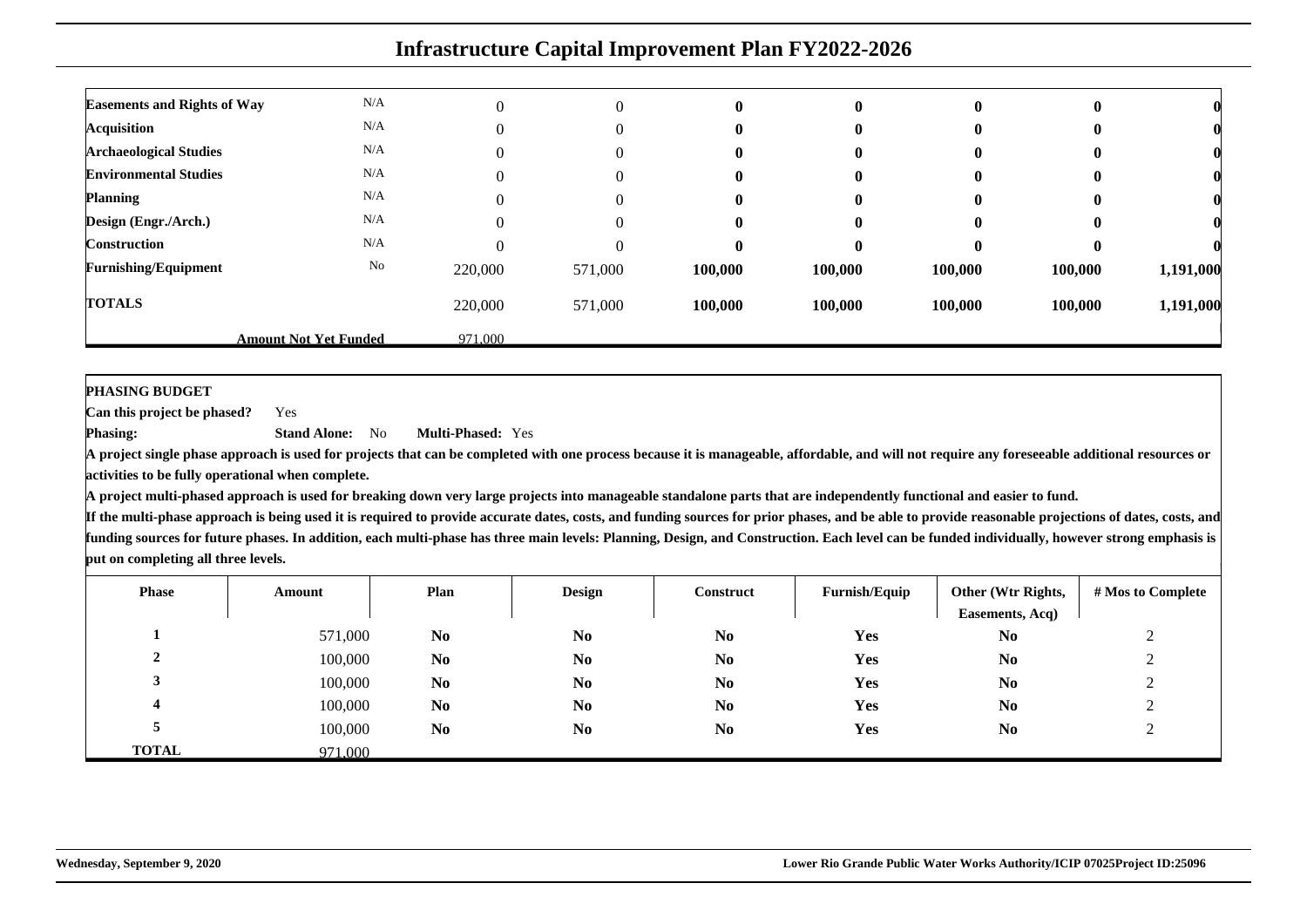# Infrastructure Capital Improvement Plan FY2022-2026

| | | | | | | | | |
|---|---|---|---|---|---|---|---|---|
| **Easements and Rights of Way** | N/A | 0 | 0 | **0** | **0** | **0** | **0** | **0** |
| **Acquisition** | N/A | 0 | 0 | **0** | **0** | **0** | **0** | **0** |
| **Archaeological Studies** | N/A | 0 | 0 | **0** | **0** | **0** | **0** | **0** |
| **Environmental Studies** | N/A | 0 | 0 | **0** | **0** | **0** | **0** | **0** |
| **Planning** | N/A | 0 | 0 | **0** | **0** | **0** | **0** | **0** |
| **Design (Engr./Arch.)** | N/A | 0 | 0 | **0** | **0** | **0** | **0** | **0** |
| **Construction** | N/A | 0 | 0 | **0** | **0** | **0** | **0** | **0** |
| **Furnishing/Equipment** | No | 220,000 | 571,000 | **100,000** | **100,000** | **100,000** | **100,000** | **1,191,000** |
| **TOTALS** | | 220,000 | 571,000 | **100,000** | **100,000** | **100,000** | **100,000** | **1,191,000** |
| | **Amount Not Yet Funded** | 971,000 | | | | | | |

**PHASING BUDGET**

**Can this project be phased?** Yes

**Phasing:** **Stand Alone:** No **Multi-Phased:** Yes

**A project single phase approach is used for projects that can be completed with one process because it is manageable, affordable, and will not require any foreseeable additional resources or activities to be fully operational when complete.**

**A project multi-phased approach is used for breaking down very large projects into manageable standalone parts that are independently functional and easier to fund.**

**If the multi-phase approach is being used it is required to provide accurate dates, costs, and funding sources for prior phases, and be able to provide reasonable projections of dates, costs, and funding sources for future phases. In addition, each multi-phase has three main levels: Planning, Design, and Construction. Each level can be funded individually, however strong emphasis is put on completing all three levels.**

| Phase | Amount | Plan | Design | Construct | Furnish/Equip | Other (Wtr Rights, Easements, Acq) | # Mos to Complete |
|---|---|---|---|---|---|---|---|
| **1** | 571,000 | **No** | **No** | **No** | **Yes** | **No** | 2 |
| **2** | 100,000 | **No** | **No** | **No** | **Yes** | **No** | 2 |
| **3** | 100,000 | **No** | **No** | **No** | **Yes** | **No** | 2 |
| **4** | 100,000 | **No** | **No** | **No** | **Yes** | **No** | 2 |
| **5** | 100,000 | **No** | **No** | **No** | **Yes** | **No** | 2 |
| **TOTAL** | 971,000 | | | | | | |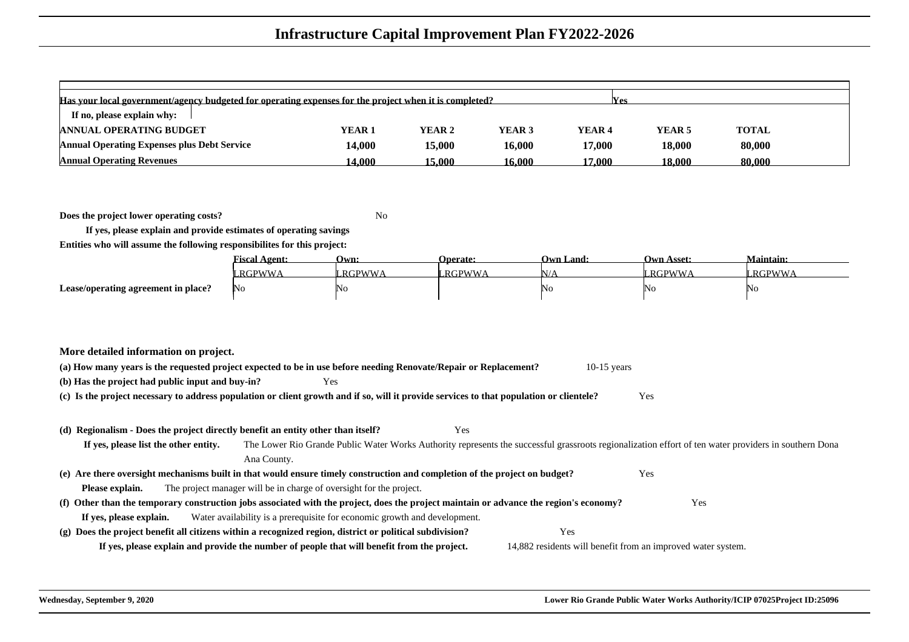# Infrastructure Capital Improvement Plan FY2022-2026

| Has your local government/agency budgeted for operating expenses for the project when it is completed? | | | | | Yes | |
|---|---|---|---|---|---|---|
| If no, please explain why: | | | | | | |
| **ANNUAL OPERATING BUDGET** | **YEAR 1** | **YEAR 2** | **YEAR 3** | **YEAR 4** | **YEAR 5** | **TOTAL** |
| **Annual Operating Expenses plus Debt Service** | **14,000** | **15,000** | **16,000** | **17,000** | **18,000** | **80,000** |
| **Annual Operating Revenues** | **14,000** | **15,000** | **16,000** | **17,000** | **18,000** | **80,000** |

**Does the project lower operating costs?** No

**If yes, please explain and provide estimates of operating savings**

**Entities who will assume the following responsibilites for this project:**

| | Fiscal Agent: | Own: | Operate: | Own Land: | Own Asset: | Maintain: |
|---|---|---|---|---|---|---|
| | LRGPWWA | LRGPWWA | LRGPWWA | N/A | LRGPWWA | LRGPWWA |
| **Lease/operating agreement in place?** | No | No | | No | No | No |

**More detailed information on project.**

**(a) How many years is the requested project expected to be in use before needing Renovate/Repair or Replacement?** 10-15 years

**(b) Has the project had public input and buy-in?** Yes

**(c) Is the project necessary to address population or client growth and if so, will it provide services to that population or clientele?** Yes

**(d) Regionalism - Does the project directly benefit an entity other than itself?** Yes

**If yes, please list the other entity.** The Lower Rio Grande Public Water Works Authority represents the successful grassroots regionalization effort of ten water providers in southern Dona Ana County.

**(e) Are there oversight mechanisms built in that would ensure timely construction and completion of the project on budget?** Yes

**Please explain.** The project manager will be in charge of oversight for the project.

**(f) Other than the temporary construction jobs associated with the project, does the project maintain or advance the region's economy?** Yes

**If yes, please explain.** Water availability is a prerequisite for economic growth and development.

**(g) Does the project benefit all citizens within a recognized region, district or political subdivision?** Yes

**If yes, please explain and provide the number of people that will benefit from the project.** 14,882 residents will benefit from an improved water system.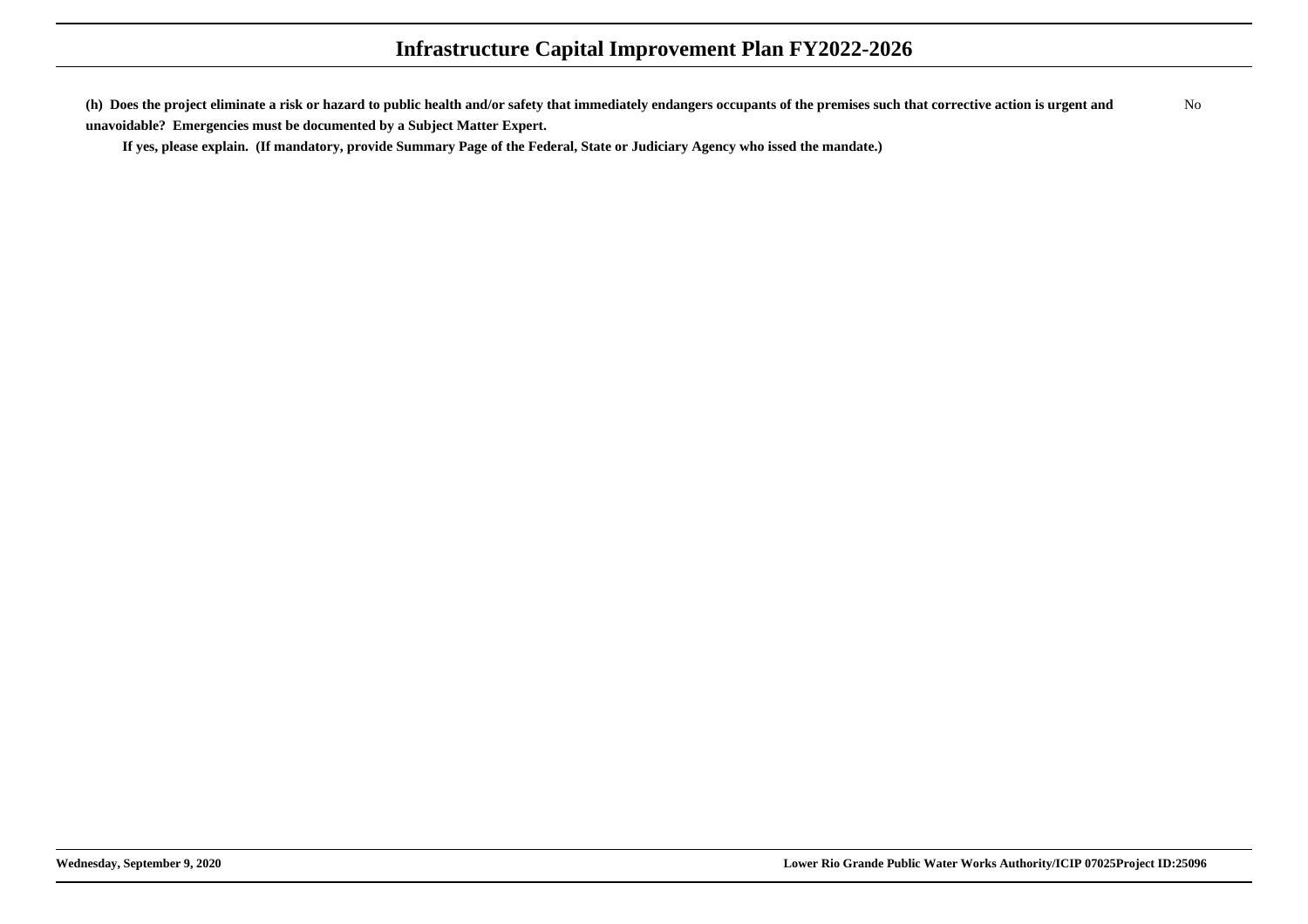**(h) Does the project eliminate a risk or hazard to public health and/or safety that immediately endangers occupants of the premises such that corrective action is urgent and unavoidable? Emergencies must be documented by a Subject Matter Expert.**

No

**If yes, please explain. (If mandatory, provide Summary Page of the Federal, State or Judiciary Agency who issed the mandate.)**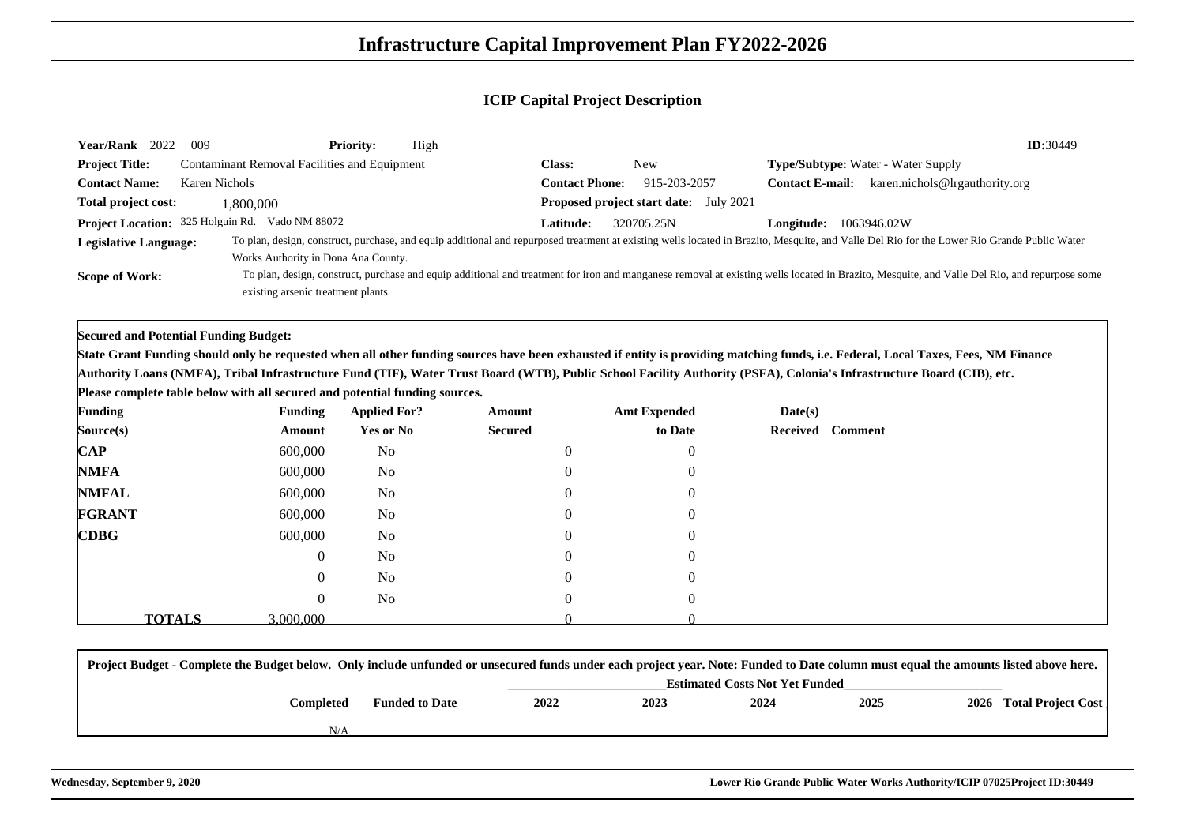# Infrastructure Capital Improvement Plan FY2022-2026

## ICIP Capital Project Description

**Year/Rank** 2022 009 **Priority:** High **ID:**30449

**Project Title:** Contaminant Removal Facilities and Equipment **Class:** New **Type/Subtype:** Water - Water Supply

**Contact Name:** Karen Nichols **Contact Phone:** 915-203-2057 **Contact E-mail:** karen.nichols@lrgauthority.org

**Total project cost:** 1,800,000 **Proposed project start date:** July 2021

**Project Location:** 325 Holguin Rd. Vado NM 88072 **Latitude:** 320705.25N **Longitude:** 1063946.02W

**Legislative Language:** To plan, design, construct, purchase, and equip additional and repurposed treatment at existing wells located in Brazito, Mesquite, and Valle Del Rio for the Lower Rio Grande Public Water Works Authority in Dona Ana County.

**Scope of Work:** To plan, design, construct, purchase and equip additional and treatment for iron and manganese removal at existing wells located in Brazito, Mesquite, and Valle Del Rio, and repurpose some existing arsenic treatment plants.

**Secured and Potential Funding Budget:**

**State Grant Funding should only be requested when all other funding sources have been exhausted if entity is providing matching funds, i.e. Federal, Local Taxes, Fees, NM Finance Authority Loans (NMFA), Tribal Infrastructure Fund (TIF), Water Trust Board (WTB), Public School Facility Authority (PSFA), Colonia's Infrastructure Board (CIB), etc.**

**Please complete table below with all secured and potential funding sources.**

| Funding Source(s) | Funding Amount | Applied For? Yes or No | Amount Secured | Amt Expended to Date | Date(s) Received | Comment |
|---|---|---|---|---|---|---|
| **CAP** | 600,000 | No | 0 | 0 | | |
| **NMFA** | 600,000 | No | 0 | 0 | | |
| **NMFAL** | 600,000 | No | 0 | 0 | | |
| **FGRANT** | 600,000 | No | 0 | 0 | | |
| **CDBG** | 600,000 | No | 0 | 0 | | |
| | 0 | No | 0 | 0 | | |
| | 0 | No | 0 | 0 | | |
| | 0 | No | 0 | 0 | | |
| **TOTALS** | 3,000,000 | | 0 | 0 | | |

**Project Budget - Complete the Budget below. Only include unfunded or unsecured funds under each project year. Note: Funded to Date column must equal the amounts listed above here.**

| | Completed | Funded to Date | Estimated Costs Not Yet Funded 2022 | 2023 | 2024 | 2025 | 2026 | Total Project Cost |
|---|---|---|---|---|---|---|---|---|
| | N/A | | | | | | | |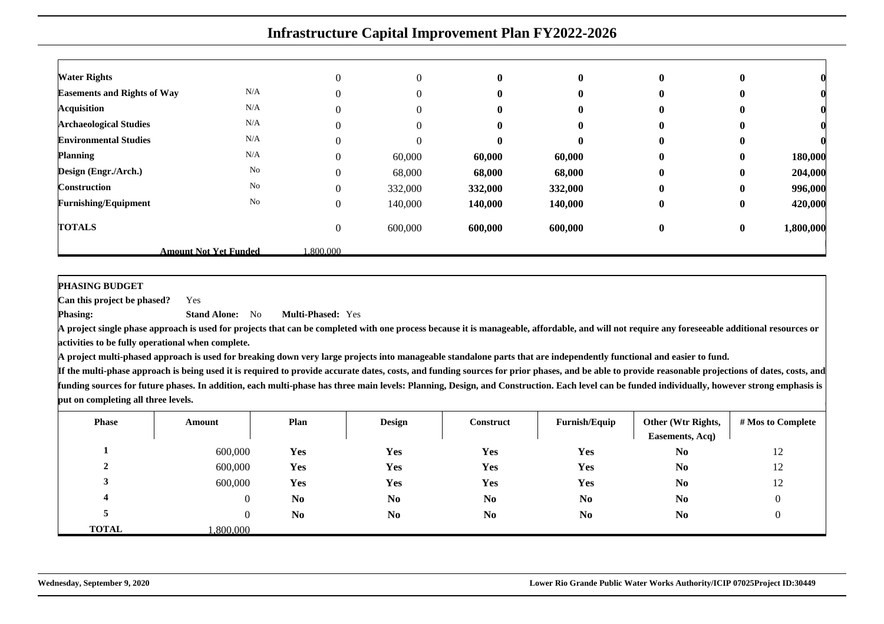# Infrastructure Capital Improvement Plan FY2022-2026

| | | | | | | | | |
|---|---|---|---|---|---|---|---|---|
| **Water Rights** | | 0 | 0 | **0** | **0** | **0** | **0** | **0** |
| **Easements and Rights of Way** | N/A | 0 | 0 | **0** | **0** | **0** | **0** | **0** |
| **Acquisition** | N/A | 0 | 0 | **0** | **0** | **0** | **0** | **0** |
| **Archaeological Studies** | N/A | 0 | 0 | **0** | **0** | **0** | **0** | **0** |
| **Environmental Studies** | N/A | 0 | 0 | **0** | **0** | **0** | **0** | **0** |
| **Planning** | N/A | 0 | 60,000 | **60,000** | **60,000** | **0** | **0** | **180,000** |
| **Design (Engr./Arch.)** | No | 0 | 68,000 | **68,000** | **68,000** | **0** | **0** | **204,000** |
| **Construction** | No | 0 | 332,000 | **332,000** | **332,000** | **0** | **0** | **996,000** |
| **Furnishing/Equipment** | No | 0 | 140,000 | **140,000** | **140,000** | **0** | **0** | **420,000** |
| **TOTALS** | | 0 | 600,000 | **600,000** | **600,000** | **0** | **0** | **1,800,000** |
| | **Amount Not Yet Funded** | 1,800,000 | | | | | | |

**PHASING BUDGET**

**Can this project be phased?** Yes

**Phasing:** **Stand Alone:** No **Multi-Phased:** Yes

**A project single phase approach is used for projects that can be completed with one process because it is manageable, affordable, and will not require any foreseeable additional resources or activities to be fully operational when complete.**

**A project multi-phased approach is used for breaking down very large projects into manageable standalone parts that are independently functional and easier to fund.**

**If the multi-phase approach is being used it is required to provide accurate dates, costs, and funding sources for prior phases, and be able to provide reasonable projections of dates, costs, and funding sources for future phases. In addition, each multi-phase has three main levels: Planning, Design, and Construction. Each level can be funded individually, however strong emphasis is put on completing all three levels.**

| Phase | Amount | Plan | Design | Construct | Furnish/Equip | Other (Wtr Rights, Easements, Acq) | # Mos to Complete |
|---|---|---|---|---|---|---|---|
| 1 | 600,000 | Yes | Yes | Yes | Yes | No | 12 |
| 2 | 600,000 | Yes | Yes | Yes | Yes | No | 12 |
| 3 | 600,000 | Yes | Yes | Yes | Yes | No | 12 |
| 4 | 0 | No | No | No | No | No | 0 |
| 5 | 0 | No | No | No | No | No | 0 |
| **TOTAL** | 1,800,000 | | | | | | |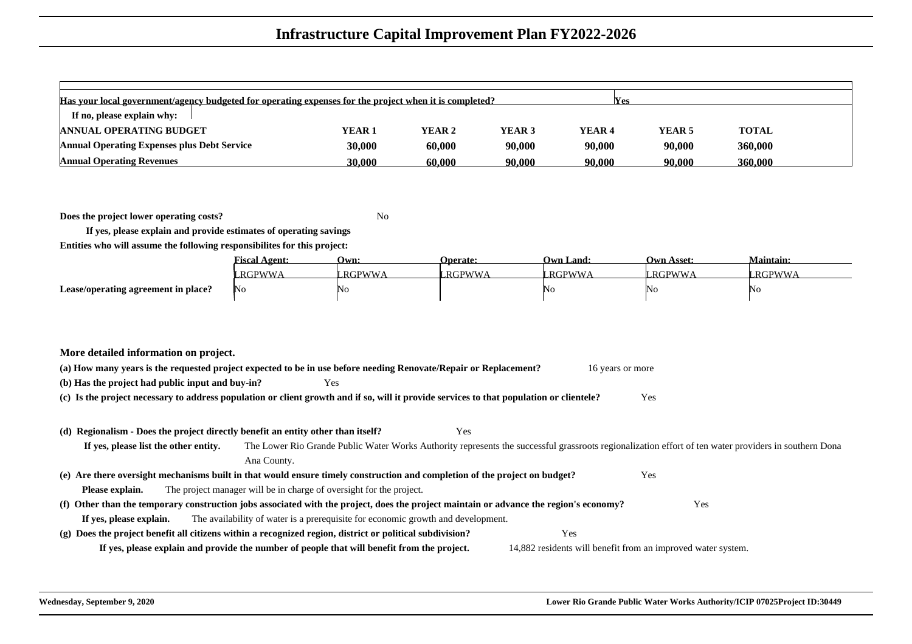# Infrastructure Capital Improvement Plan FY2022-2026

| Has your local government/agency budgeted for operating expenses for the project when it is completed? | | | | | Yes | |
|---|---|---|---|---|---|---|
| If no, please explain why: | | | | | | |
| **ANNUAL OPERATING BUDGET** | **YEAR 1** | **YEAR 2** | **YEAR 3** | **YEAR 4** | **YEAR 5** | **TOTAL** |
| **Annual Operating Expenses plus Debt Service** | **30,000** | **60,000** | **90,000** | **90,000** | **90,000** | **360,000** |
| **Annual Operating Revenues** | **30,000** | **60,000** | **90,000** | **90,000** | **90,000** | **360,000** |

**Does the project lower operating costs?** No

**If yes, please explain and provide estimates of operating savings**

**Entities who will assume the following responsibilites for this project:**

| | Fiscal Agent: | Own: | Operate: | Own Land: | Own Asset: | Maintain: |
|---|---|---|---|---|---|---|
| | LRGPWWA | LRGPWWA | LRGPWWA | LRGPWWA | LRGPWWA | LRGPWWA |
| **Lease/operating agreement in place?** | No | No | | No | No | No |

**More detailed information on project.**

**(a) How many years is the requested project expected to be in use before needing Renovate/Repair or Replacement?** 16 years or more

**(b) Has the project had public input and buy-in?** Yes

**(c) Is the project necessary to address population or client growth and if so, will it provide services to that population or clientele?** Yes

**(d) Regionalism - Does the project directly benefit an entity other than itself?** Yes

**If yes, please list the other entity.** The Lower Rio Grande Public Water Works Authority represents the successful grassroots regionalization effort of ten water providers in southern Dona Ana County.

**(e) Are there oversight mechanisms built in that would ensure timely construction and completion of the project on budget?** Yes

**Please explain.** The project manager will be in charge of oversight for the project.

**(f) Other than the temporary construction jobs associated with the project, does the project maintain or advance the region's economy?** Yes

**If yes, please explain.** The availability of water is a prerequisite for economic growth and development.

**(g) Does the project benefit all citizens within a recognized region, district or political subdivision?** Yes

**If yes, please explain and provide the number of people that will benefit from the project.** 14,882 residents will benefit from an improved water system.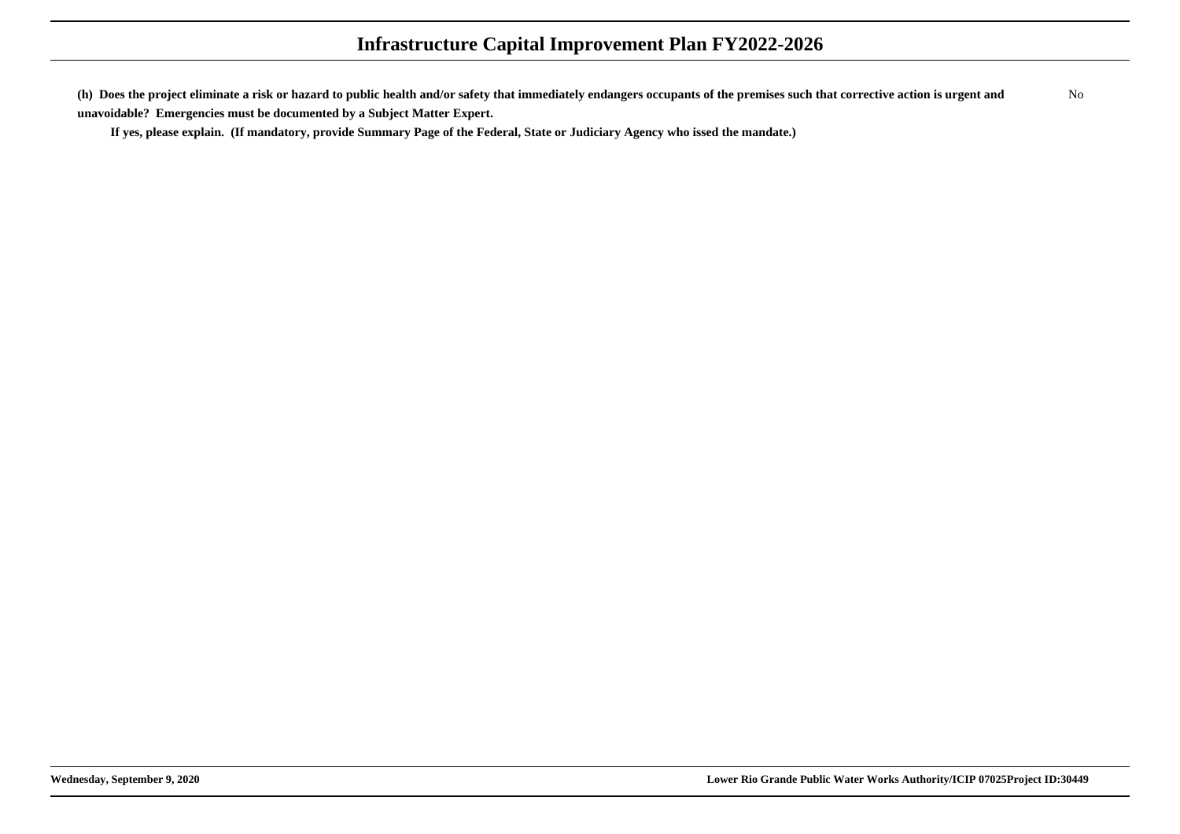**(h) Does the project eliminate a risk or hazard to public health and/or safety that immediately endangers occupants of the premises such that corrective action is urgent and unavoidable? Emergencies must be documented by a Subject Matter Expert.**

No

**If yes, please explain. (If mandatory, provide Summary Page of the Federal, State or Judiciary Agency who issed the mandate.)**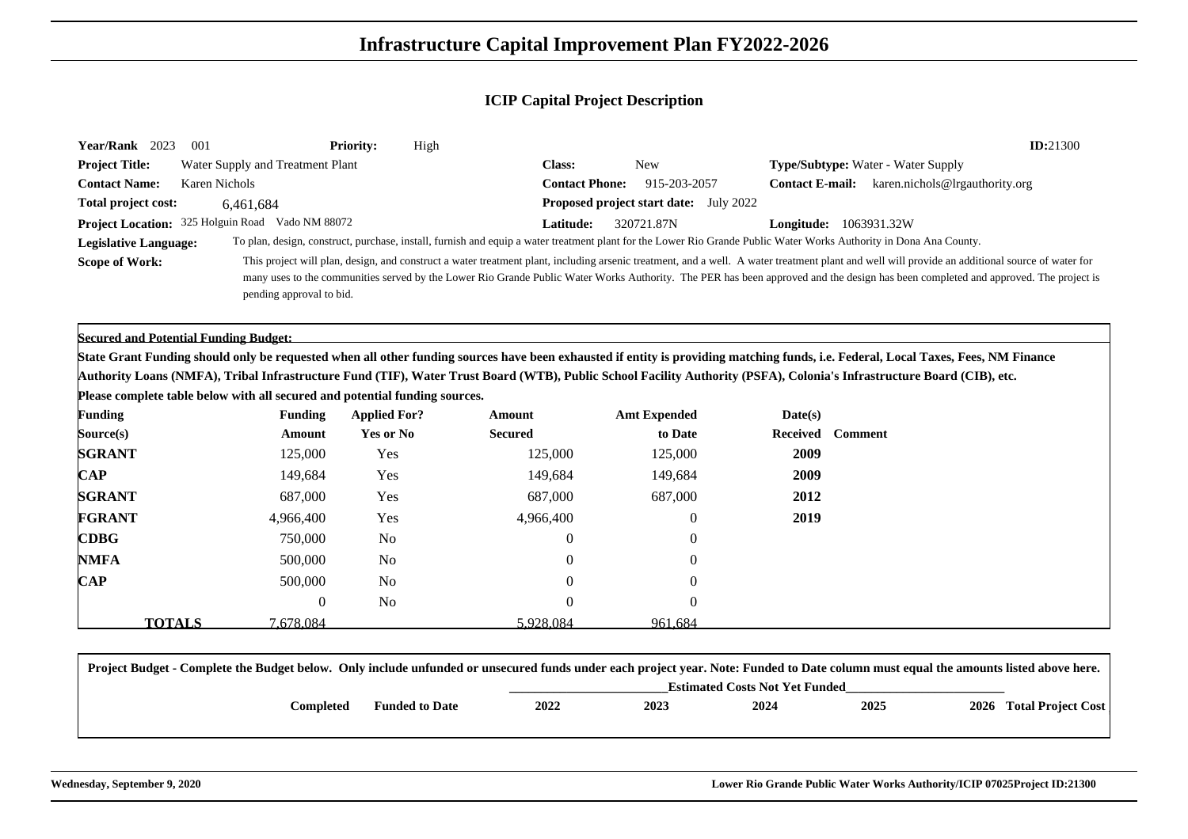# Infrastructure Capital Improvement Plan FY2022-2026

## ICIP Capital Project Description

**Year/Rank** 2023 001 **Priority:** High **ID:**21300

**Project Title:** Water Supply and Treatment Plant **Class:** New **Type/Subtype:** Water - Water Supply

**Contact Name:** Karen Nichols **Contact Phone:** 915-203-2057 **Contact E-mail:** karen.nichols@lrgauthority.org

**Total project cost:** 6,461,684 **Proposed project start date:** July 2022

**Project Location:** 325 Holguin Road Vado NM 88072 **Latitude:** 320721.87N **Longitude:** 1063931.32W

**Legislative Language:** To plan, design, construct, purchase, install, furnish and equip a water treatment plant for the Lower Rio Grande Public Water Works Authority in Dona Ana County.

**Scope of Work:** This project will plan, design, and construct a water treatment plant, including arsenic treatment, and a well. A water treatment plant and well will provide an additional source of water for many uses to the communities served by the Lower Rio Grande Public Water Works Authority. The PER has been approved and the design has been completed and approved. The project is pending approval to bid.

**Secured and Potential Funding Budget:**

**State Grant Funding should only be requested when all other funding sources have been exhausted if entity is providing matching funds, i.e. Federal, Local Taxes, Fees, NM Finance Authority Loans (NMFA), Tribal Infrastructure Fund (TIF), Water Trust Board (WTB), Public School Facility Authority (PSFA), Colonia's Infrastructure Board (CIB), etc.**

**Please complete table below with all secured and potential funding sources.**

| Funding Source(s) | Funding Amount | Applied For? Yes or No | Amount Secured | Amt Expended to Date | Date(s) Received | Comment |
|---|---|---|---|---|---|---|
| **SGRANT** | 125,000 | Yes | 125,000 | 125,000 | **2009** | |
| **CAP** | 149,684 | Yes | 149,684 | 149,684 | **2009** | |
| **SGRANT** | 687,000 | Yes | 687,000 | 687,000 | **2012** | |
| **FGRANT** | 4,966,400 | Yes | 4,966,400 | 0 | **2019** | |
| **CDBG** | 750,000 | No | 0 | 0 | | |
| **NMFA** | 500,000 | No | 0 | 0 | | |
| **CAP** | 500,000 | No | 0 | 0 | | |
| | 0 | No | 0 | 0 | | |
| **TOTALS** | 7,678,084 | | 5,928,084 | 961,684 | | |

**Project Budget - Complete the Budget below. Only include unfunded or unsecured funds under each project year. Note: Funded to Date column must equal the amounts listed above here.**

| Completed | Funded to Date | 2022 | 2023 | 2024 | 2025 | 2026 | Total Project Cost |
|---|---|---|---|---|---|---|---|
| | | Estimated Costs Not Yet Funded | | | | | |

**Wednesday, September 9, 2020** **Lower Rio Grande Public Water Works Authority/ICIP 07025Project ID:21300**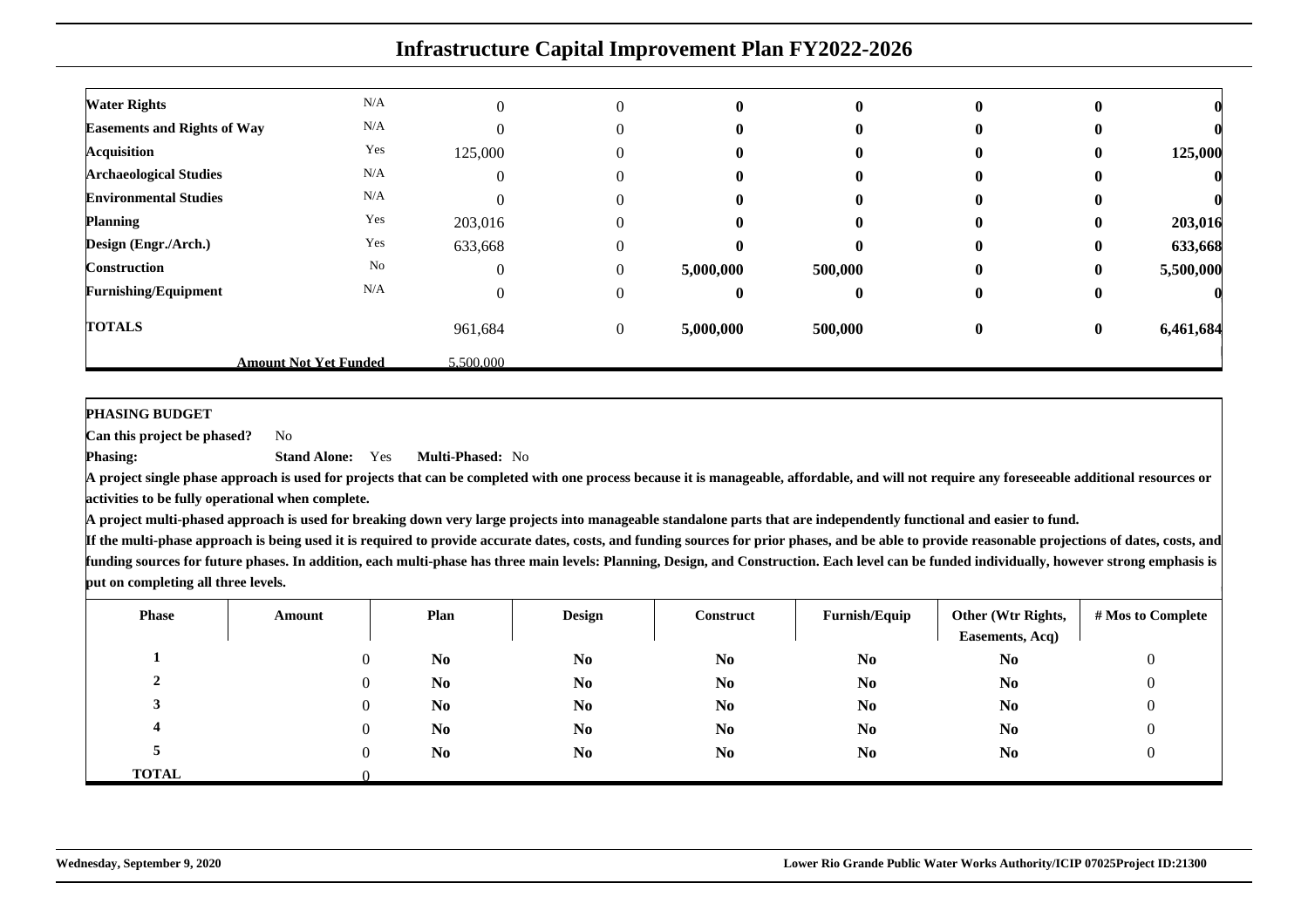# Infrastructure Capital Improvement Plan FY2022-2026

| | | | | | | | | |
|---|---|---|---|---|---|---|---|---|
| **Water Rights** | N/A | 0 | 0 | **0** | **0** | **0** | **0** | **0** |
| **Easements and Rights of Way** | N/A | 0 | 0 | **0** | **0** | **0** | **0** | **0** |
| **Acquisition** | Yes | 125,000 | 0 | **0** | **0** | **0** | **0** | **125,000** |
| **Archaeological Studies** | N/A | 0 | 0 | **0** | **0** | **0** | **0** | **0** |
| **Environmental Studies** | N/A | 0 | 0 | **0** | **0** | **0** | **0** | **0** |
| **Planning** | Yes | 203,016 | 0 | **0** | **0** | **0** | **0** | **203,016** |
| **Design (Engr./Arch.)** | Yes | 633,668 | 0 | **0** | **0** | **0** | **0** | **633,668** |
| **Construction** | No | 0 | 0 | **5,000,000** | **500,000** | **0** | **0** | **5,500,000** |
| **Furnishing/Equipment** | N/A | 0 | 0 | **0** | **0** | **0** | **0** | **0** |
| **TOTALS** | | 961,684 | 0 | **5,000,000** | **500,000** | **0** | **0** | **6,461,684** |
| **Amount Not Yet Funded** | | 5,500,000 | | | | | | |

**PHASING BUDGET**

**Can this project be phased?** No

**Phasing:** **Stand Alone:** Yes **Multi-Phased:** No

**A project single phase approach is used for projects that can be completed with one process because it is manageable, affordable, and will not require any foreseeable additional resources or activities to be fully operational when complete.**

**A project multi-phased approach is used for breaking down very large projects into manageable standalone parts that are independently functional and easier to fund.**

**If the multi-phase approach is being used it is required to provide accurate dates, costs, and funding sources for prior phases, and be able to provide reasonable projections of dates, costs, and funding sources for future phases. In addition, each multi-phase has three main levels: Planning, Design, and Construction. Each level can be funded individually, however strong emphasis is put on completing all three levels.**

| Phase | Amount | Plan | Design | Construct | Furnish/Equip | Other (Wtr Rights, Easements, Acq) | # Mos to Complete |
|---|---|---|---|---|---|---|---|
| **1** | 0 | **No** | **No** | **No** | **No** | **No** | 0 |
| **2** | 0 | **No** | **No** | **No** | **No** | **No** | 0 |
| **3** | 0 | **No** | **No** | **No** | **No** | **No** | 0 |
| **4** | 0 | **No** | **No** | **No** | **No** | **No** | 0 |
| **5** | 0 | **No** | **No** | **No** | **No** | **No** | 0 |
| **TOTAL** | 0 | | | | | | |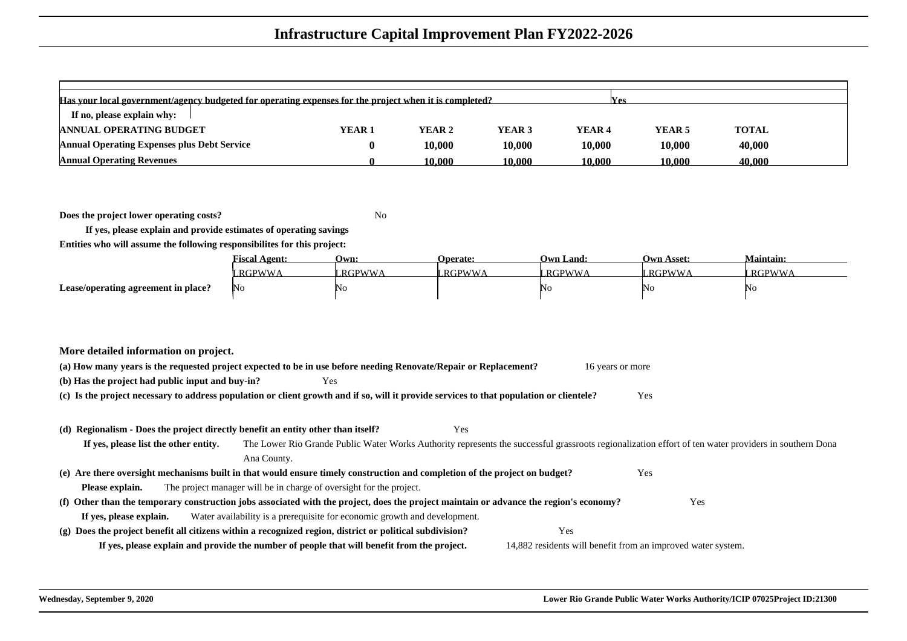# Infrastructure Capital Improvement Plan FY2022-2026

**Has your local government/agency budgeted for operating expenses for the project when it is completed?** **Yes**

**If no, please explain why:**

| ANNUAL OPERATING BUDGET | YEAR 1 | YEAR 2 | YEAR 3 | YEAR 4 | YEAR 5 | TOTAL |
|---|---|---|---|---|---|---|
| Annual Operating Expenses plus Debt Service | 0 | 10,000 | 10,000 | 10,000 | 10,000 | 40,000 |
| Annual Operating Revenues | 0 | 10,000 | 10,000 | 10,000 | 10,000 | 40,000 |

**Does the project lower operating costs?** No

**If yes, please explain and provide estimates of operating savings**

**Entities who will assume the following responsibilites for this project:**

| | Fiscal Agent: | Own: | Operate: | Own Land: | Own Asset: | Maintain: |
|---|---|---|---|---|---|---|
| | LRGPWWA | LRGPWWA | LRGPWWA | LRGPWWA | LRGPWWA | LRGPWWA |
| **Lease/operating agreement in place?** | No | No | | No | No | No |

**More detailed information on project.**

**(a) How many years is the requested project expected to be in use before needing Renovate/Repair or Replacement?** 16 years or more

**(b) Has the project had public input and buy-in?** Yes

**(c) Is the project necessary to address population or client growth and if so, will it provide services to that population or clientele?** Yes

**(d) Regionalism - Does the project directly benefit an entity other than itself?** Yes

**If yes, please list the other entity.** The Lower Rio Grande Public Water Works Authority represents the successful grassroots regionalization effort of ten water providers in southern Dona Ana County.

**(e) Are there oversight mechanisms built in that would ensure timely construction and completion of the project on budget?** Yes

**Please explain.** The project manager will be in charge of oversight for the project.

**(f) Other than the temporary construction jobs associated with the project, does the project maintain or advance the region's economy?** Yes

**If yes, please explain.** Water availability is a prerequisite for economic growth and development.

**(g) Does the project benefit all citizens within a recognized region, district or political subdivision?** Yes

**If yes, please explain and provide the number of people that will benefit from the project.** 14,882 residents will benefit from an improved water system.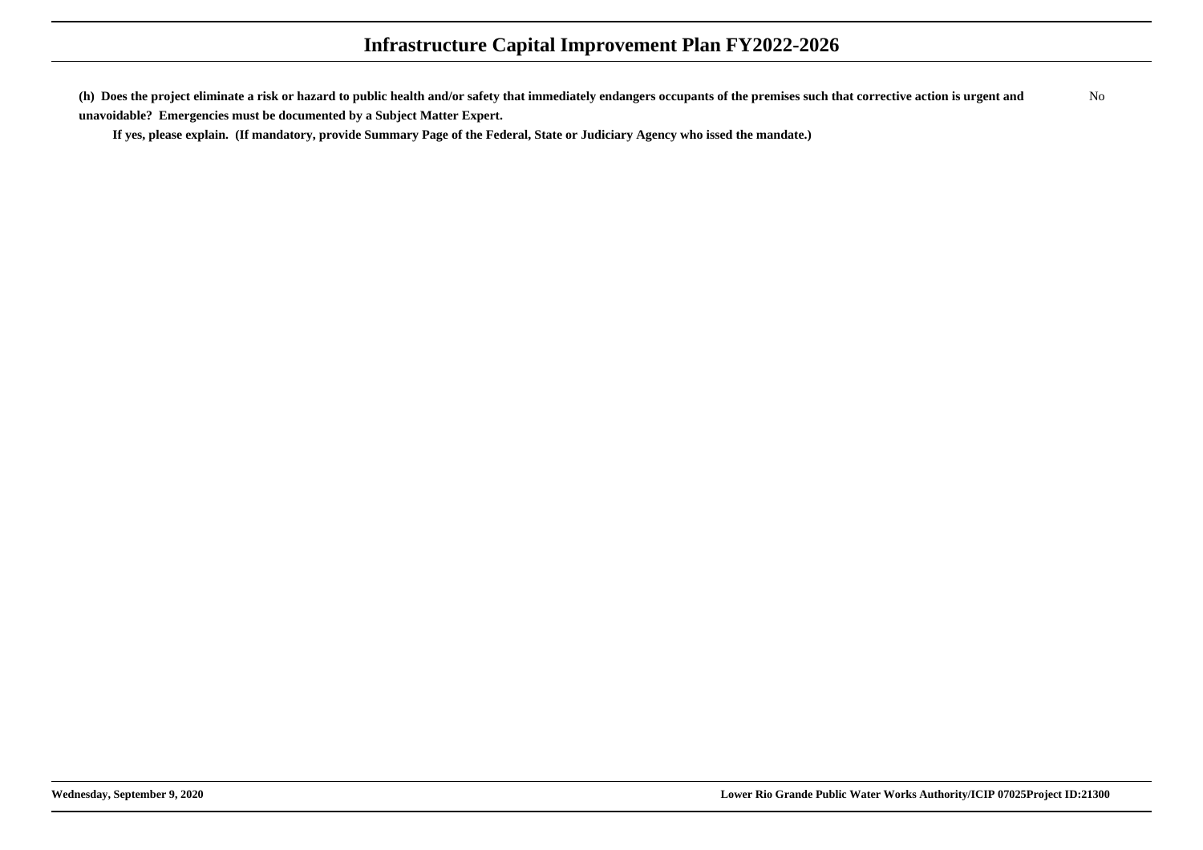**(h) Does the project eliminate a risk or hazard to public health and/or safety that immediately endangers occupants of the premises such that corrective action is urgent and unavoidable? Emergencies must be documented by a Subject Matter Expert.** No

**If yes, please explain. (If mandatory, provide Summary Page of the Federal, State or Judiciary Agency who issed the mandate.)**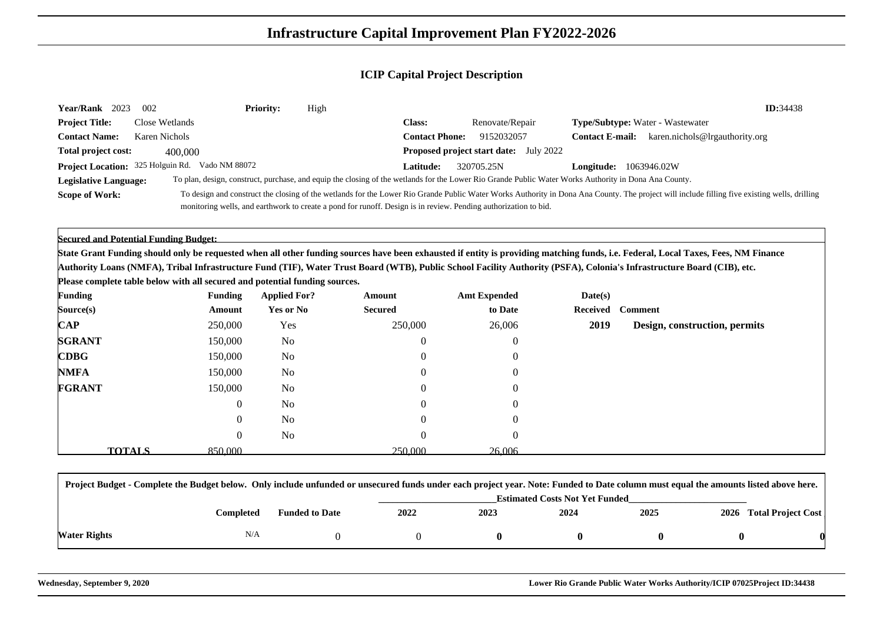# Infrastructure Capital Improvement Plan FY2022-2026

## ICIP Capital Project Description

**Year/Rank** 2023 002 **Priority:** High **ID:**34438

**Project Title:** Close Wetlands **Class:** Renovate/Repair **Type/Subtype:** Water - Wastewater

**Contact Name:** Karen Nichols **Contact Phone:** 9152032057 **Contact E-mail:** karen.nichols@lrgauthority.org

**Total project cost:** 400,000 **Proposed project start date:** July 2022

**Project Location:** 325 Holguin Rd. Vado NM 88072 **Latitude:** 320705.25N **Longitude:** 1063946.02W

**Legislative Language:** To plan, design, construct, purchase, and equip the closing of the wetlands for the Lower Rio Grande Public Water Works Authority in Dona Ana County.

**Scope of Work:** To design and construct the closing of the wetlands for the Lower Rio Grande Public Water Works Authority in Dona Ana County. The project will include filling five existing wells, drilling monitoring wells, and earthwork to create a pond for runoff. Design is in review. Pending authorization to bid.

**Secured and Potential Funding Budget:**

**State Grant Funding should only be requested when all other funding sources have been exhausted if entity is providing matching funds, i.e. Federal, Local Taxes, Fees, NM Finance Authority Loans (NMFA), Tribal Infrastructure Fund (TIF), Water Trust Board (WTB), Public School Facility Authority (PSFA), Colonia's Infrastructure Board (CIB), etc.**

**Please complete table below with all secured and potential funding sources.**

| Funding Source(s) | Funding Amount | Applied For? Yes or No | Amount Secured | Amt Expended to Date | Date(s) Received | Comment |
|---|---|---|---|---|---|---|
| **CAP** | 250,000 | Yes | 250,000 | 26,006 | **2019** | **Design, construction, permits** |
| **SGRANT** | 150,000 | No | 0 | 0 | | |
| **CDBG** | 150,000 | No | 0 | 0 | | |
| **NMFA** | 150,000 | No | 0 | 0 | | |
| **FGRANT** | 150,000 | No | 0 | 0 | | |
| | 0 | No | 0 | 0 | | |
| | 0 | No | 0 | 0 | | |
| | 0 | No | 0 | 0 | | |
| **TOTALS** | 850,000 | | 250,000 | 26,006 | | |

**Project Budget - Complete the Budget below. Only include unfunded or unsecured funds under each project year. Note: Funded to Date column must equal the amounts listed above here.**

| | Completed | Funded to Date | 2022 | 2023 | 2024 | 2025 | 2026 | Total Project Cost |
|---|---|---|---|---|---|---|---|---|
| | | | Estimated Costs Not Yet Funded | | | | | |
| **Water Rights** | N/A | 0 | 0 | **0** | **0** | **0** | **0** | **0** |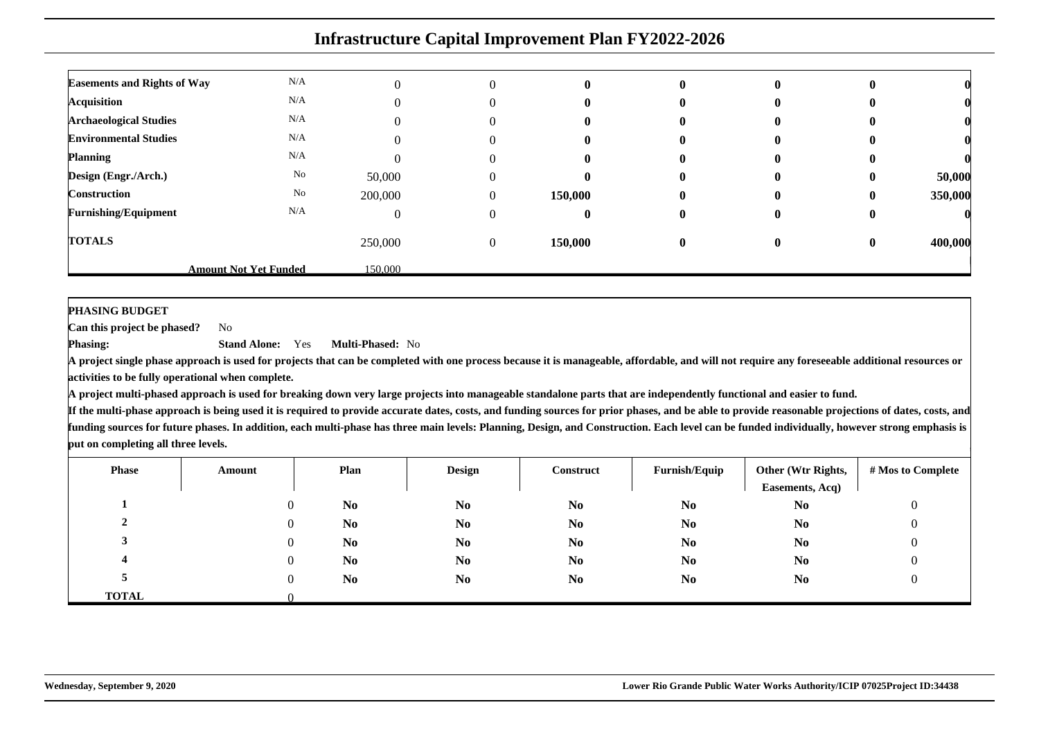# Infrastructure Capital Improvement Plan FY2022-2026

| | | | | | | | | |
|---|---|---|---|---|---|---|---|---|
| **Easements and Rights of Way** | N/A | 0 | 0 | **0** | **0** | **0** | **0** | **0** |
| **Acquisition** | N/A | 0 | 0 | **0** | **0** | **0** | **0** | **0** |
| **Archaeological Studies** | N/A | 0 | 0 | **0** | **0** | **0** | **0** | **0** |
| **Environmental Studies** | N/A | 0 | 0 | **0** | **0** | **0** | **0** | **0** |
| **Planning** | N/A | 0 | 0 | **0** | **0** | **0** | **0** | **0** |
| **Design (Engr./Arch.)** | No | 50,000 | 0 | **0** | **0** | **0** | **0** | **50,000** |
| **Construction** | No | 200,000 | 0 | **150,000** | **0** | **0** | **0** | **350,000** |
| **Furnishing/Equipment** | N/A | 0 | 0 | **0** | **0** | **0** | **0** | **0** |
| **TOTALS** | | 250,000 | 0 | **150,000** | **0** | **0** | **0** | **400,000** |
| **Amount Not Yet Funded** | | 150,000 | | | | | | |

**PHASING BUDGET**

**Can this project be phased?** No

**Phasing:** **Stand Alone:** Yes **Multi-Phased:** No

**A project single phase approach is used for projects that can be completed with one process because it is manageable, affordable, and will not require any foreseeable additional resources or activities to be fully operational when complete.**

**A project multi-phased approach is used for breaking down very large projects into manageable standalone parts that are independently functional and easier to fund.**

**If the multi-phase approach is being used it is required to provide accurate dates, costs, and funding sources for prior phases, and be able to provide reasonable projections of dates, costs, and funding sources for future phases. In addition, each multi-phase has three main levels: Planning, Design, and Construction. Each level can be funded individually, however strong emphasis is put on completing all three levels.**

| Phase | Amount | Plan | Design | Construct | Furnish/Equip | Other (Wtr Rights, Easements, Acq) | # Mos to Complete |
|---|---|---|---|---|---|---|---|
| **1** | 0 | **No** | **No** | **No** | **No** | **No** | 0 |
| **2** | 0 | **No** | **No** | **No** | **No** | **No** | 0 |
| **3** | 0 | **No** | **No** | **No** | **No** | **No** | 0 |
| **4** | 0 | **No** | **No** | **No** | **No** | **No** | 0 |
| **5** | 0 | **No** | **No** | **No** | **No** | **No** | 0 |
| **TOTAL** | 0 | | | | | | |

**Wednesday, September 9, 2020** **Lower Rio Grande Public Water Works Authority/ICIP 07025Project ID:34438**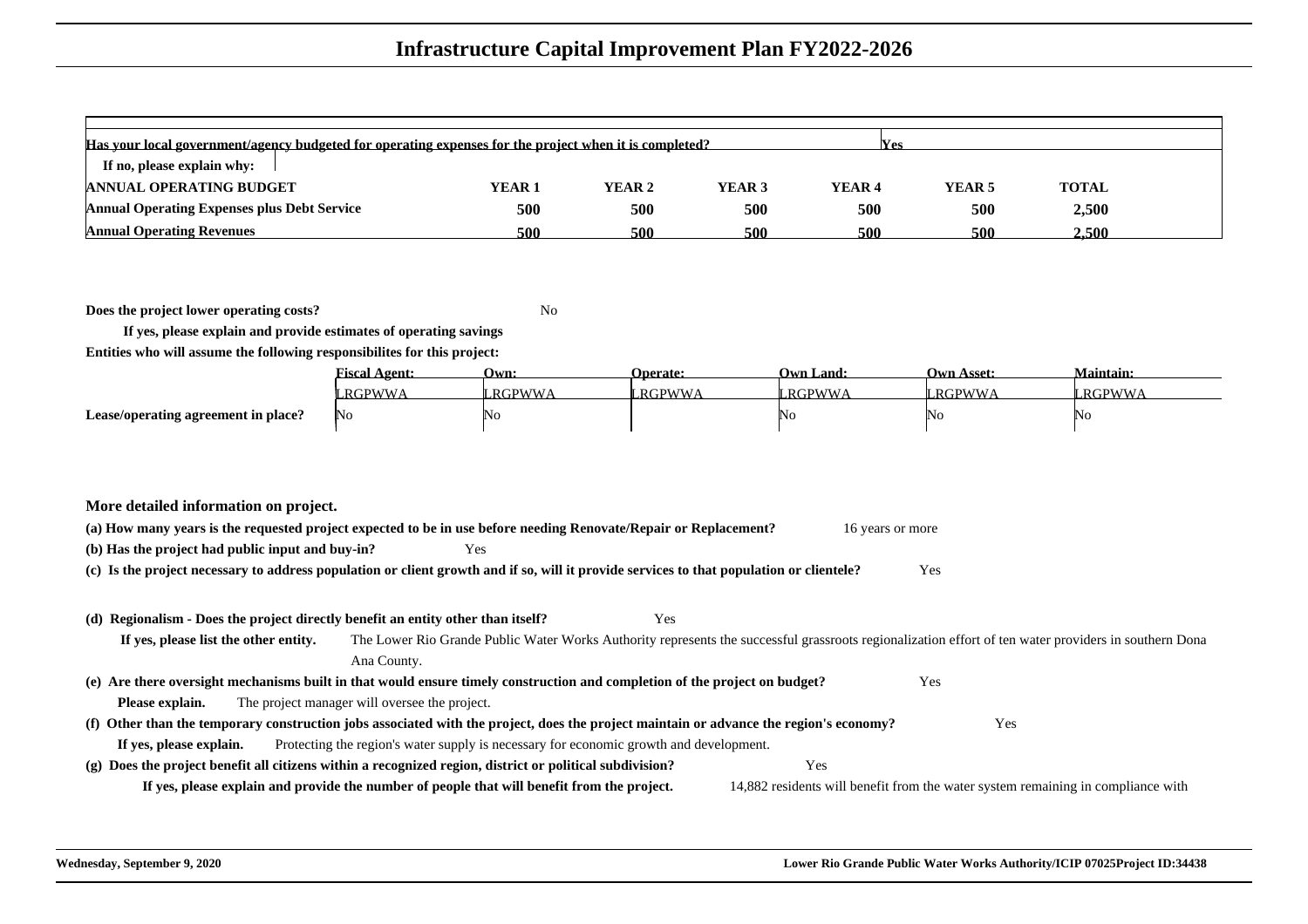# Infrastructure Capital Improvement Plan FY2022-2026

| Has your local government/agency budgeted for operating expenses for the project when it is completed? | | | | | Yes | |
|---|---|---|---|---|---|---|
| If no, please explain why: | | | | | | |
| **ANNUAL OPERATING BUDGET** | **YEAR 1** | **YEAR 2** | **YEAR 3** | **YEAR 4** | **YEAR 5** | **TOTAL** |
| **Annual Operating Expenses plus Debt Service** | **500** | **500** | **500** | **500** | **500** | **2,500** |
| **Annual Operating Revenues** | **500** | **500** | **500** | **500** | **500** | **2,500** |

**Does the project lower operating costs?** No

**If yes, please explain and provide estimates of operating savings**

**Entities who will assume the following responsibilites for this project:**

| | Fiscal Agent: | Own: | Operate: | Own Land: | Own Asset: | Maintain: |
|---|---|---|---|---|---|---|
| | LRGPWWA | LRGPWWA | LRGPWWA | LRGPWWA | LRGPWWA | LRGPWWA |
| **Lease/operating agreement in place?** | No | No | | No | No | No |

**More detailed information on project.**

**(a) How many years is the requested project expected to be in use before needing Renovate/Repair or Replacement?** 16 years or more

**(b) Has the project had public input and buy-in?** Yes

**(c) Is the project necessary to address population or client growth and if so, will it provide services to that population or clientele?** Yes

**(d) Regionalism - Does the project directly benefit an entity other than itself?** Yes

**If yes, please list the other entity.** The Lower Rio Grande Public Water Works Authority represents the successful grassroots regionalization effort of ten water providers in southern Dona Ana County.

**(e) Are there oversight mechanisms built in that would ensure timely construction and completion of the project on budget?** Yes

**Please explain.** The project manager will oversee the project.

**(f) Other than the temporary construction jobs associated with the project, does the project maintain or advance the region's economy?** Yes

**If yes, please explain.** Protecting the region's water supply is necessary for economic growth and development.

**(g) Does the project benefit all citizens within a recognized region, district or political subdivision?** Yes

**If yes, please explain and provide the number of people that will benefit from the project.** 14,882 residents will benefit from the water system remaining in compliance with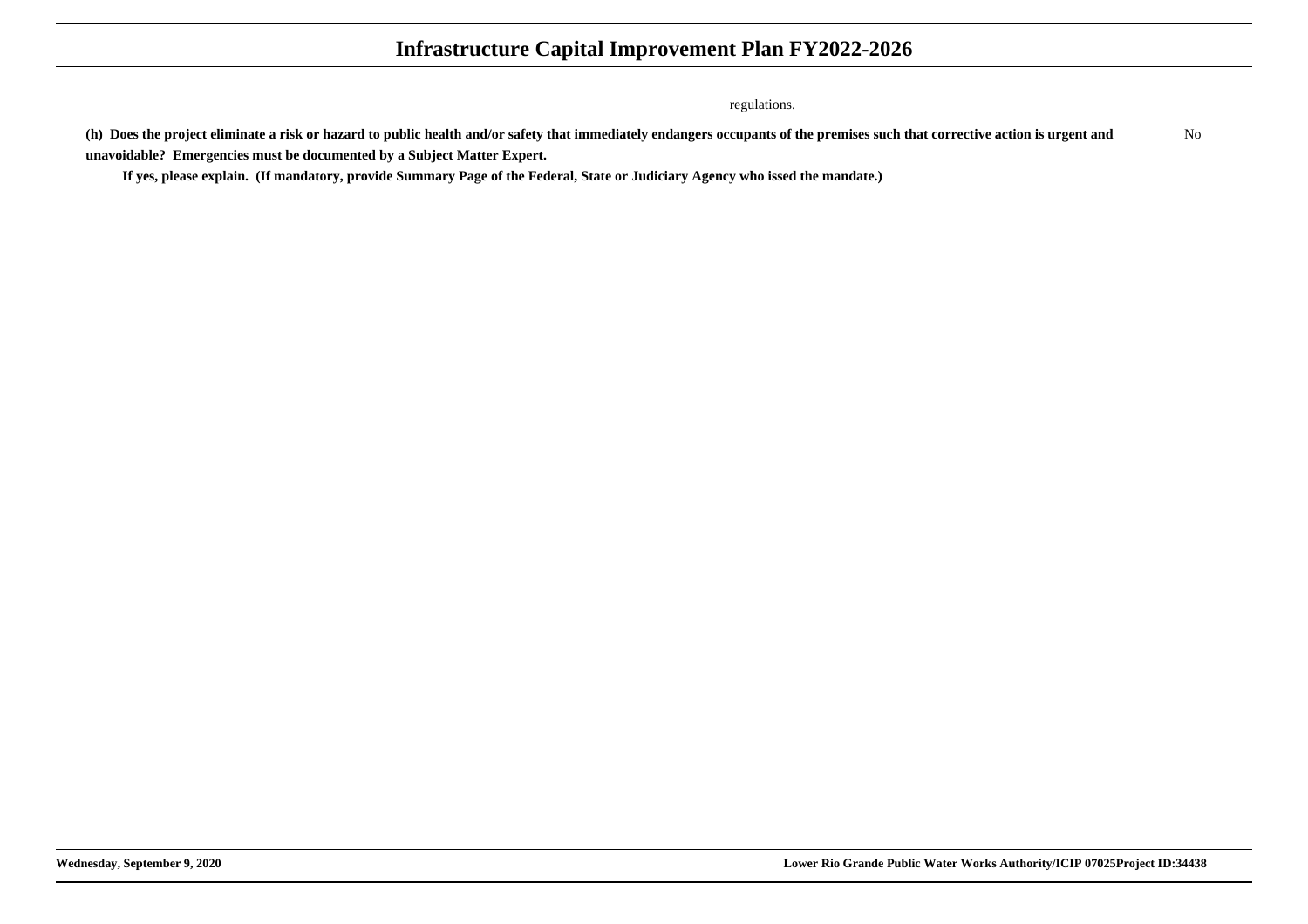regulations.

**(h) Does the project eliminate a risk or hazard to public health and/or safety that immediately endangers occupants of the premises such that corrective action is urgent and unavoidable? Emergencies must be documented by a Subject Matter Expert.** No

**If yes, please explain. (If mandatory, provide Summary Page of the Federal, State or Judiciary Agency who issed the mandate.)**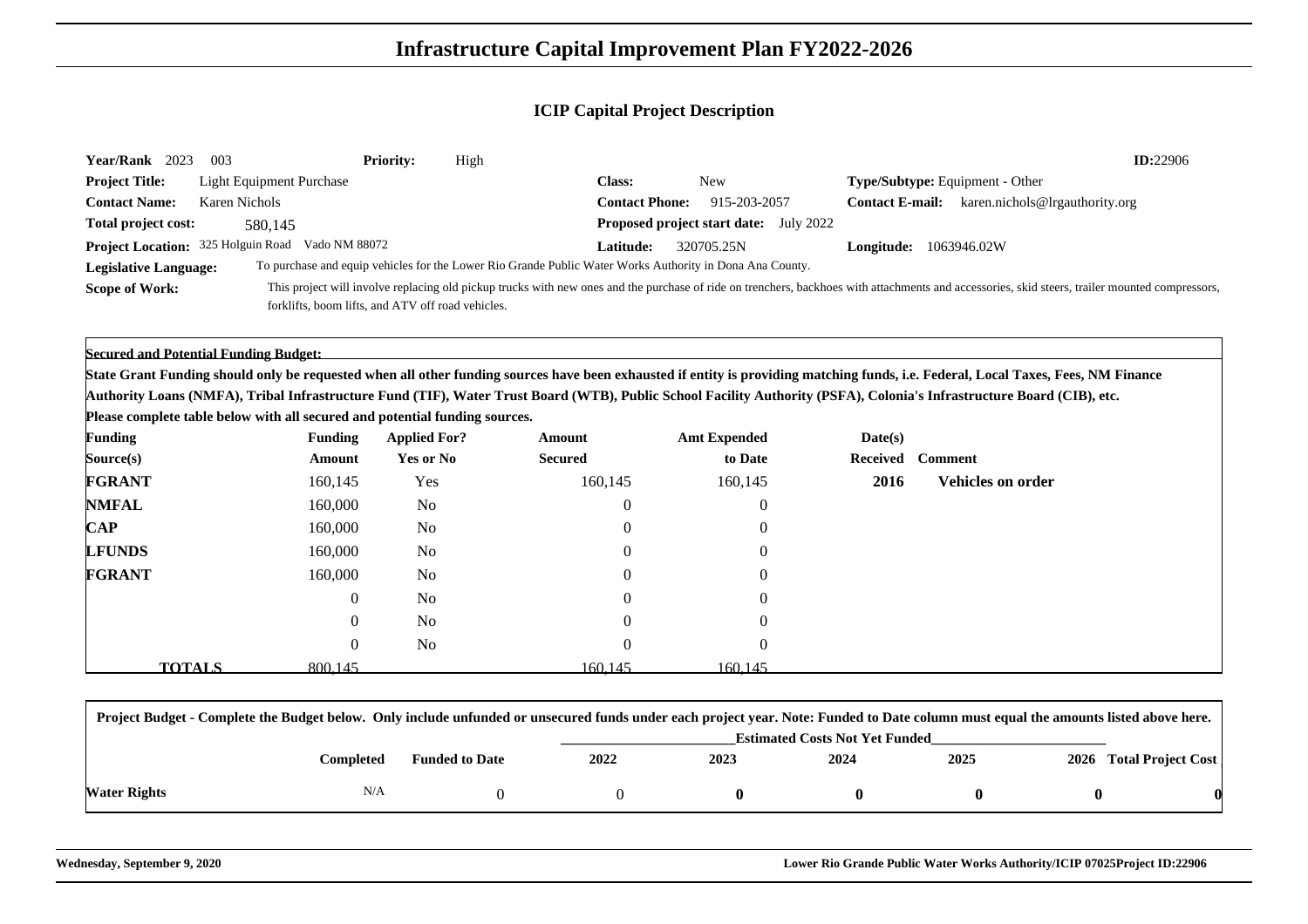# Infrastructure Capital Improvement Plan FY2022-2026

## ICIP Capital Project Description

**Year/Rank** 2023 003 **Priority:** High **ID:**22906

**Project Title:** Light Equipment Purchase

**Class:** New

**Type/Subtype:** Equipment - Other

**Contact Name:** Karen Nichols

**Contact Phone:** 915-203-2057

**Contact E-mail:** karen.nichols@lrgauthority.org

**Total project cost:** 580,145

**Proposed project start date:** July 2022

**Project Location:** 325 Holguin Road Vado NM 88072

**Latitude:** 320705.25N

**Longitude:** 1063946.02W

**Legislative Language:** To purchase and equip vehicles for the Lower Rio Grande Public Water Works Authority in Dona Ana County.

**Scope of Work:** This project will involve replacing old pickup trucks with new ones and the purchase of ride on trenchers, backhoes with attachments and accessories, skid steers, trailer mounted compressors, forklifts, boom lifts, and ATV off road vehicles.

**Secured and Potential Funding Budget:**

**State Grant Funding should only be requested when all other funding sources have been exhausted if entity is providing matching funds, i.e. Federal, Local Taxes, Fees, NM Finance Authority Loans (NMFA), Tribal Infrastructure Fund (TIF), Water Trust Board (WTB), Public School Facility Authority (PSFA), Colonia's Infrastructure Board (CIB), etc.**

**Please complete table below with all secured and potential funding sources.**

| Funding Source(s) | Funding Amount | Applied For? Yes or No | Amount Secured | Amt Expended to Date | Date(s) Received | Comment |
|---|---|---|---|---|---|---|
| **FGRANT** | 160,145 | Yes | 160,145 | 160,145 | **2016** | **Vehicles on order** |
| **NMFAL** | 160,000 | No | 0 | 0 | | |
| **CAP** | 160,000 | No | 0 | 0 | | |
| **LFUNDS** | 160,000 | No | 0 | 0 | | |
| **FGRANT** | 160,000 | No | 0 | 0 | | |
| | 0 | No | 0 | 0 | | |
| | 0 | No | 0 | 0 | | |
| | 0 | No | 0 | 0 | | |
| **TOTALS** | 800,145 | | 160,145 | 160,145 | | |

**Project Budget - Complete the Budget below. Only include unfunded or unsecured funds under each project year. Note: Funded to Date column must equal the amounts listed above here.**

| | Completed | Funded to Date | Estimated Costs Not Yet Funded | | | | | |
|---|---|---|---|---|---|---|---|---|
| | | | 2022 | 2023 | 2024 | 2025 | 2026 | Total Project Cost |
| **Water Rights** | N/A | 0 | 0 | **0** | **0** | **0** | **0** | **0** |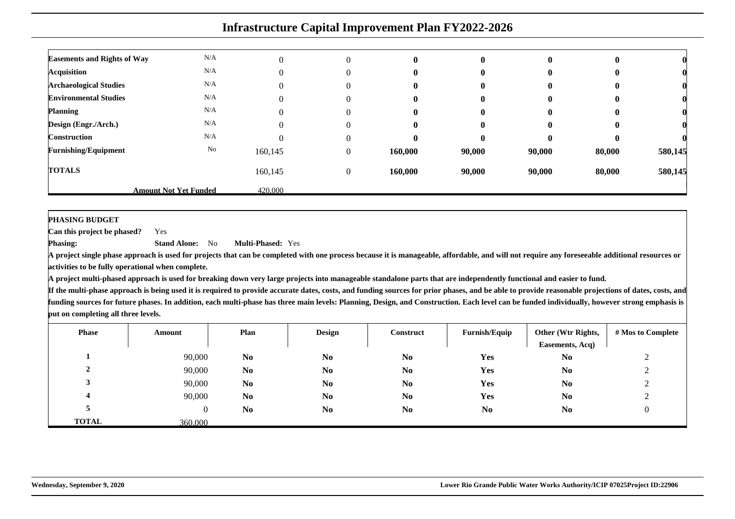# Infrastructure Capital Improvement Plan FY2022-2026

| | | | | | | | | |
|---|---|---|---|---|---|---|---|---|
| **Easements and Rights of Way** | N/A | 0 | 0 | **0** | **0** | **0** | **0** | **0** |
| **Acquisition** | N/A | 0 | 0 | **0** | **0** | **0** | **0** | **0** |
| **Archaeological Studies** | N/A | 0 | 0 | **0** | **0** | **0** | **0** | **0** |
| **Environmental Studies** | N/A | 0 | 0 | **0** | **0** | **0** | **0** | **0** |
| **Planning** | N/A | 0 | 0 | **0** | **0** | **0** | **0** | **0** |
| **Design (Engr./Arch.)** | N/A | 0 | 0 | **0** | **0** | **0** | **0** | **0** |
| **Construction** | N/A | 0 | 0 | **0** | **0** | **0** | **0** | **0** |
| **Furnishing/Equipment** | No | 160,145 | 0 | **160,000** | **90,000** | **90,000** | **80,000** | **580,145** |
| **TOTALS** | | 160,145 | 0 | **160,000** | **90,000** | **90,000** | **80,000** | **580,145** |
| | **Amount Not Yet Funded** | 420,000 | | | | | | |

**PHASING BUDGET**

**Can this project be phased?** Yes

**Phasing:** **Stand Alone:** No **Multi-Phased:** Yes

**A project single phase approach is used for projects that can be completed with one process because it is manageable, affordable, and will not require any foreseeable additional resources or activities to be fully operational when complete.**

**A project multi-phased approach is used for breaking down very large projects into manageable standalone parts that are independently functional and easier to fund.**

**If the multi-phase approach is being used it is required to provide accurate dates, costs, and funding sources for prior phases, and be able to provide reasonable projections of dates, costs, and funding sources for future phases. In addition, each multi-phase has three main levels: Planning, Design, and Construction. Each level can be funded individually, however strong emphasis is put on completing all three levels.**

| Phase | Amount | Plan | Design | Construct | Furnish/Equip | Other (Wtr Rights, Easements, Acq) | # Mos to Complete |
|---|---|---|---|---|---|---|---|
| **1** | 90,000 | **No** | **No** | **No** | **Yes** | **No** | 2 |
| **2** | 90,000 | **No** | **No** | **No** | **Yes** | **No** | 2 |
| **3** | 90,000 | **No** | **No** | **No** | **Yes** | **No** | 2 |
| **4** | 90,000 | **No** | **No** | **No** | **Yes** | **No** | 2 |
| **5** | 0 | **No** | **No** | **No** | **No** | **No** | 0 |
| **TOTAL** | 360,000 | | | | | | |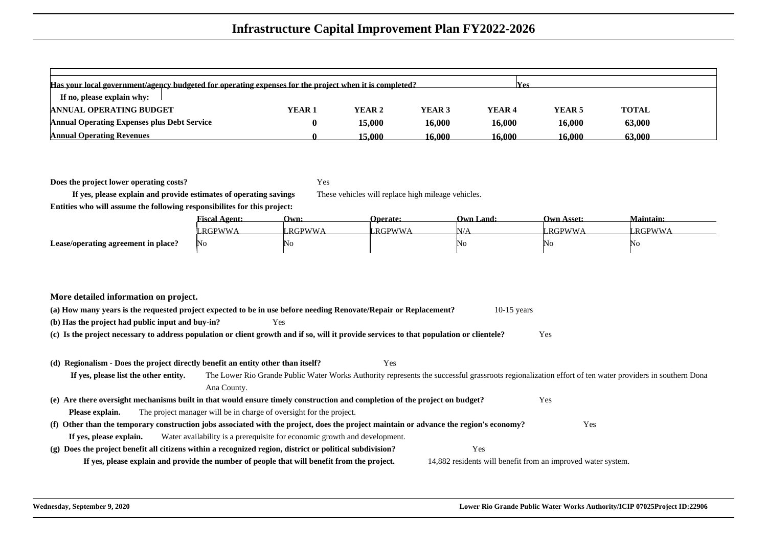# Infrastructure Capital Improvement Plan FY2022-2026

| Has your local government/agency budgeted for operating expenses for the project when it is completed? | | | | | Yes | |
|---|---|---|---|---|---|---|
| If no, please explain why: | | | | | | |
| **ANNUAL OPERATING BUDGET** | **YEAR 1** | **YEAR 2** | **YEAR 3** | **YEAR 4** | **YEAR 5** | **TOTAL** |
| **Annual Operating Expenses plus Debt Service** | **0** | **15,000** | **16,000** | **16,000** | **16,000** | **63,000** |
| **Annual Operating Revenues** | **0** | **15,000** | **16,000** | **16,000** | **16,000** | **63,000** |

**Does the project lower operating costs?** Yes

**If yes, please explain and provide estimates of operating savings** These vehicles will replace high mileage vehicles.

**Entities who will assume the following responsibilites for this project:**

| | Fiscal Agent: | Own: | Operate: | Own Land: | Own Asset: | Maintain: |
|---|---|---|---|---|---|---|
| | LRGPWWA | LRGPWWA | LRGPWWA | N/A | LRGPWWA | LRGPWWA |
| **Lease/operating agreement in place?** | No | No | | No | No | No |

**More detailed information on project.**

**(a) How many years is the requested project expected to be in use before needing Renovate/Repair or Replacement?** 10-15 years

**(b) Has the project had public input and buy-in?** Yes

**(c) Is the project necessary to address population or client growth and if so, will it provide services to that population or clientele?** Yes

**(d) Regionalism - Does the project directly benefit an entity other than itself?** Yes

**If yes, please list the other entity.** The Lower Rio Grande Public Water Works Authority represents the successful grassroots regionalization effort of ten water providers in southern Dona Ana County.

**(e) Are there oversight mechanisms built in that would ensure timely construction and completion of the project on budget?** Yes

**Please explain.** The project manager will be in charge of oversight for the project.

**(f) Other than the temporary construction jobs associated with the project, does the project maintain or advance the region's economy?** Yes

**If yes, please explain.** Water availability is a prerequisite for economic growth and development.

**(g) Does the project benefit all citizens within a recognized region, district or political subdivision?** Yes

**If yes, please explain and provide the number of people that will benefit from the project.** 14,882 residents will benefit from an improved water system.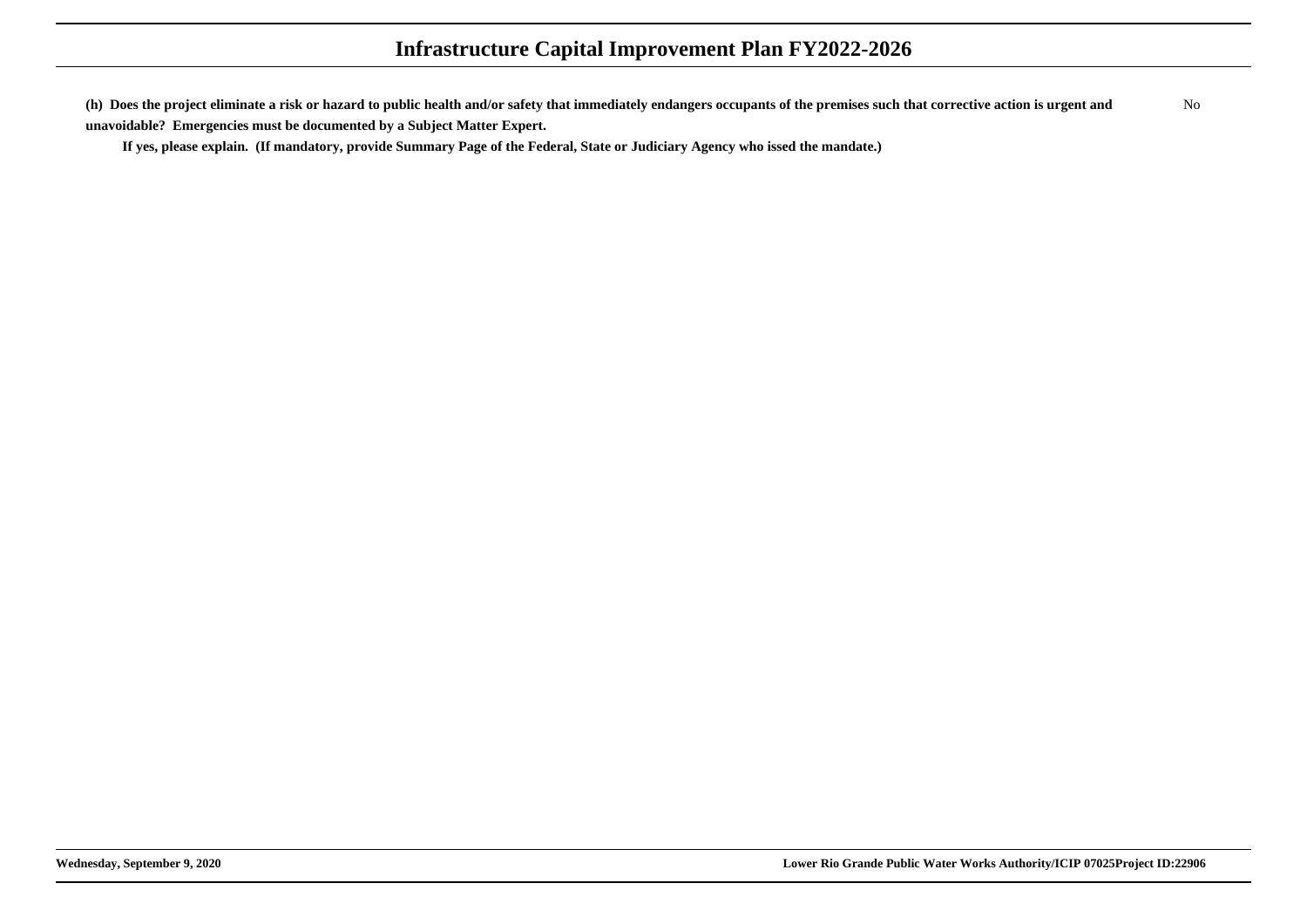**(h) Does the project eliminate a risk or hazard to public health and/or safety that immediately endangers occupants of the premises such that corrective action is urgent and unavoidable? Emergencies must be documented by a Subject Matter Expert.**

No

**If yes, please explain. (If mandatory, provide Summary Page of the Federal, State or Judiciary Agency who issed the mandate.)**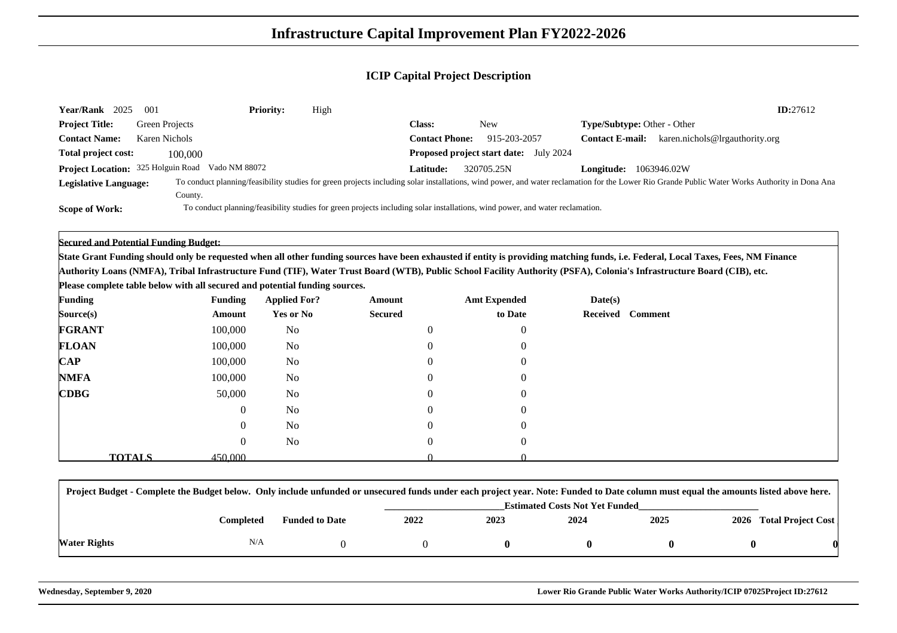# Infrastructure Capital Improvement Plan FY2022-2026

## ICIP Capital Project Description

**Year/Rank** 2025 001 **Priority:** High **ID:**27612

**Project Title:** Green Projects **Class:** New **Type/Subtype:** Other - Other

**Contact Name:** Karen Nichols **Contact Phone:** 915-203-2057 **Contact E-mail:** karen.nichols@lrgauthority.org

**Total project cost:** 100,000 **Proposed project start date:** July 2024

**Project Location:** 325 Holguin Road Vado NM 88072 **Latitude:** 320705.25N **Longitude:** 1063946.02W

**Legislative Language:** To conduct planning/feasibility studies for green projects including solar installations, wind power, and water reclamation for the Lower Rio Grande Public Water Works Authority in Dona Ana County.

**Scope of Work:** To conduct planning/feasibility studies for green projects including solar installations, wind power, and water reclamation.

**Secured and Potential Funding Budget:**

**State Grant Funding should only be requested when all other funding sources have been exhausted if entity is providing matching funds, i.e. Federal, Local Taxes, Fees, NM Finance Authority Loans (NMFA), Tribal Infrastructure Fund (TIF), Water Trust Board (WTB), Public School Facility Authority (PSFA), Colonia's Infrastructure Board (CIB), etc.**

**Please complete table below with all secured and potential funding sources.**

| Funding Source(s) | Funding Amount | Applied For? Yes or No | Amount Secured | Amt Expended to Date | Date(s) Received | Comment |
|---|---|---|---|---|---|---|
| **FGRANT** | 100,000 | No | 0 | 0 | | |
| **FLOAN** | 100,000 | No | 0 | 0 | | |
| **CAP** | 100,000 | No | 0 | 0 | | |
| **NMFA** | 100,000 | No | 0 | 0 | | |
| **CDBG** | 50,000 | No | 0 | 0 | | |
| | 0 | No | 0 | 0 | | |
| | 0 | No | 0 | 0 | | |
| | 0 | No | 0 | 0 | | |
| **TOTALS** | 450,000 | | 0 | 0 | | |

**Project Budget - Complete the Budget below. Only include unfunded or unsecured funds under each project year. Note: Funded to Date column must equal the amounts listed above here.**

| | Completed | Funded to Date | Estimated Costs Not Yet Funded 2022 | 2023 | 2024 | 2025 | 2026 | Total Project Cost |
|---|---|---|---|---|---|---|---|---|
| **Water Rights** | N/A | 0 | 0 | **0** | **0** | **0** | **0** | **0** |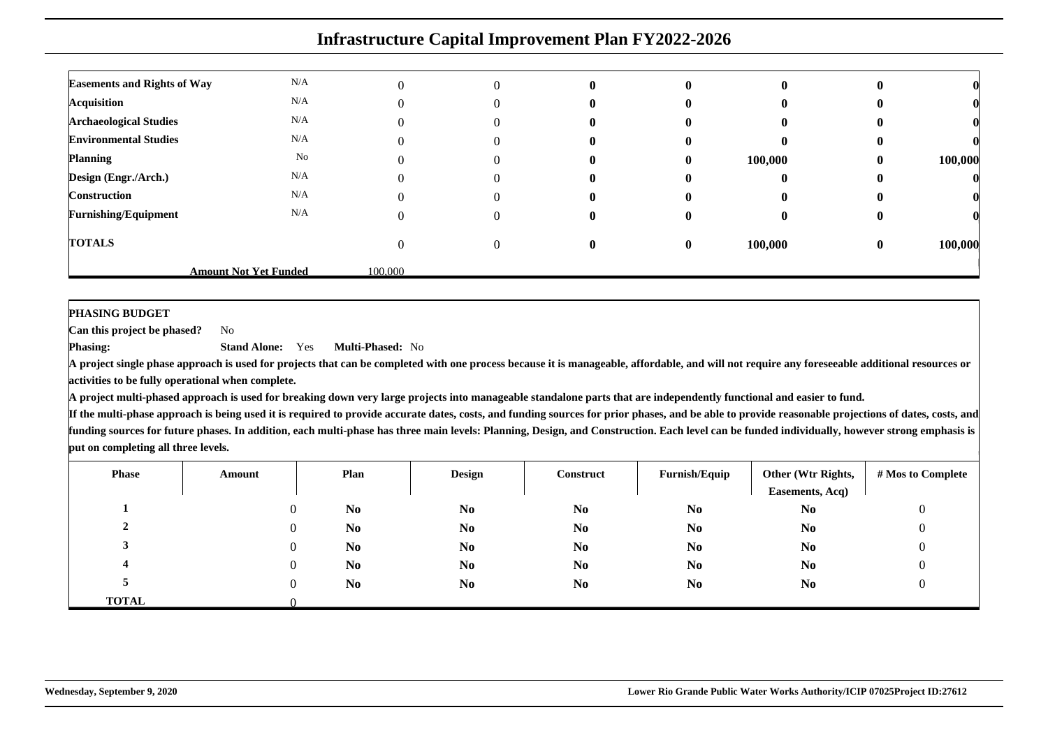# Infrastructure Capital Improvement Plan FY2022-2026

| | | | | | | | | |
|---|---|---|---|---|---|---|---|---|
| **Easements and Rights of Way** | N/A | 0 | 0 | **0** | **0** | **0** | **0** | **0** |
| **Acquisition** | N/A | 0 | 0 | **0** | **0** | **0** | **0** | **0** |
| **Archaeological Studies** | N/A | 0 | 0 | **0** | **0** | **0** | **0** | **0** |
| **Environmental Studies** | N/A | 0 | 0 | **0** | **0** | **0** | **0** | **0** |
| **Planning** | No | 0 | 0 | **0** | **0** | **100,000** | **0** | **100,000** |
| **Design (Engr./Arch.)** | N/A | 0 | 0 | **0** | **0** | **0** | **0** | **0** |
| **Construction** | N/A | 0 | 0 | **0** | **0** | **0** | **0** | **0** |
| **Furnishing/Equipment** | N/A | 0 | 0 | **0** | **0** | **0** | **0** | **0** |
| **TOTALS** | | 0 | 0 | **0** | **0** | **100,000** | **0** | **100,000** |
| | **Amount Not Yet Funded** | 100,000 | | | | | | |

**PHASING BUDGET**

**Can this project be phased?** No

**Phasing:** **Stand Alone:** Yes **Multi-Phased:** No

**A project single phase approach is used for projects that can be completed with one process because it is manageable, affordable, and will not require any foreseeable additional resources or activities to be fully operational when complete.**

**A project multi-phased approach is used for breaking down very large projects into manageable standalone parts that are independently functional and easier to fund.**

**If the multi-phase approach is being used it is required to provide accurate dates, costs, and funding sources for prior phases, and be able to provide reasonable projections of dates, costs, and funding sources for future phases. In addition, each multi-phase has three main levels: Planning, Design, and Construction. Each level can be funded individually, however strong emphasis is put on completing all three levels.**

| Phase | Amount | Plan | Design | Construct | Furnish/Equip | Other (Wtr Rights, Easements, Acq) | # Mos to Complete |
|---|---|---|---|---|---|---|---|
| **1** | 0 | **No** | **No** | **No** | **No** | **No** | 0 |
| **2** | 0 | **No** | **No** | **No** | **No** | **No** | 0 |
| **3** | 0 | **No** | **No** | **No** | **No** | **No** | 0 |
| **4** | 0 | **No** | **No** | **No** | **No** | **No** | 0 |
| **5** | 0 | **No** | **No** | **No** | **No** | **No** | 0 |
| **TOTAL** | 0 | | | | | | |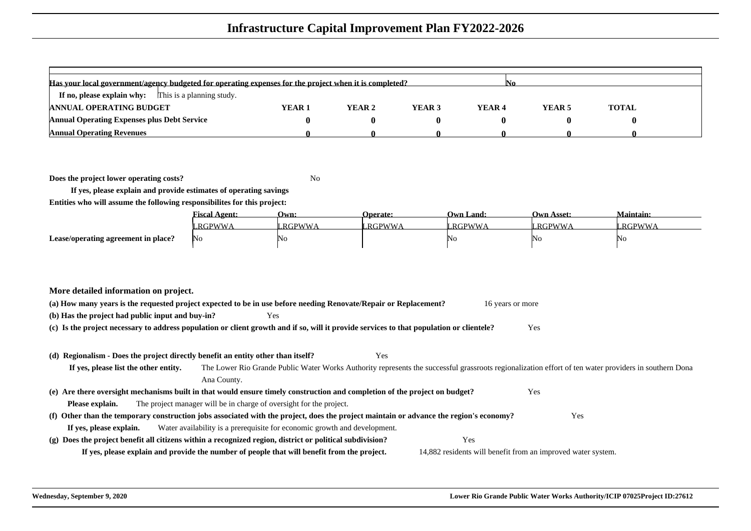# Infrastructure Capital Improvement Plan FY2022-2026

| Has your local government/agency budgeted for operating expenses for the project when it is completed? | | | | | No | | |
|---|---|---|---|---|---|---|---|
| **If no, please explain why:** This is a planning study. | | | | | | | |
| **ANNUAL OPERATING BUDGET** | **YEAR 1** | **YEAR 2** | **YEAR 3** | **YEAR 4** | **YEAR 5** | **TOTAL** | |
| **Annual Operating Expenses plus Debt Service** | **0** | **0** | **0** | **0** | **0** | **0** | |
| **Annual Operating Revenues** | **0** | **0** | **0** | **0** | **0** | **0** | |

**Does the project lower operating costs?** No

**If yes, please explain and provide estimates of operating savings**

**Entities who will assume the following responsibilites for this project:**

| | Fiscal Agent: | Own: | Operate: | Own Land: | Own Asset: | Maintain: |
|---|---|---|---|---|---|---|
| | LRGPWWA | LRGPWWA | LRGPWWA | LRGPWWA | LRGPWWA | LRGPWWA |
| **Lease/operating agreement in place?** | No | No | | No | No | No |

**More detailed information on project.**

**(a) How many years is the requested project expected to be in use before needing Renovate/Repair or Replacement?** 16 years or more

**(b) Has the project had public input and buy-in?** Yes

**(c) Is the project necessary to address population or client growth and if so, will it provide services to that population or clientele?** Yes

**(d) Regionalism - Does the project directly benefit an entity other than itself?** Yes

**If yes, please list the other entity.** The Lower Rio Grande Public Water Works Authority represents the successful grassroots regionalization effort of ten water providers in southern Dona Ana County.

**(e) Are there oversight mechanisms built in that would ensure timely construction and completion of the project on budget?** Yes

**Please explain.** The project manager will be in charge of oversight for the project.

**(f) Other than the temporary construction jobs associated with the project, does the project maintain or advance the region's economy?** Yes

**If yes, please explain.** Water availability is a prerequisite for economic growth and development.

**(g) Does the project benefit all citizens within a recognized region, district or political subdivision?** Yes

**If yes, please explain and provide the number of people that will benefit from the project.** 14,882 residents will benefit from an improved water system.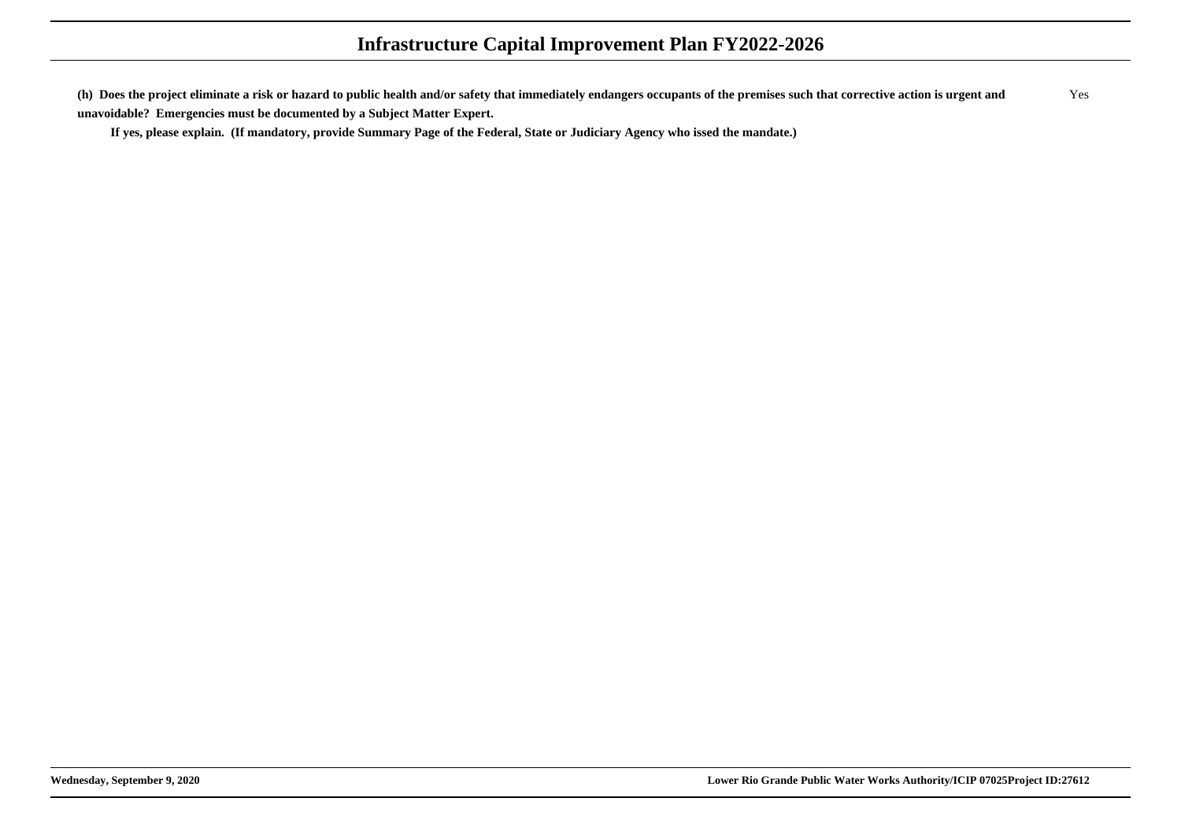**(h) Does the project eliminate a risk or hazard to public health and/or safety that immediately endangers occupants of the premises such that corrective action is urgent and unavoidable? Emergencies must be documented by a Subject Matter Expert.** Yes

**If yes, please explain. (If mandatory, provide Summary Page of the Federal, State or Judiciary Agency who issed the mandate.)**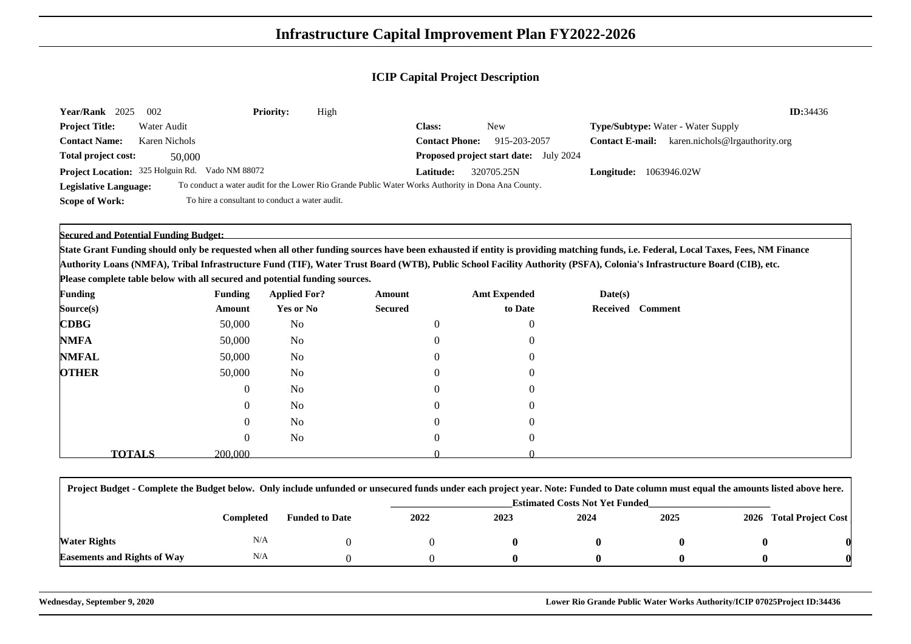# Infrastructure Capital Improvement Plan FY2022-2026

## ICIP Capital Project Description

**Year/Rank** 2025 002 **Priority:** High **ID:**34436

**Project Title:** Water Audit

**Class:** New

**Type/Subtype:** Water - Water Supply

**Contact Name:** Karen Nichols

**Contact Phone:** 915-203-2057

**Contact E-mail:** karen.nichols@lrgauthority.org

**Total project cost:** 50,000

**Proposed project start date:** July 2024

**Project Location:** 325 Holguin Rd. Vado NM 88072

**Latitude:** 320705.25N

**Longitude:** 1063946.02W

**Legislative Language:** To conduct a water audit for the Lower Rio Grande Public Water Works Authority in Dona Ana County.

**Scope of Work:** To hire a consultant to conduct a water audit.

**Secured and Potential Funding Budget:**

**State Grant Funding should only be requested when all other funding sources have been exhausted if entity is providing matching funds, i.e. Federal, Local Taxes, Fees, NM Finance Authority Loans (NMFA), Tribal Infrastructure Fund (TIF), Water Trust Board (WTB), Public School Facility Authority (PSFA), Colonia's Infrastructure Board (CIB), etc.**

**Please complete table below with all secured and potential funding sources.**

| Funding Source(s) | Funding Amount | Applied For? Yes or No | Amount Secured | Amt Expended to Date | Date(s) Received | Comment |
|---|---|---|---|---|---|---|
| **CDBG** | 50,000 | No | 0 | 0 | | |
| **NMFA** | 50,000 | No | 0 | 0 | | |
| **NMFAL** | 50,000 | No | 0 | 0 | | |
| **OTHER** | 50,000 | No | 0 | 0 | | |
| | 0 | No | 0 | 0 | | |
| | 0 | No | 0 | 0 | | |
| | 0 | No | 0 | 0 | | |
| | 0 | No | 0 | 0 | | |
| **TOTALS** | 200,000 | | 0 | 0 | | |

**Project Budget - Complete the Budget below. Only include unfunded or unsecured funds under each project year. Note: Funded to Date column must equal the amounts listed above here.**

| | Completed | Funded to Date | Estimated Costs Not Yet Funded | | | | | |
|---|---|---|---|---|---|---|---|---|
| | | | 2022 | 2023 | 2024 | 2025 | 2026 | Total Project Cost |
| **Water Rights** | N/A | 0 | 0 | **0** | **0** | **0** | **0** | **0** |
| **Easements and Rights of Way** | N/A | 0 | 0 | **0** | **0** | **0** | **0** | **0** |

**Wednesday, September 9, 2020** **Lower Rio Grande Public Water Works Authority/ICIP 07025Project ID:34436**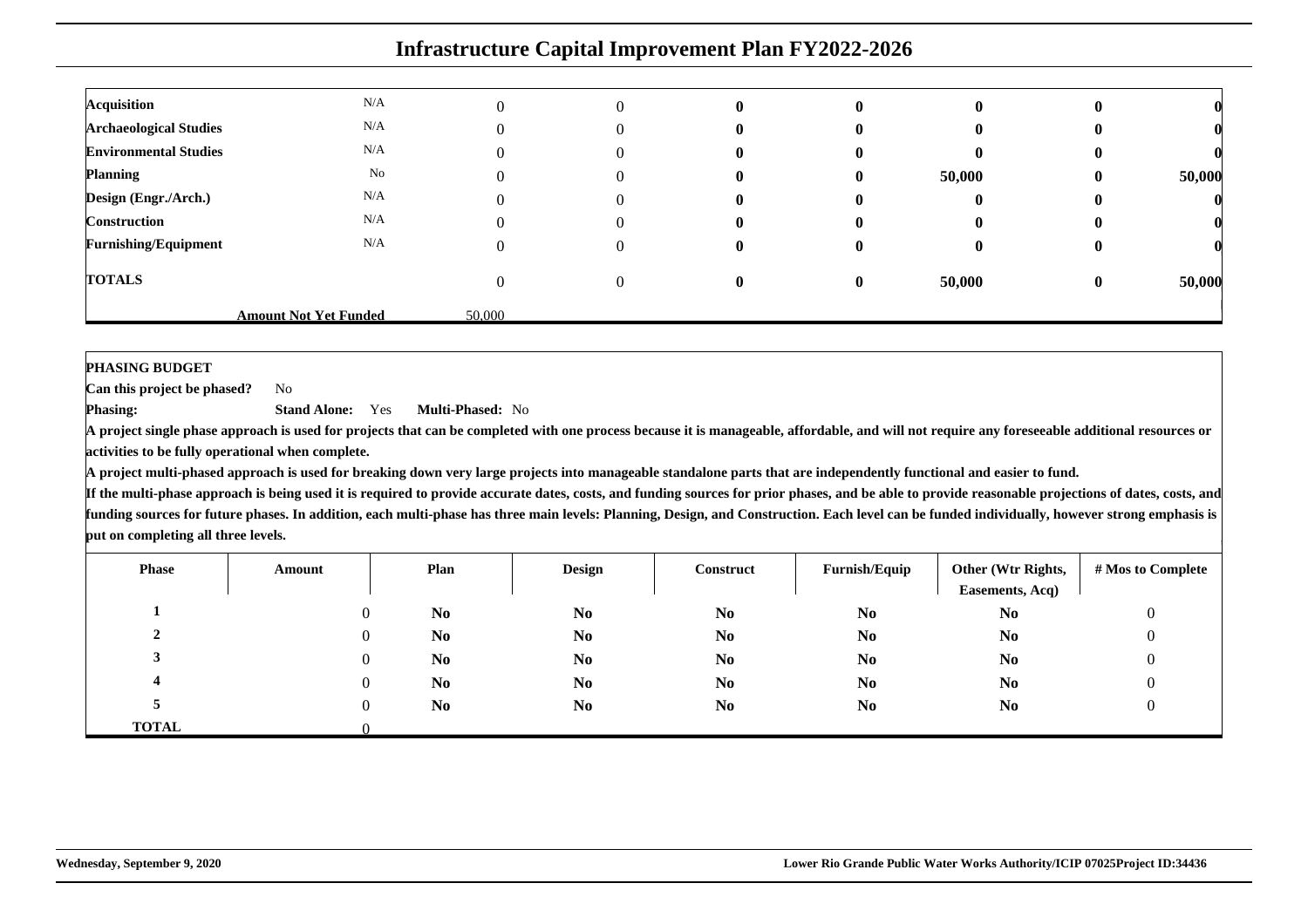# Infrastructure Capital Improvement Plan FY2022-2026

| | | | | | | | | |
|---|---|---|---|---|---|---|---|---|
| **Acquisition** | N/A | 0 | 0 | **0** | **0** | **0** | **0** | **0** |
| **Archaeological Studies** | N/A | 0 | 0 | **0** | **0** | **0** | **0** | **0** |
| **Environmental Studies** | N/A | 0 | 0 | **0** | **0** | **0** | **0** | **0** |
| **Planning** | No | 0 | 0 | **0** | **0** | **50,000** | **0** | **50,000** |
| **Design (Engr./Arch.)** | N/A | 0 | 0 | **0** | **0** | **0** | **0** | **0** |
| **Construction** | N/A | 0 | 0 | **0** | **0** | **0** | **0** | **0** |
| **Furnishing/Equipment** | N/A | 0 | 0 | **0** | **0** | **0** | **0** | **0** |
| **TOTALS** | | 0 | 0 | **0** | **0** | **50,000** | **0** | **50,000** |
| | **Amount Not Yet Funded** | 50,000 | | | | | | |

**PHASING BUDGET**

**Can this project be phased?** No

**Phasing:** **Stand Alone:** Yes **Multi-Phased:** No

**A project single phase approach is used for projects that can be completed with one process because it is manageable, affordable, and will not require any foreseeable additional resources or activities to be fully operational when complete.**

**A project multi-phased approach is used for breaking down very large projects into manageable standalone parts that are independently functional and easier to fund.**

**If the multi-phase approach is being used it is required to provide accurate dates, costs, and funding sources for prior phases, and be able to provide reasonable projections of dates, costs, and funding sources for future phases. In addition, each multi-phase has three main levels: Planning, Design, and Construction. Each level can be funded individually, however strong emphasis is put on completing all three levels.**

| Phase | Amount | Plan | Design | Construct | Furnish/Equip | Other (Wtr Rights, Easements, Acq) | # Mos to Complete |
|---|---|---|---|---|---|---|---|
| 1 | 0 | No | No | No | No | No | 0 |
| 2 | 0 | No | No | No | No | No | 0 |
| 3 | 0 | No | No | No | No | No | 0 |
| 4 | 0 | No | No | No | No | No | 0 |
| 5 | 0 | No | No | No | No | No | 0 |
| TOTAL | 0 | | | | | | |

Wednesday, September 9, 2020 Lower Rio Grande Public Water Works Authority/ICIP 07025Project ID:34436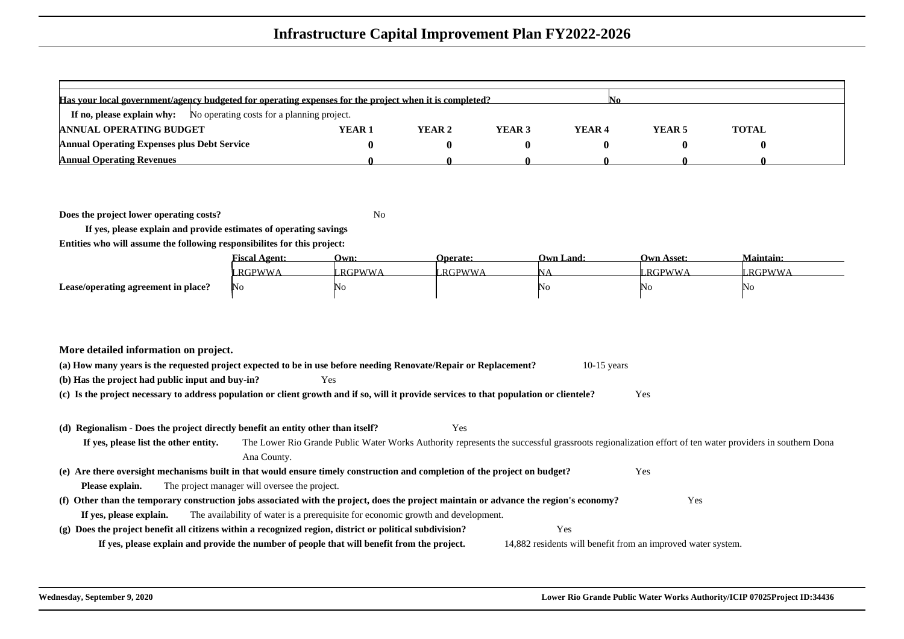# Infrastructure Capital Improvement Plan FY2022-2026

**Has your local government/agency budgeted for operating expenses for the project when it is completed?** No

**If no, please explain why:** No operating costs for a planning project.

| ANNUAL OPERATING BUDGET | YEAR 1 | YEAR 2 | YEAR 3 | YEAR 4 | YEAR 5 | TOTAL |
|---|---|---|---|---|---|---|
| Annual Operating Expenses plus Debt Service | 0 | 0 | 0 | 0 | 0 | 0 |
| Annual Operating Revenues | 0 | 0 | 0 | 0 | 0 | 0 |

**Does the project lower operating costs?** No

**If yes, please explain and provide estimates of operating savings**

**Entities who will assume the following responsibilites for this project:**

| | Fiscal Agent: | Own: | Operate: | Own Land: | Own Asset: | Maintain: |
|---|---|---|---|---|---|---|
| | LRGPWWA | LRGPWWA | LRGPWWA | NA | LRGPWWA | LRGPWWA |
| Lease/operating agreement in place? | No | No | | No | No | No |

**More detailed information on project.**

**(a) How many years is the requested project expected to be in use before needing Renovate/Repair or Replacement?** 10-15 years

**(b) Has the project had public input and buy-in?** Yes

**(c) Is the project necessary to address population or client growth and if so, will it provide services to that population or clientele?** Yes

**(d) Regionalism - Does the project directly benefit an entity other than itself?** Yes

**If yes, please list the other entity.** The Lower Rio Grande Public Water Works Authority represents the successful grassroots regionalization effort of ten water providers in southern Dona Ana County.

**(e) Are there oversight mechanisms built in that would ensure timely construction and completion of the project on budget?** Yes

**Please explain.** The project manager will oversee the project.

**(f) Other than the temporary construction jobs associated with the project, does the project maintain or advance the region's economy?** Yes

**If yes, please explain.** The availability of water is a prerequisite for economic growth and development.

**(g) Does the project benefit all citizens within a recognized region, district or political subdivision?** Yes

**If yes, please explain and provide the number of people that will benefit from the project.** 14,882 residents will benefit from an improved water system.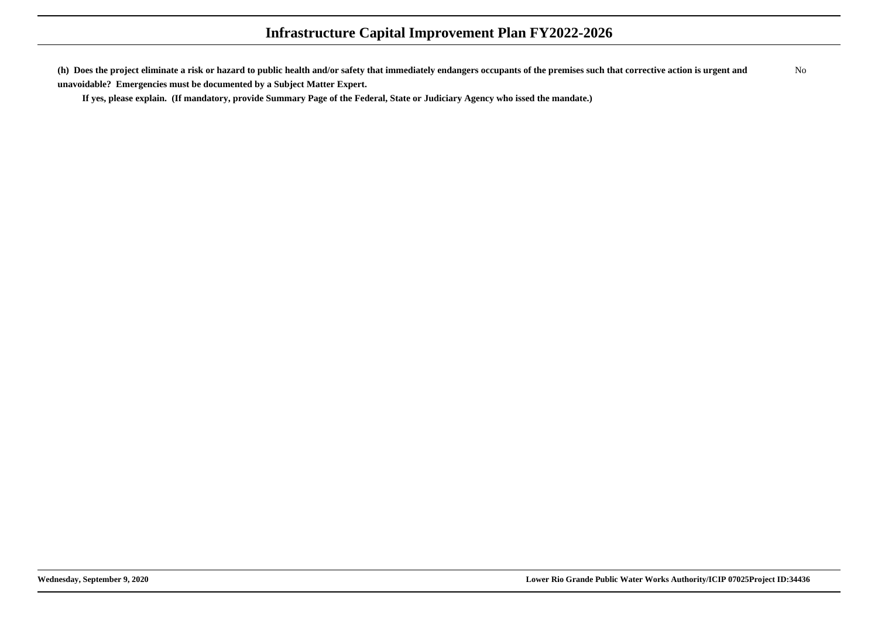**(h) Does the project eliminate a risk or hazard to public health and/or safety that immediately endangers occupants of the premises such that corrective action is urgent and unavoidable? Emergencies must be documented by a Subject Matter Expert.** No

**If yes, please explain. (If mandatory, provide Summary Page of the Federal, State or Judiciary Agency who issed the mandate.)**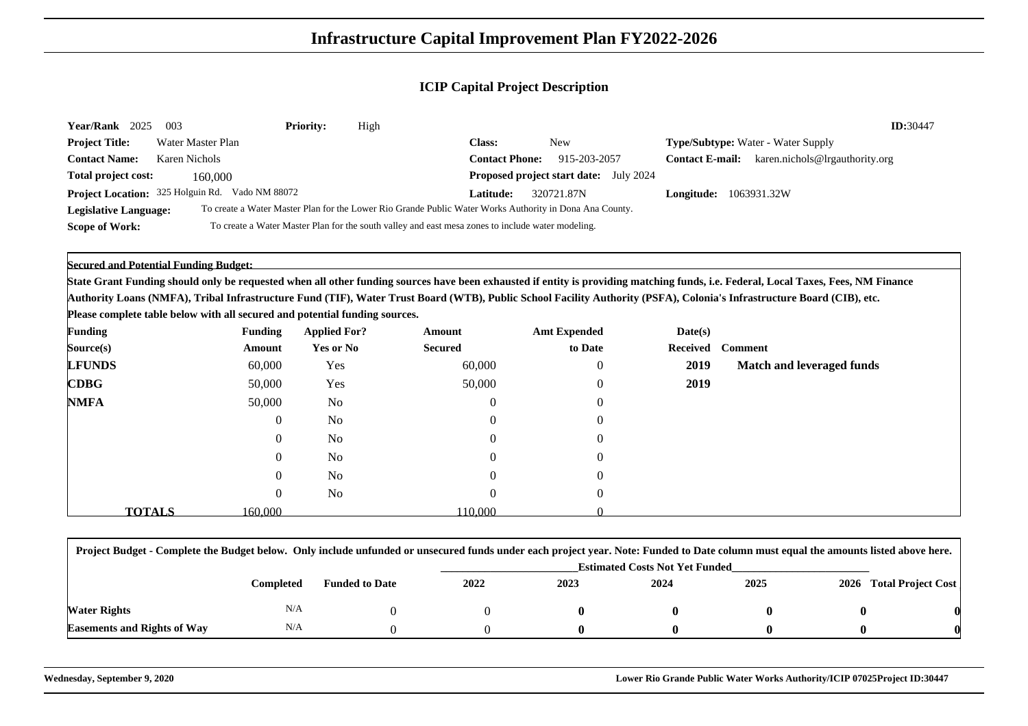# Infrastructure Capital Improvement Plan FY2022-2026

## ICIP Capital Project Description

**Year/Rank** 2025 003 **Priority:** High **ID:** 30447

**Project Title:** Water Master Plan
**Class:** New
**Type/Subtype:** Water - Water Supply

**Contact Name:** Karen Nichols
**Contact Phone:** 915-203-2057
**Contact E-mail:** karen.nichols@lrgauthority.org

**Total project cost:** 160,000
**Proposed project start date:** July 2024

**Project Location:** 325 Holguin Rd. Vado NM 88072
**Latitude:** 320721.87N
**Longitude:** 1063931.32W

**Legislative Language:** To create a Water Master Plan for the Lower Rio Grande Public Water Works Authority in Dona Ana County.

**Scope of Work:** To create a Water Master Plan for the south valley and east mesa zones to include water modeling.

**Secured and Potential Funding Budget:**

**State Grant Funding should only be requested when all other funding sources have been exhausted if entity is providing matching funds, i.e. Federal, Local Taxes, Fees, NM Finance Authority Loans (NMFA), Tribal Infrastructure Fund (TIF), Water Trust Board (WTB), Public School Facility Authority (PSFA), Colonia's Infrastructure Board (CIB), etc.**
**Please complete table below with all secured and potential funding sources.**

| Funding Source(s) | Funding Amount | Applied For? Yes or No | Amount Secured | Amt Expended to Date | Date(s) Received | Comment |
|---|---|---|---|---|---|---|
| **LFUNDS** | 60,000 | Yes | 60,000 | 0 | **2019** | **Match and leveraged funds** |
| **CDBG** | 50,000 | Yes | 50,000 | 0 | **2019** | |
| **NMFA** | 50,000 | No | 0 | 0 | | |
| | 0 | No | 0 | 0 | | |
| | 0 | No | 0 | 0 | | |
| | 0 | No | 0 | 0 | | |
| | 0 | No | 0 | 0 | | |
| | 0 | No | 0 | 0 | | |
| **TOTALS** | 160,000 | | 110,000 | 0 | | |

**Project Budget - Complete the Budget below. Only include unfunded or unsecured funds under each project year. Note: Funded to Date column must equal the amounts listed above here.**

| | Completed | Funded to Date | Estimated Costs Not Yet Funded | | | | | |
|---|---|---|---|---|---|---|---|---|
| | | | 2022 | 2023 | 2024 | 2025 | 2026 | Total Project Cost |
| **Water Rights** | N/A | 0 | 0 | **0** | **0** | **0** | **0** | **0** |
| **Easements and Rights of Way** | N/A | 0 | 0 | **0** | **0** | **0** | **0** | **0** |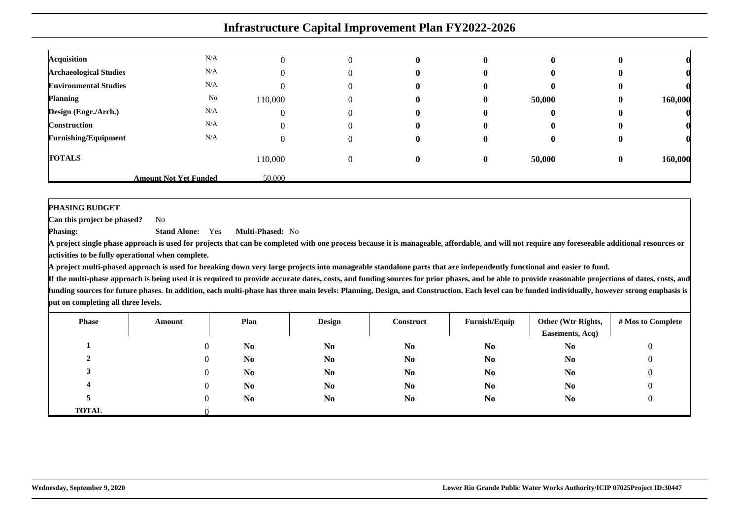# Infrastructure Capital Improvement Plan FY2022-2026

| | | | | | | | | |
|---|---|---|---|---|---|---|---|---|
| **Acquisition** | N/A | 0 | 0 | **0** | **0** | **0** | **0** | **0** |
| **Archaeological Studies** | N/A | 0 | 0 | **0** | **0** | **0** | **0** | **0** |
| **Environmental Studies** | N/A | 0 | 0 | **0** | **0** | **0** | **0** | **0** |
| **Planning** | No | 110,000 | 0 | **0** | **0** | **50,000** | **0** | **160,000** |
| **Design (Engr./Arch.)** | N/A | 0 | 0 | **0** | **0** | **0** | **0** | **0** |
| **Construction** | N/A | 0 | 0 | **0** | **0** | **0** | **0** | **0** |
| **Furnishing/Equipment** | N/A | 0 | 0 | **0** | **0** | **0** | **0** | **0** |
| **TOTALS** | | 110,000 | 0 | **0** | **0** | **50,000** | **0** | **160,000** |
| | **Amount Not Yet Funded** | 50,000 | | | | | | |

**PHASING BUDGET**

**Can this project be phased?** No

**Phasing:** **Stand Alone:** Yes **Multi-Phased:** No

**A project single phase approach is used for projects that can be completed with one process because it is manageable, affordable, and will not require any foreseeable additional resources or activities to be fully operational when complete.**

**A project multi-phased approach is used for breaking down very large projects into manageable standalone parts that are independently functional and easier to fund.**

**If the multi-phase approach is being used it is required to provide accurate dates, costs, and funding sources for prior phases, and be able to provide reasonable projections of dates, costs, and funding sources for future phases. In addition, each multi-phase has three main levels: Planning, Design, and Construction. Each level can be funded individually, however strong emphasis is put on completing all three levels.**

| Phase | Amount | Plan | Design | Construct | Furnish/Equip | Other (Wtr Rights, Easements, Acq) | # Mos to Complete |
|---|---|---|---|---|---|---|---|
| **1** | 0 | **No** | **No** | **No** | **No** | **No** | 0 |
| **2** | 0 | **No** | **No** | **No** | **No** | **No** | 0 |
| **3** | 0 | **No** | **No** | **No** | **No** | **No** | 0 |
| **4** | 0 | **No** | **No** | **No** | **No** | **No** | 0 |
| **5** | 0 | **No** | **No** | **No** | **No** | **No** | 0 |
| **TOTAL** | 0 | | | | | | |

**Wednesday, September 9, 2020** **Lower Rio Grande Public Water Works Authority/ICIP 07025Project ID:30447**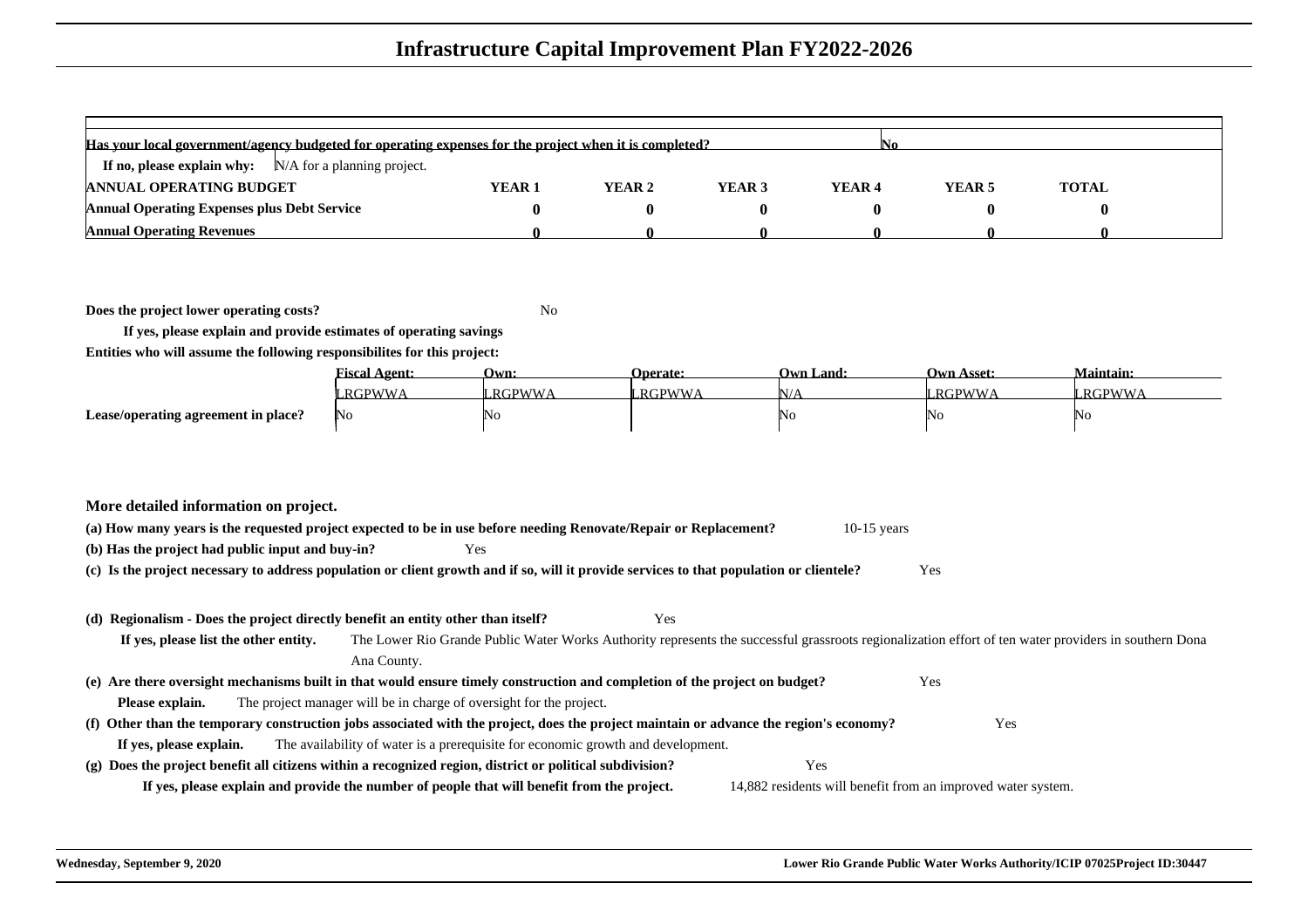# Infrastructure Capital Improvement Plan FY2022-2026

**Has your local government/agency budgeted for operating expenses for the project when it is completed?** No

**If no, please explain why:** N/A for a planning project.

| ANNUAL OPERATING BUDGET | YEAR 1 | YEAR 2 | YEAR 3 | YEAR 4 | YEAR 5 | TOTAL |
|---|---|---|---|---|---|---|
| Annual Operating Expenses plus Debt Service | 0 | 0 | 0 | 0 | 0 | 0 |
| Annual Operating Revenues | 0 | 0 | 0 | 0 | 0 | 0 |

**Does the project lower operating costs?** No

**If yes, please explain and provide estimates of operating savings**

**Entities who will assume the following responsibilities for this project:**

| | Fiscal Agent: | Own: | Operate: | Own Land: | Own Asset: | Maintain: |
|---|---|---|---|---|---|---|
| | LRGPWWA | LRGPWWA | LRGPWWA | N/A | LRGPWWA | LRGPWWA |
| Lease/operating agreement in place? | No | No | | No | No | No |

**More detailed information on project.**

**(a) How many years is the requested project expected to be in use before needing Renovate/Repair or Replacement?** 10-15 years

**(b) Has the project had public input and buy-in?** Yes

**(c) Is the project necessary to address population or client growth and if so, will it provide services to that population or clientele?** Yes

**(d) Regionalism - Does the project directly benefit an entity other than itself?** Yes

**If yes, please list the other entity.** The Lower Rio Grande Public Water Works Authority represents the successful grassroots regionalization effort of ten water providers in southern Dona Ana County.

**(e) Are there oversight mechanisms built in that would ensure timely construction and completion of the project on budget?** Yes

**Please explain.** The project manager will be in charge of oversight for the project.

**(f) Other than the temporary construction jobs associated with the project, does the project maintain or advance the region's economy?** Yes

**If yes, please explain.** The availability of water is a prerequisite for economic growth and development.

**(g) Does the project benefit all citizens within a recognized region, district or political subdivision?** Yes

**If yes, please explain and provide the number of people that will benefit from the project.** 14,882 residents will benefit from an improved water system.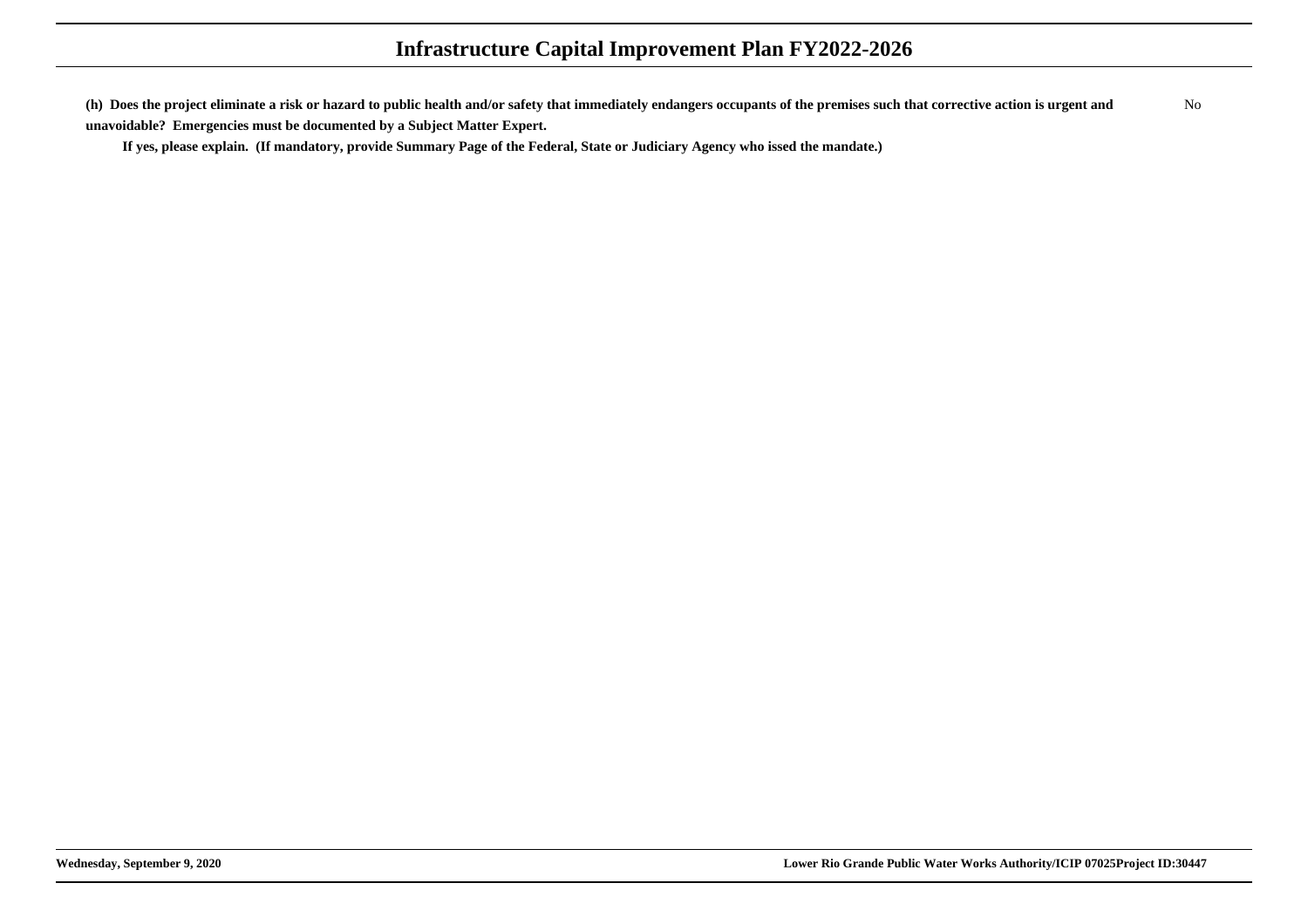**(h) Does the project eliminate a risk or hazard to public health and/or safety that immediately endangers occupants of the premises such that corrective action is urgent and unavoidable? Emergencies must be documented by a Subject Matter Expert.**

No

**If yes, please explain. (If mandatory, provide Summary Page of the Federal, State or Judiciary Agency who issed the mandate.)**